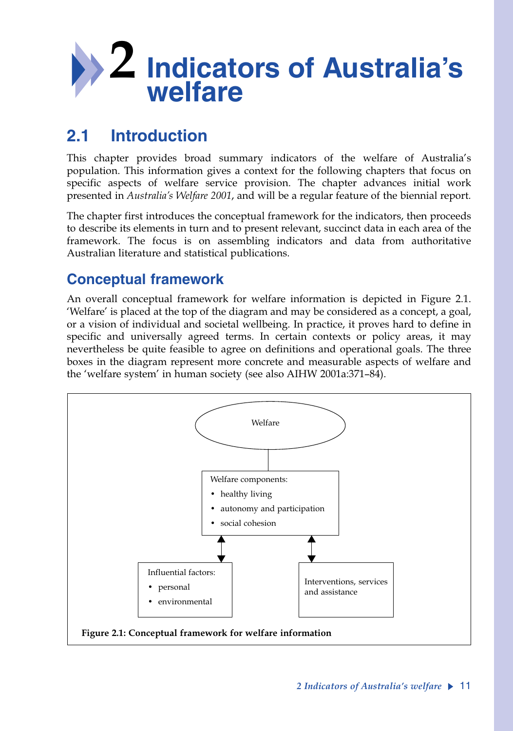# 2 Indicators of Australia's welfare

## 2.1 Introduction

This chapter provides broad summary indicators of the welfare of Australia's population. This information gives a context for the following chapters that focus on specific aspects of welfare service provision. The chapter advances initial work presented in *Australia's Welfare 2001*, and will be a regular feature of the biennial report.

The chapter first introduces the conceptual framework for the indicators, then proceeds to describe its elements in turn and to present relevant, succinct data in each area of the framework. The focus is on assembling indicators and data from authoritative Australian literature and statistical publications.

### Conceptual framework

An overall conceptual framework for welfare information is depicted in Figure 2.1. 'Welfare' is placed at the top of the diagram and may be considered as a concept, a goal, or a vision of individual and societal wellbeing. In practice, it proves hard to define in specific and universally agreed terms. In certain contexts or policy areas, it may nevertheless be quite feasible to agree on definitions and operational goals. The three boxes in the diagram represent more concrete and measurable aspects of welfare and the 'welfare system' in human society (see also AIHW 2001a:371–84).

Welfare

Welfare components:
- healthy living
- autonomy and participation
- social cohesion

Influential factors:
- personal
- environmental

Interventions, services and assistance

**Figure 2.1: Conceptual framework for welfare information**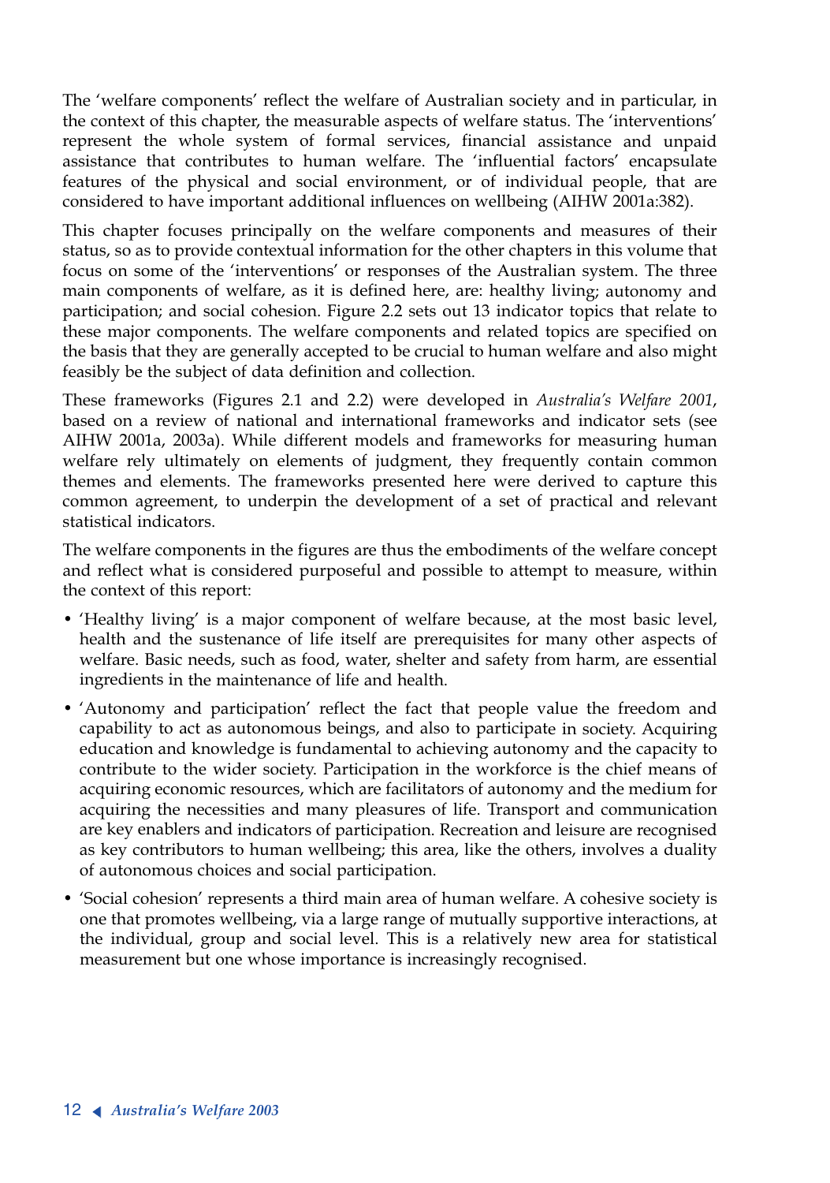The 'welfare components' reflect the welfare of Australian society and in particular, in the context of this chapter, the measurable aspects of welfare status. The 'interventions' represent the whole system of formal services, financial assistance and unpaid assistance that contributes to human welfare. The 'influential factors' encapsulate features of the physical and social environment, or of individual people, that are considered to have important additional influences on wellbeing (AIHW 2001a:382).

This chapter focuses principally on the welfare components and measures of their status, so as to provide contextual information for the other chapters in this volume that focus on some of the 'interventions' or responses of the Australian system. The three main components of welfare, as it is defined here, are: healthy living; autonomy and participation; and social cohesion. Figure 2.2 sets out 13 indicator topics that relate to these major components. The welfare components and related topics are specified on the basis that they are generally accepted to be crucial to human welfare and also might feasibly be the subject of data definition and collection.

These frameworks (Figures 2.1 and 2.2) were developed in *Australia's Welfare 2001*, based on a review of national and international frameworks and indicator sets (see AIHW 2001a, 2003a). While different models and frameworks for measuring human welfare rely ultimately on elements of judgment, they frequently contain common themes and elements. The frameworks presented here were derived to capture this common agreement, to underpin the development of a set of practical and relevant statistical indicators.

The welfare components in the figures are thus the embodiments of the welfare concept and reflect what is considered purposeful and possible to attempt to measure, within the context of this report:

- 'Healthy living' is a major component of welfare because, at the most basic level, health and the sustenance of life itself are prerequisites for many other aspects of welfare. Basic needs, such as food, water, shelter and safety from harm, are essential ingredients in the maintenance of life and health.
- 'Autonomy and participation' reflect the fact that people value the freedom and capability to act as autonomous beings, and also to participate in society. Acquiring education and knowledge is fundamental to achieving autonomy and the capacity to contribute to the wider society. Participation in the workforce is the chief means of acquiring economic resources, which are facilitators of autonomy and the medium for acquiring the necessities and many pleasures of life. Transport and communication are key enablers and indicators of participation. Recreation and leisure are recognised as key contributors to human wellbeing; this area, like the others, involves a duality of autonomous choices and social participation.
- 'Social cohesion' represents a third main area of human welfare. A cohesive society is one that promotes wellbeing, via a large range of mutually supportive interactions, at the individual, group and social level. This is a relatively new area for statistical measurement but one whose importance is increasingly recognised.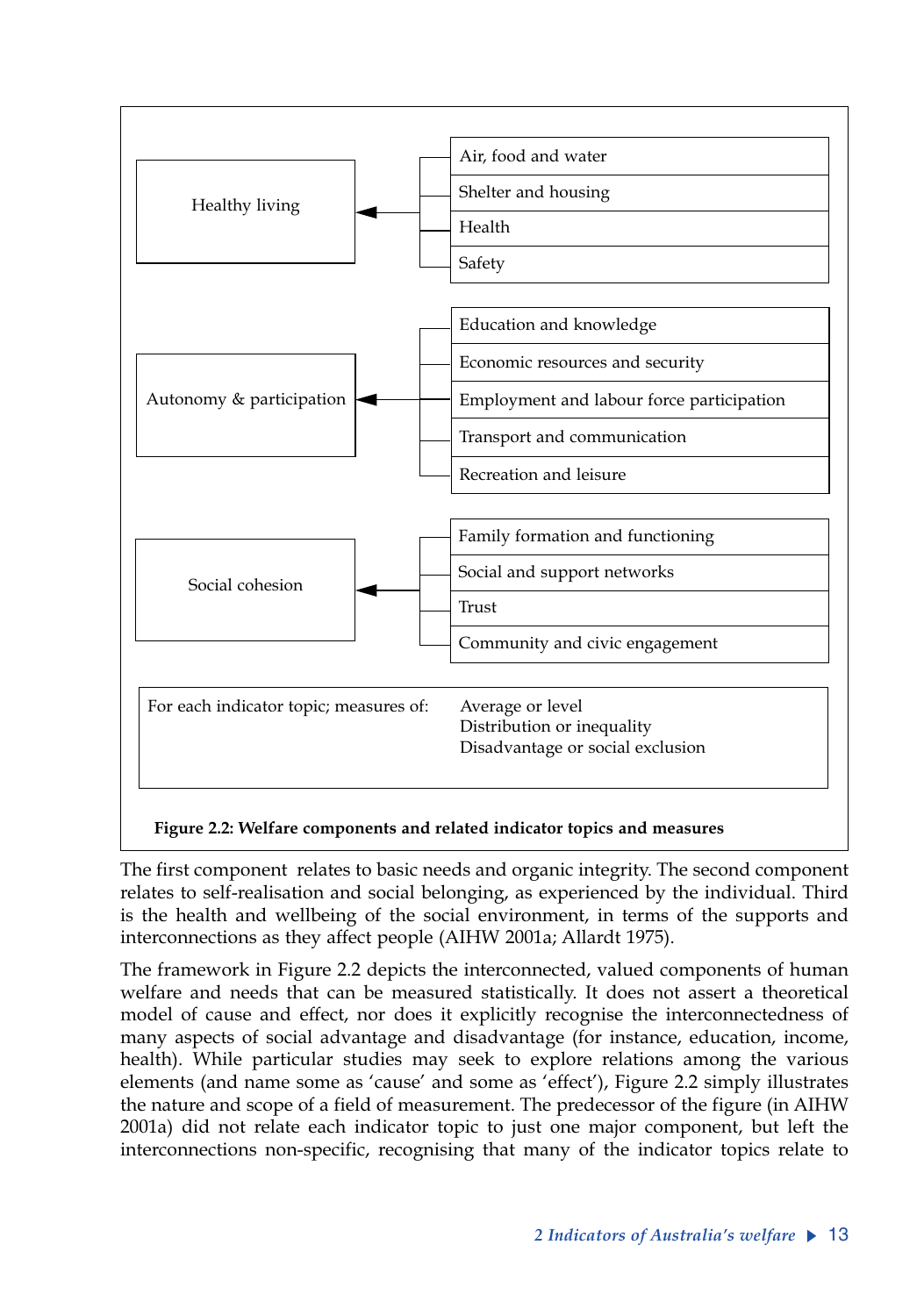| Welfare component | Indicator topics |
|---|---|
| Healthy living | Air, food and water |
| | Shelter and housing |
| | Health |
| | Safety |
| Autonomy & participation | Education and knowledge |
| | Economic resources and security |
| | Employment and labour force participation |
| | Transport and communication |
| | Recreation and leisure |
| Social cohesion | Family formation and functioning |
| | Social and support networks |
| | Trust |
| | Community and civic engagement |

For each indicator topic; measures of:

- Average or level
- Distribution or inequality
- Disadvantage or social exclusion

**Figure 2.2: Welfare components and related indicator topics and measures**

The first component relates to basic needs and organic integrity. The second component relates to self-realisation and social belonging, as experienced by the individual. Third is the health and wellbeing of the social environment, in terms of the supports and interconnections as they affect people (AIHW 2001a; Allardt 1975).

The framework in Figure 2.2 depicts the interconnected, valued components of human welfare and needs that can be measured statistically. It does not assert a theoretical model of cause and effect, nor does it explicitly recognise the interconnectedness of many aspects of social advantage and disadvantage (for instance, education, income, health). While particular studies may seek to explore relations among the various elements (and name some as 'cause' and some as 'effect'), Figure 2.2 simply illustrates the nature and scope of a field of measurement. The predecessor of the figure (in AIHW 2001a) did not relate each indicator topic to just one major component, but left the interconnections non-specific, recognising that many of the indicator topics relate to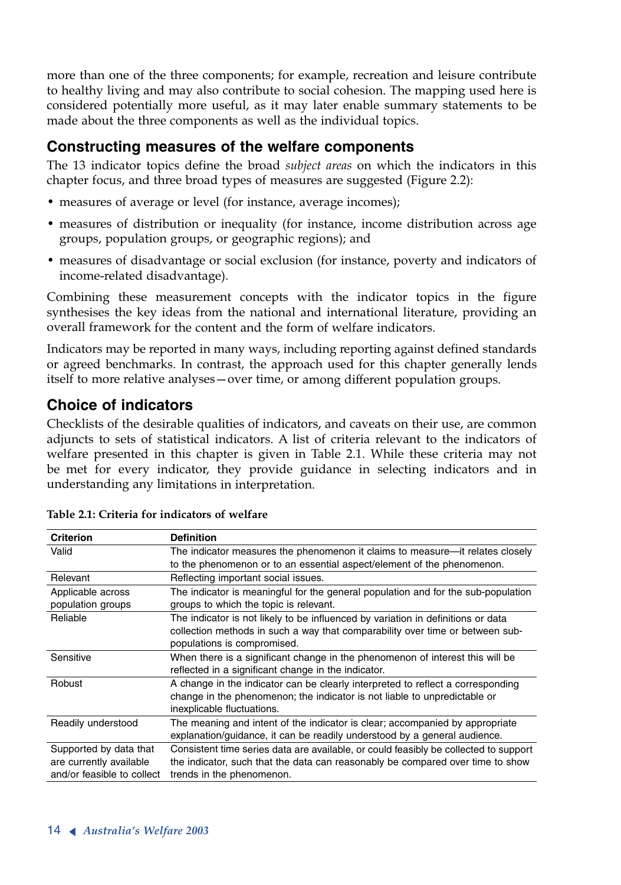more than one of the three components; for example, recreation and leisure contribute to healthy living and may also contribute to social cohesion. The mapping used here is considered potentially more useful, as it may later enable summary statements to be made about the three components as well as the individual topics.

## Constructing measures of the welfare components

The 13 indicator topics define the broad *subject areas* on which the indicators in this chapter focus, and three broad types of measures are suggested (Figure 2.2):

- measures of average or level (for instance, average incomes);
- measures of distribution or inequality (for instance, income distribution across age groups, population groups, or geographic regions); and
- measures of disadvantage or social exclusion (for instance, poverty and indicators of income-related disadvantage).

Combining these measurement concepts with the indicator topics in the figure synthesises the key ideas from the national and international literature, providing an overall framework for the content and the form of welfare indicators.

Indicators may be reported in many ways, including reporting against defined standards or agreed benchmarks. In contrast, the approach used for this chapter generally lends itself to more relative analyses—over time, or among different population groups.

## Choice of indicators

Checklists of the desirable qualities of indicators, and caveats on their use, are common adjuncts to sets of statistical indicators. A list of criteria relevant to the indicators of welfare presented in this chapter is given in Table 2.1. While these criteria may not be met for every indicator, they provide guidance in selecting indicators and in understanding any limitations in interpretation.

**Table 2.1: Criteria for indicators of welfare**

| Criterion | Definition |
| --- | --- |
| Valid | The indicator measures the phenomenon it claims to measure—it relates closely to the phenomenon or to an essential aspect/element of the phenomenon. |
| Relevant | Reflecting important social issues. |
| Applicable across population groups | The indicator is meaningful for the general population and for the sub-population groups to which the topic is relevant. |
| Reliable | The indicator is not likely to be influenced by variation in definitions or data collection methods in such a way that comparability over time or between sub-populations is compromised. |
| Sensitive | When there is a significant change in the phenomenon of interest this will be reflected in a significant change in the indicator. |
| Robust | A change in the indicator can be clearly interpreted to reflect a corresponding change in the phenomenon; the indicator is not liable to unpredictable or inexplicable fluctuations. |
| Readily understood | The meaning and intent of the indicator is clear; accompanied by appropriate explanation/guidance, it can be readily understood by a general audience. |
| Supported by data that are currently available and/or feasible to collect | Consistent time series data are available, or could feasibly be collected to support the indicator, such that the data can reasonably be compared over time to show trends in the phenomenon. |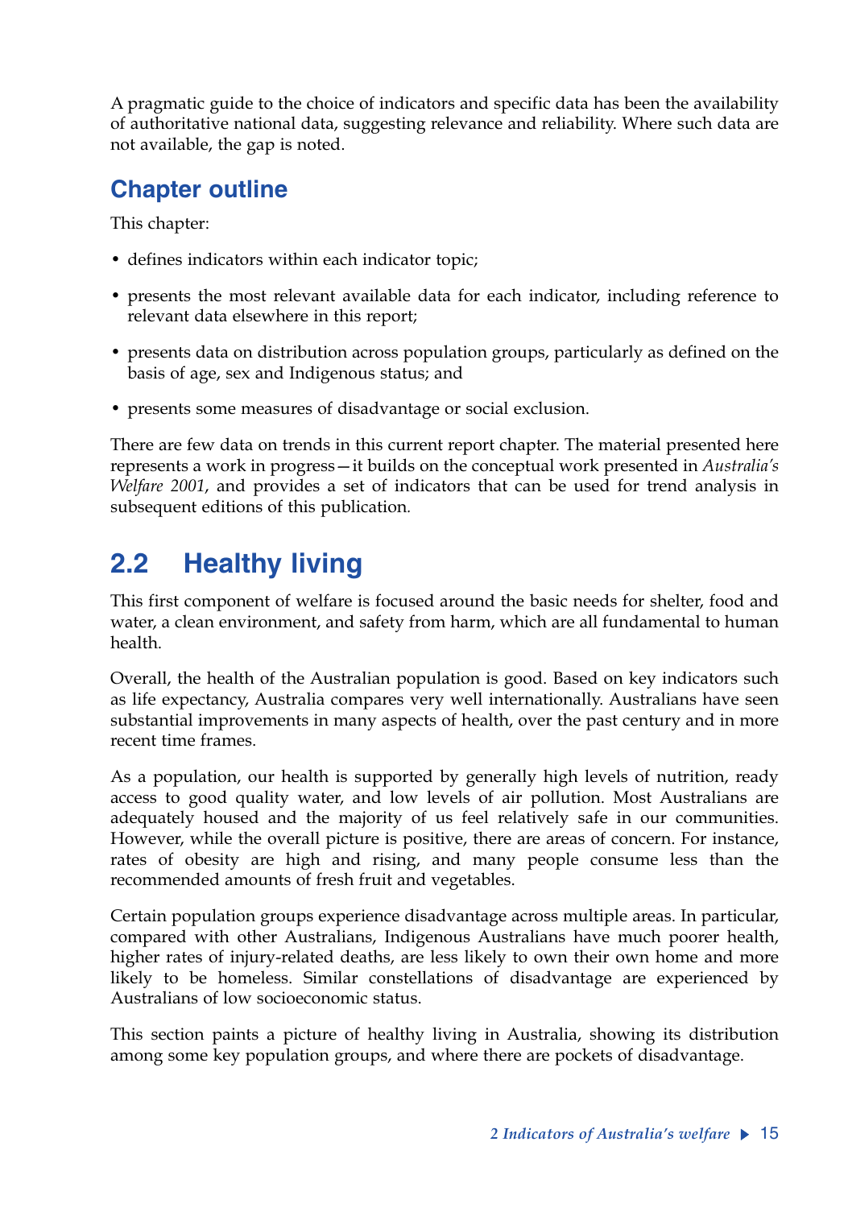A pragmatic guide to the choice of indicators and specific data has been the availability of authoritative national data, suggesting relevance and reliability. Where such data are not available, the gap is noted.

### Chapter outline

This chapter:

- defines indicators within each indicator topic;
- presents the most relevant available data for each indicator, including reference to relevant data elsewhere in this report;
- presents data on distribution across population groups, particularly as defined on the basis of age, sex and Indigenous status; and
- presents some measures of disadvantage or social exclusion.

There are few data on trends in this current report chapter. The material presented here represents a work in progress—it builds on the conceptual work presented in *Australia's Welfare 2001*, and provides a set of indicators that can be used for trend analysis in subsequent editions of this publication.

## 2.2 Healthy living

This first component of welfare is focused around the basic needs for shelter, food and water, a clean environment, and safety from harm, which are all fundamental to human health.

Overall, the health of the Australian population is good. Based on key indicators such as life expectancy, Australia compares very well internationally. Australians have seen substantial improvements in many aspects of health, over the past century and in more recent time frames.

As a population, our health is supported by generally high levels of nutrition, ready access to good quality water, and low levels of air pollution. Most Australians are adequately housed and the majority of us feel relatively safe in our communities. However, while the overall picture is positive, there are areas of concern. For instance, rates of obesity are high and rising, and many people consume less than the recommended amounts of fresh fruit and vegetables.

Certain population groups experience disadvantage across multiple areas. In particular, compared with other Australians, Indigenous Australians have much poorer health, higher rates of injury-related deaths, are less likely to own their own home and more likely to be homeless. Similar constellations of disadvantage are experienced by Australians of low socioeconomic status.

This section paints a picture of healthy living in Australia, showing its distribution among some key population groups, and where there are pockets of disadvantage.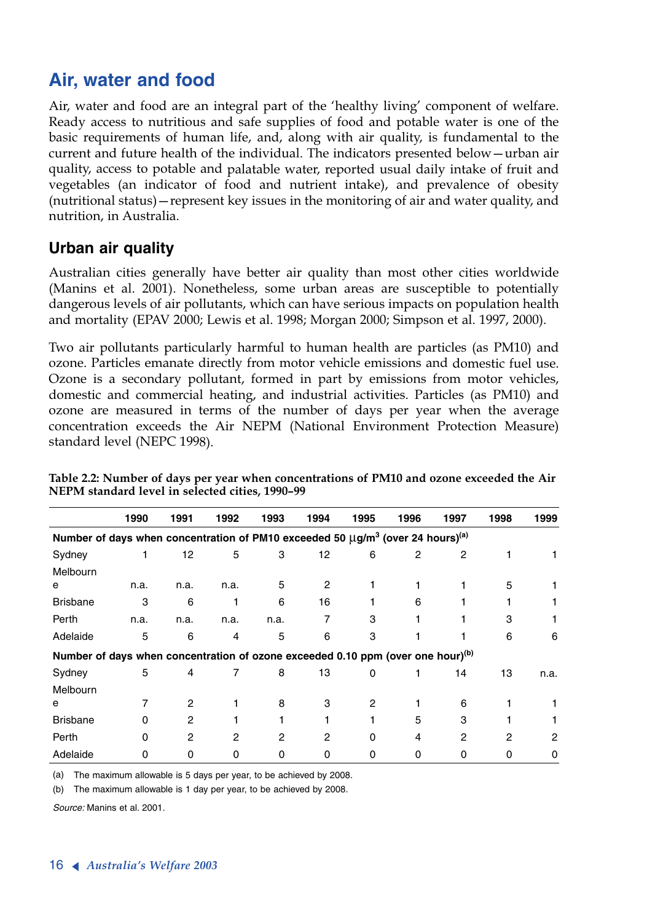## Air, water and food

Air, water and food are an integral part of the 'healthy living' component of welfare. Ready access to nutritious and safe supplies of food and potable water is one of the basic requirements of human life, and, along with air quality, is fundamental to the current and future health of the individual. The indicators presented below—urban air quality, access to potable and palatable water, reported usual daily intake of fruit and vegetables (an indicator of food and nutrient intake), and prevalence of obesity (nutritional status)—represent key issues in the monitoring of air and water quality, and nutrition, in Australia.

### Urban air quality

Australian cities generally have better air quality than most other cities worldwide (Manins et al. 2001). Nonetheless, some urban areas are susceptible to potentially dangerous levels of air pollutants, which can have serious impacts on population health and mortality (EPAV 2000; Lewis et al. 1998; Morgan 2000; Simpson et al. 1997, 2000).

Two air pollutants particularly harmful to human health are particles (as PM10) and ozone. Particles emanate directly from motor vehicle emissions and domestic fuel use. Ozone is a secondary pollutant, formed in part by emissions from motor vehicles, domestic and commercial heating, and industrial activities. Particles (as PM10) and ozone are measured in terms of the number of days per year when the average concentration exceeds the Air NEPM (National Environment Protection Measure) standard level (NEPC 1998).

**Table 2.2: Number of days per year when concentrations of PM10 and ozone exceeded the Air NEPM standard level in selected cities, 1990–99**

| | 1990 | 1991 | 1992 | 1993 | 1994 | 1995 | 1996 | 1997 | 1998 | 1999 |
|---|---|---|---|---|---|---|---|---|---|---|
| **Number of days when concentration of PM10 exceeded 50 µg/m³ (over 24 hours)[(a)]** | | | | | | | | | | |
| Sydney | 1 | 12 | 5 | 3 | 12 | 6 | 2 | 2 | 1 | 1 |
| Melbourne | n.a. | n.a. | n.a. | 5 | 2 | 1 | 1 | 1 | 5 | 1 |
| Brisbane | 3 | 6 | 1 | 6 | 16 | 1 | 6 | 1 | 1 | 1 |
| Perth | n.a. | n.a. | n.a. | n.a. | 7 | 3 | 1 | 1 | 3 | 1 |
| Adelaide | 5 | 6 | 4 | 5 | 6 | 3 | 1 | 1 | 6 | 6 |
| **Number of days when concentration of ozone exceeded 0.10 ppm (over one hour)[(b)]** | | | | | | | | | | |
| Sydney | 5 | 4 | 7 | 8 | 13 | 0 | 1 | 14 | 13 | n.a. |
| Melbourne | 7 | 2 | 1 | 8 | 3 | 2 | 1 | 6 | 1 | 1 |
| Brisbane | 0 | 2 | 1 | 1 | 1 | 1 | 5 | 3 | 1 | 1 |
| Perth | 0 | 2 | 2 | 2 | 2 | 0 | 4 | 2 | 2 | 2 |
| Adelaide | 0 | 0 | 0 | 0 | 0 | 0 | 0 | 0 | 0 | 0 |

(a) The maximum allowable is 5 days per year, to be achieved by 2008.

(b) The maximum allowable is 1 day per year, to be achieved by 2008.

*Source:* Manins et al. 2001.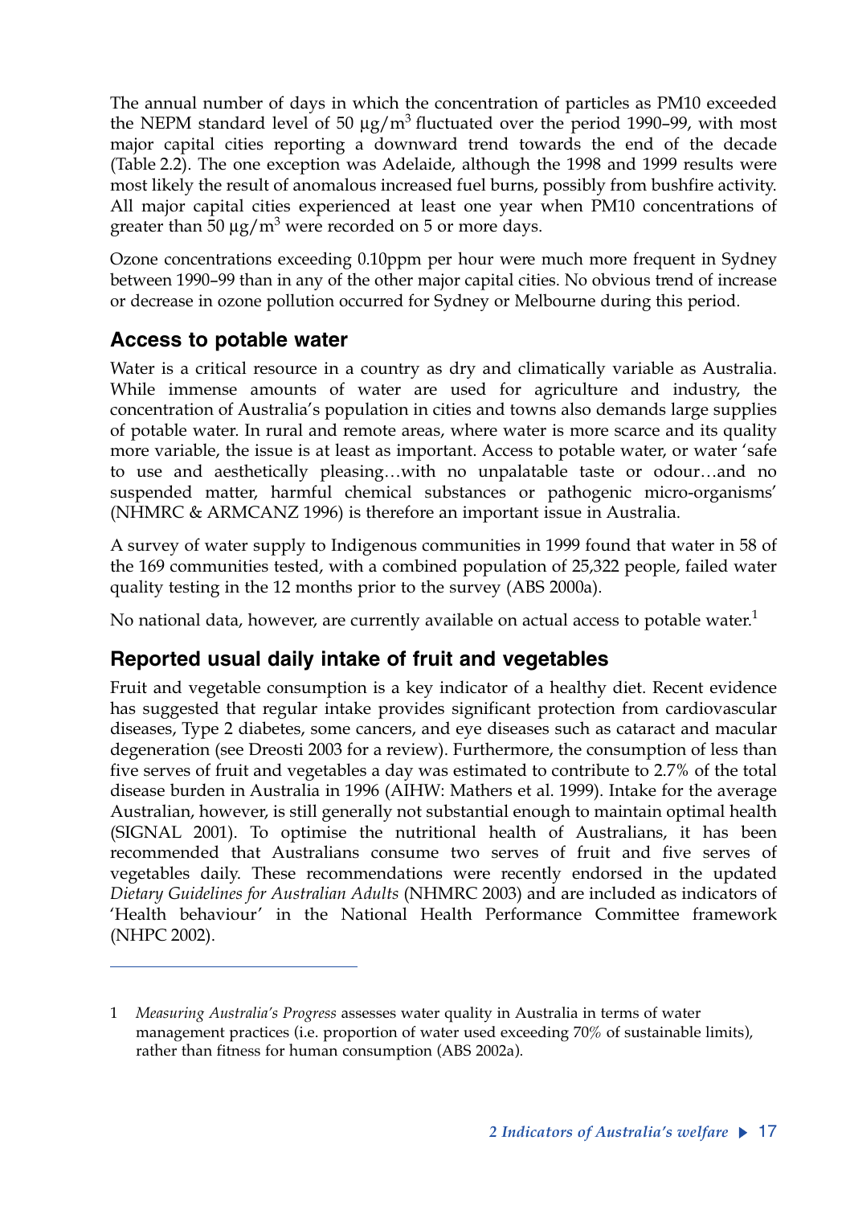The annual number of days in which the concentration of particles as PM10 exceeded the NEPM standard level of 50 $\mu g/m^3$ fluctuated over the period 1990–99, with most major capital cities reporting a downward trend towards the end of the decade (Table 2.2). The one exception was Adelaide, although the 1998 and 1999 results were most likely the result of anomalous increased fuel burns, possibly from bushfire activity. All major capital cities experienced at least one year when PM10 concentrations of greater than 50 $\mu g/m^3$ were recorded on 5 or more days.

Ozone concentrations exceeding 0.10ppm per hour were much more frequent in Sydney between 1990–99 than in any of the other major capital cities. No obvious trend of increase or decrease in ozone pollution occurred for Sydney or Melbourne during this period.

## Access to potable water

Water is a critical resource in a country as dry and climatically variable as Australia. While immense amounts of water are used for agriculture and industry, the concentration of Australia's population in cities and towns also demands large supplies of potable water. In rural and remote areas, where water is more scarce and its quality more variable, the issue is at least as important. Access to potable water, or water 'safe to use and aesthetically pleasing…with no unpalatable taste or odour…and no suspended matter, harmful chemical substances or pathogenic micro-organisms' (NHMRC & ARMCANZ 1996) is therefore an important issue in Australia.

A survey of water supply to Indigenous communities in 1999 found that water in 58 of the 169 communities tested, with a combined population of 25,322 people, failed water quality testing in the 12 months prior to the survey (ABS 2000a).

No national data, however, are currently available on actual access to potable water.[1]

## Reported usual daily intake of fruit and vegetables

Fruit and vegetable consumption is a key indicator of a healthy diet. Recent evidence has suggested that regular intake provides significant protection from cardiovascular diseases, Type 2 diabetes, some cancers, and eye diseases such as cataract and macular degeneration (see Dreosti 2003 for a review). Furthermore, the consumption of less than five serves of fruit and vegetables a day was estimated to contribute to 2.7% of the total disease burden in Australia in 1996 (AIHW: Mathers et al. 1999). Intake for the average Australian, however, is still generally not substantial enough to maintain optimal health (SIGNAL 2001). To optimise the nutritional health of Australians, it has been recommended that Australians consume two serves of fruit and five serves of vegetables daily. These recommendations were recently endorsed in the updated *Dietary Guidelines for Australian Adults* (NHMRC 2003) and are included as indicators of 'Health behaviour' in the National Health Performance Committee framework (NHPC 2002).

---

1 *Measuring Australia's Progress* assesses water quality in Australia in terms of water management practices (i.e. proportion of water used exceeding 70% of sustainable limits), rather than fitness for human consumption (ABS 2002a).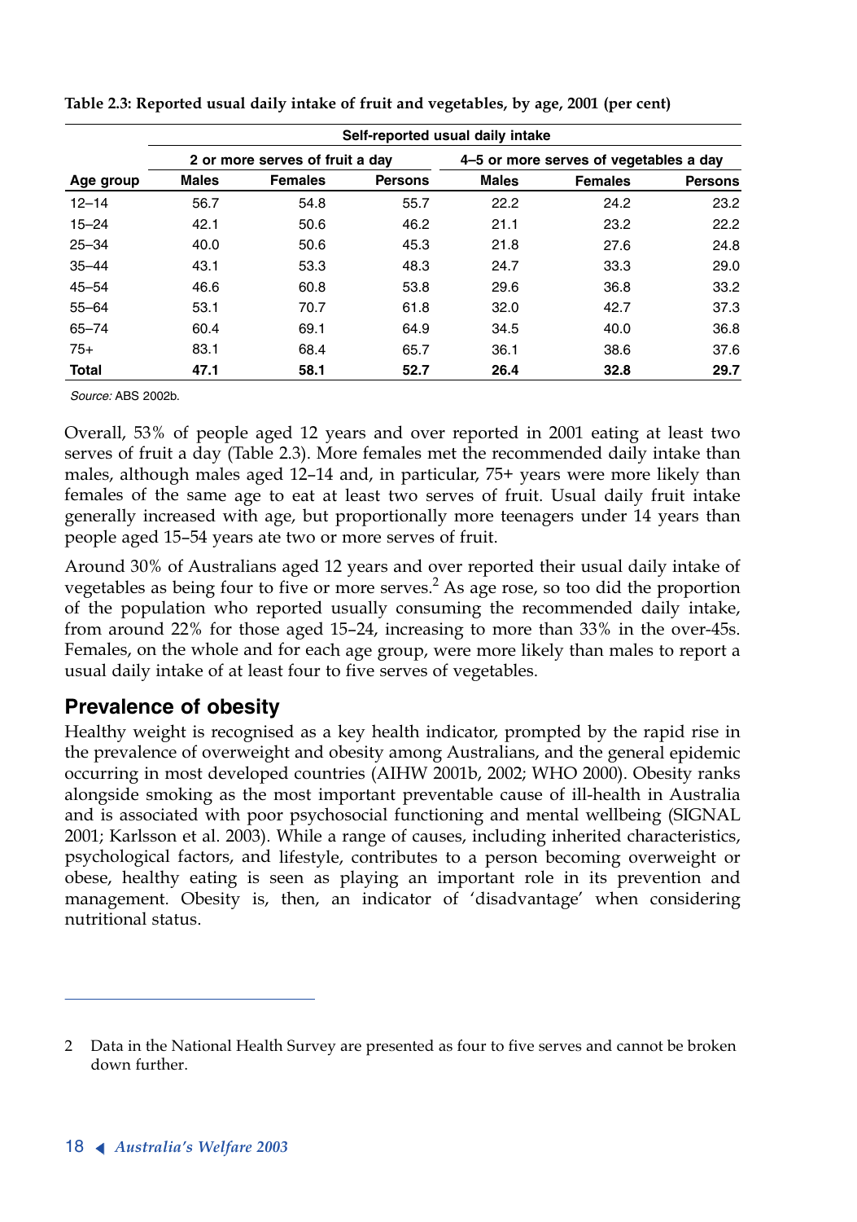**Table 2.3: Reported usual daily intake of fruit and vegetables, by age, 2001 (per cent)**

| | Self-reported usual daily intake | | | | | |
|---|---|---|---|---|---|---|
| | 2 or more serves of fruit a day | | | 4–5 or more serves of vegetables a day | | |
| **Age group** | **Males** | **Females** | **Persons** | **Males** | **Females** | **Persons** |
| 12–14 | 56.7 | 54.8 | 55.7 | 22.2 | 24.2 | 23.2 |
| 15–24 | 42.1 | 50.6 | 46.2 | 21.1 | 23.2 | 22.2 |
| 25–34 | 40.0 | 50.6 | 45.3 | 21.8 | 27.6 | 24.8 |
| 35–44 | 43.1 | 53.3 | 48.3 | 24.7 | 33.3 | 29.0 |
| 45–54 | 46.6 | 60.8 | 53.8 | 29.6 | 36.8 | 33.2 |
| 55–64 | 53.1 | 70.7 | 61.8 | 32.0 | 42.7 | 37.3 |
| 65–74 | 60.4 | 69.1 | 64.9 | 34.5 | 40.0 | 36.8 |
| 75+ | 83.1 | 68.4 | 65.7 | 36.1 | 38.6 | 37.6 |
| **Total** | **47.1** | **58.1** | **52.7** | **26.4** | **32.8** | **29.7** |

*Source:* ABS 2002b.

Overall, 53% of people aged 12 years and over reported in 2001 eating at least two serves of fruit a day (Table 2.3). More females met the recommended daily intake than males, although males aged 12–14 and, in particular, 75+ years were more likely than females of the same age to eat at least two serves of fruit. Usual daily fruit intake generally increased with age, but proportionally more teenagers under 14 years than people aged 15–54 years ate two or more serves of fruit.

Around 30% of Australians aged 12 years and over reported their usual daily intake of vegetables as being four to five or more serves.[2] As age rose, so too did the proportion of the population who reported usually consuming the recommended daily intake, from around 22% for those aged 15–24, increasing to more than 33% in the over-45s. Females, on the whole and for each age group, were more likely than males to report a usual daily intake of at least four to five serves of vegetables.

## Prevalence of obesity

Healthy weight is recognised as a key health indicator, prompted by the rapid rise in the prevalence of overweight and obesity among Australians, and the general epidemic occurring in most developed countries (AIHW 2001b, 2002; WHO 2000). Obesity ranks alongside smoking as the most important preventable cause of ill-health in Australia and is associated with poor psychosocial functioning and mental wellbeing (SIGNAL 2001; Karlsson et al. 2003). While a range of causes, including inherited characteristics, psychological factors, and lifestyle, contributes to a person becoming overweight or obese, healthy eating is seen as playing an important role in its prevention and management. Obesity is, then, an indicator of 'disadvantage' when considering nutritional status.

---

2 Data in the National Health Survey are presented as four to five serves and cannot be broken down further.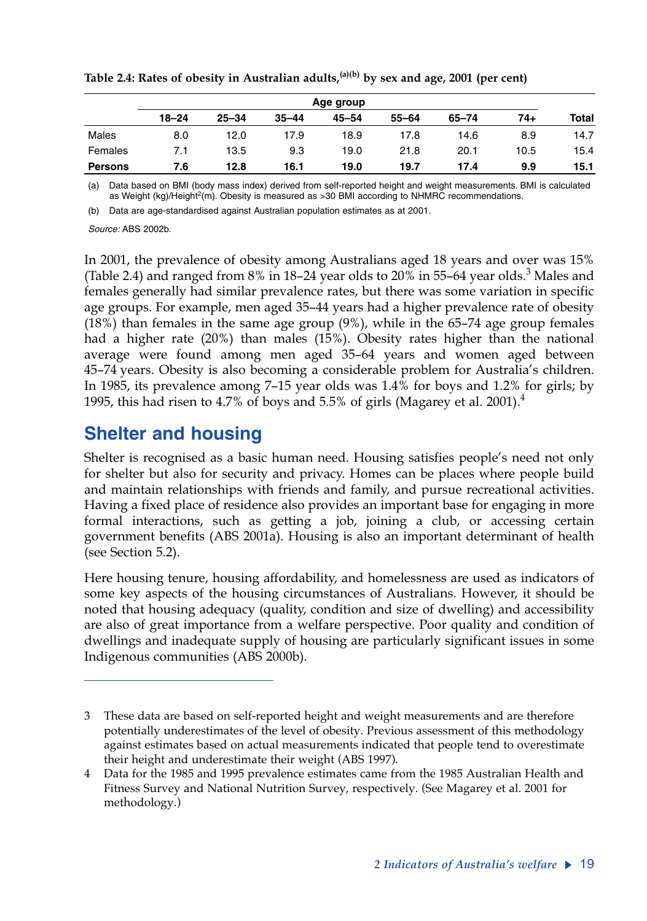**Table 2.4: Rates of obesity in Australian adults,[(a)(b)] by sex and age, 2001 (per cent)**

| | Age group | | | | | | | |
|---|---|---|---|---|---|---|---|---|
| | 18–24 | 25–34 | 35–44 | 45–54 | 55–64 | 65–74 | 74+ | Total |
| Males | 8.0 | 12.0 | 17.9 | 18.9 | 17.8 | 14.6 | 8.9 | 14.7 |
| Females | 7.1 | 13.5 | 9.3 | 19.0 | 21.8 | 20.1 | 10.5 | 15.4 |
| **Persons** | **7.6** | **12.8** | **16.1** | **19.0** | **19.7** | **17.4** | **9.9** | **15.1** |

(a) Data based on BMI (body mass index) derived from self-reported height and weight measurements. BMI is calculated as Weight (kg)/Height$^2$(m). Obesity is measured as >30 BMI according to NHMRC recommendations.

(b) Data are age-standardised against Australian population estimates as at 2001.

*Source:* ABS 2002b.

In 2001, the prevalence of obesity among Australians aged 18 years and over was 15% (Table 2.4) and ranged from 8% in 18–24 year olds to 20% in 55–64 year olds.[3] Males and females generally had similar prevalence rates, but there was some variation in specific age groups. For example, men aged 35–44 years had a higher prevalence rate of obesity (18%) than females in the same age group (9%), while in the 65–74 age group females had a higher rate (20%) than males (15%). Obesity rates higher than the national average were found among men aged 35–64 years and women aged between 45–74 years. Obesity is also becoming a considerable problem for Australia's children. In 1985, its prevalence among 7–15 year olds was 1.4% for boys and 1.2% for girls; by 1995, this had risen to 4.7% of boys and 5.5% of girls (Magarey et al. 2001).[4]

## Shelter and housing

Shelter is recognised as a basic human need. Housing satisfies people's need not only for shelter but also for security and privacy. Homes can be places where people build and maintain relationships with friends and family, and pursue recreational activities. Having a fixed place of residence also provides an important base for engaging in more formal interactions, such as getting a job, joining a club, or accessing certain government benefits (ABS 2001a). Housing is also an important determinant of health (see Section 5.2).

Here housing tenure, housing affordability, and homelessness are used as indicators of some key aspects of the housing circumstances of Australians. However, it should be noted that housing adequacy (quality, condition and size of dwelling) and accessibility are also of great importance from a welfare perspective. Poor quality and condition of dwellings and inadequate supply of housing are particularly significant issues in some Indigenous communities (ABS 2000b).

---

3 These data are based on self-reported height and weight measurements and are therefore potentially underestimates of the level of obesity. Previous assessment of this methodology against estimates based on actual measurements indicated that people tend to overestimate their height and underestimate their weight (ABS 1997).

4 Data for the 1985 and 1995 prevalence estimates came from the 1985 Australian Health and Fitness Survey and National Nutrition Survey, respectively. (See Magarey et al. 2001 for methodology.)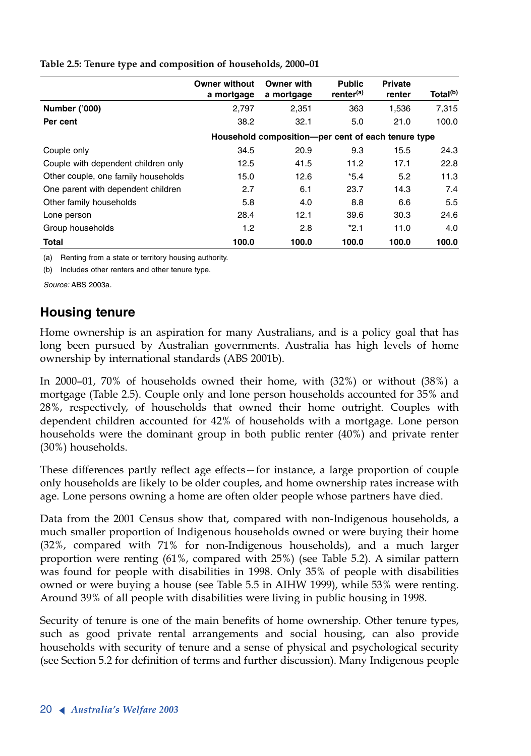**Table 2.5: Tenure type and composition of households, 2000–01**

| | Owner without a mortgage | Owner with a mortgage | Public renter[(a)] | Private renter | Total[(b)] |
|---|---|---|---|---|---|
| **Number ('000)** | 2,797 | 2,351 | 363 | 1,536 | 7,315 |
| **Per cent** | 38.2 | 32.1 | 5.0 | 21.0 | 100.0 |
| | **Household composition—per cent of each tenure type** | | | | |
| Couple only | 34.5 | 20.9 | 9.3 | 15.5 | 24.3 |
| Couple with dependent children only | 12.5 | 41.5 | 11.2 | 17.1 | 22.8 |
| Other couple, one family households | 15.0 | 12.6 | *5.4 | 5.2 | 11.3 |
| One parent with dependent children | 2.7 | 6.1 | 23.7 | 14.3 | 7.4 |
| Other family households | 5.8 | 4.0 | 8.8 | 6.6 | 5.5 |
| Lone person | 28.4 | 12.1 | 39.6 | 30.3 | 24.6 |
| Group households | 1.2 | 2.8 | *2.1 | 11.0 | 4.0 |
| **Total** | **100.0** | **100.0** | **100.0** | **100.0** | **100.0** |

(a) Renting from a state or territory housing authority.

(b) Includes other renters and other tenure type.

*Source:* ABS 2003a.

## Housing tenure

Home ownership is an aspiration for many Australians, and is a policy goal that has long been pursued by Australian governments. Australia has high levels of home ownership by international standards (ABS 2001b).

In 2000–01, 70% of households owned their home, with (32%) or without (38%) a mortgage (Table 2.5). Couple only and lone person households accounted for 35% and 28%, respectively, of households that owned their home outright. Couples with dependent children accounted for 42% of households with a mortgage. Lone person households were the dominant group in both public renter (40%) and private renter (30%) households.

These differences partly reflect age effects—for instance, a large proportion of couple only households are likely to be older couples, and home ownership rates increase with age. Lone persons owning a home are often older people whose partners have died.

Data from the 2001 Census show that, compared with non-Indigenous households, a much smaller proportion of Indigenous households owned or were buying their home (32%, compared with 71% for non-Indigenous households), and a much larger proportion were renting (61%, compared with 25%) (see Table 5.2). A similar pattern was found for people with disabilities in 1998. Only 35% of people with disabilities owned or were buying a house (see Table 5.5 in AIHW 1999), while 53% were renting. Around 39% of all people with disabilities were living in public housing in 1998.

Security of tenure is one of the main benefits of home ownership. Other tenure types, such as good private rental arrangements and social housing, can also provide households with security of tenure and a sense of physical and psychological security (see Section 5.2 for definition of terms and further discussion). Many Indigenous people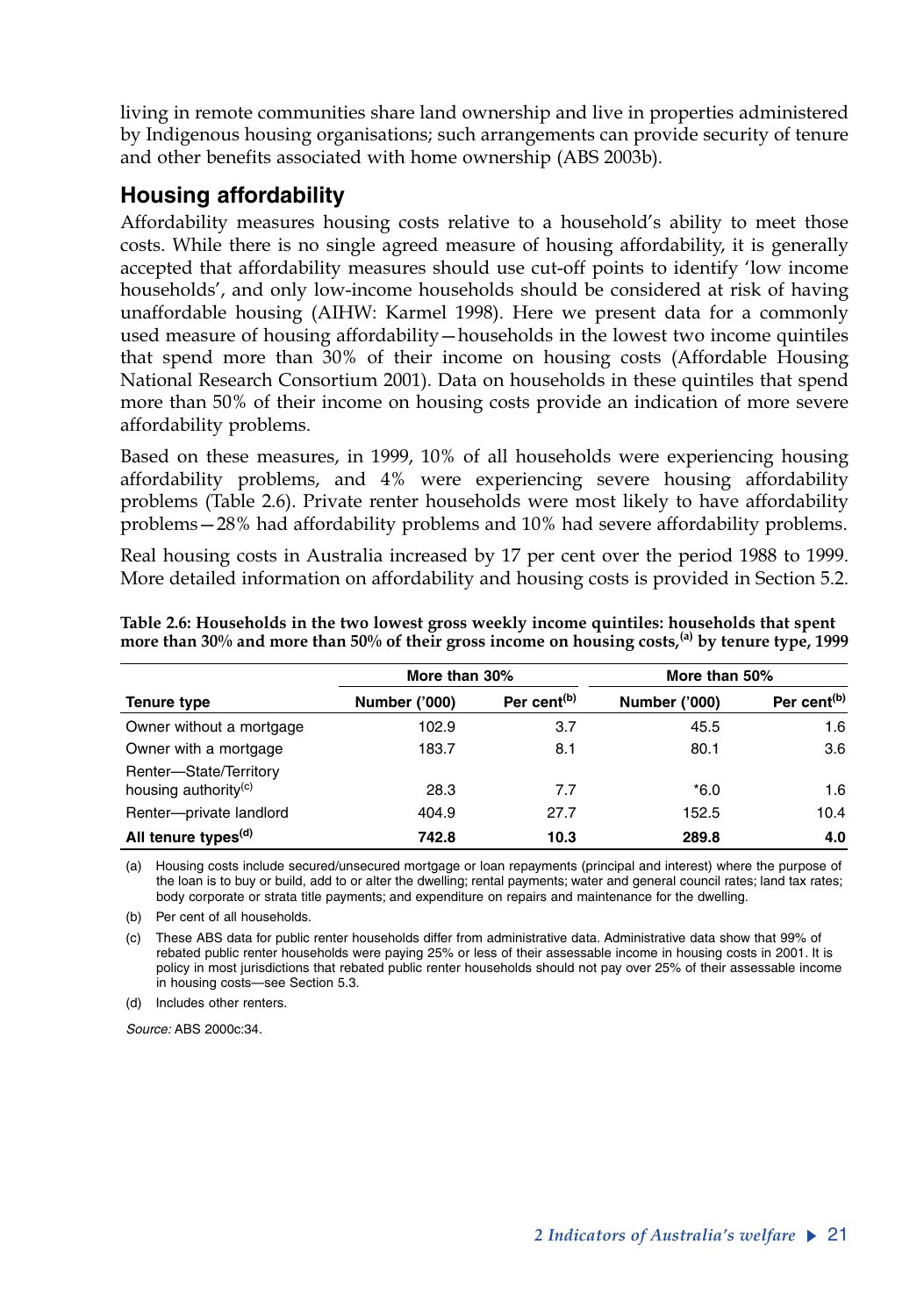living in remote communities share land ownership and live in properties administered by Indigenous housing organisations; such arrangements can provide security of tenure and other benefits associated with home ownership (ABS 2003b).

## Housing affordability

Affordability measures housing costs relative to a household's ability to meet those costs. While there is no single agreed measure of housing affordability, it is generally accepted that affordability measures should use cut-off points to identify 'low income households', and only low-income households should be considered at risk of having unaffordable housing (AIHW: Karmel 1998). Here we present data for a commonly used measure of housing affordability—households in the lowest two income quintiles that spend more than 30% of their income on housing costs (Affordable Housing National Research Consortium 2001). Data on households in these quintiles that spend more than 50% of their income on housing costs provide an indication of more severe affordability problems.

Based on these measures, in 1999, 10% of all households were experiencing housing affordability problems, and 4% were experiencing severe housing affordability problems (Table 2.6). Private renter households were most likely to have affordability problems—28% had affordability problems and 10% had severe affordability problems.

Real housing costs in Australia increased by 17 per cent over the period 1988 to 1999. More detailed information on affordability and housing costs is provided in Section 5.2.

**Table 2.6: Households in the two lowest gross weekly income quintiles: households that spent more than 30% and more than 50% of their gross income on housing costs,[(a)] by tenure type, 1999**

| | More than 30% | | More than 50% | |
|---|---|---|---|---|
| **Tenure type** | **Number ('000)** | **Per cent[(b)]** | **Number ('000)** | **Per cent[(b)]** |
| Owner without a mortgage | 102.9 | 3.7 | 45.5 | 1.6 |
| Owner with a mortgage | 183.7 | 8.1 | 80.1 | 3.6 |
| Renter—State/Territory housing authority[(c)] | 28.3 | 7.7 | *6.0 | 1.6 |
| Renter—private landlord | 404.9 | 27.7 | 152.5 | 10.4 |
| **All tenure types[(d)]** | **742.8** | **10.3** | **289.8** | **4.0** |

(a) Housing costs include secured/unsecured mortgage or loan repayments (principal and interest) where the purpose of the loan is to buy or build, add to or alter the dwelling; rental payments; water and general council rates; land tax rates; body corporate or strata title payments; and expenditure on repairs and maintenance for the dwelling.

(b) Per cent of all households.

(c) These ABS data for public renter households differ from administrative data. Administrative data show that 99% of rebated public renter households were paying 25% or less of their assessable income in housing costs in 2001. It is policy in most jurisdictions that rebated public renter households should not pay over 25% of their assessable income in housing costs—see Section 5.3.

(d) Includes other renters.

*Source:* ABS 2000c:34.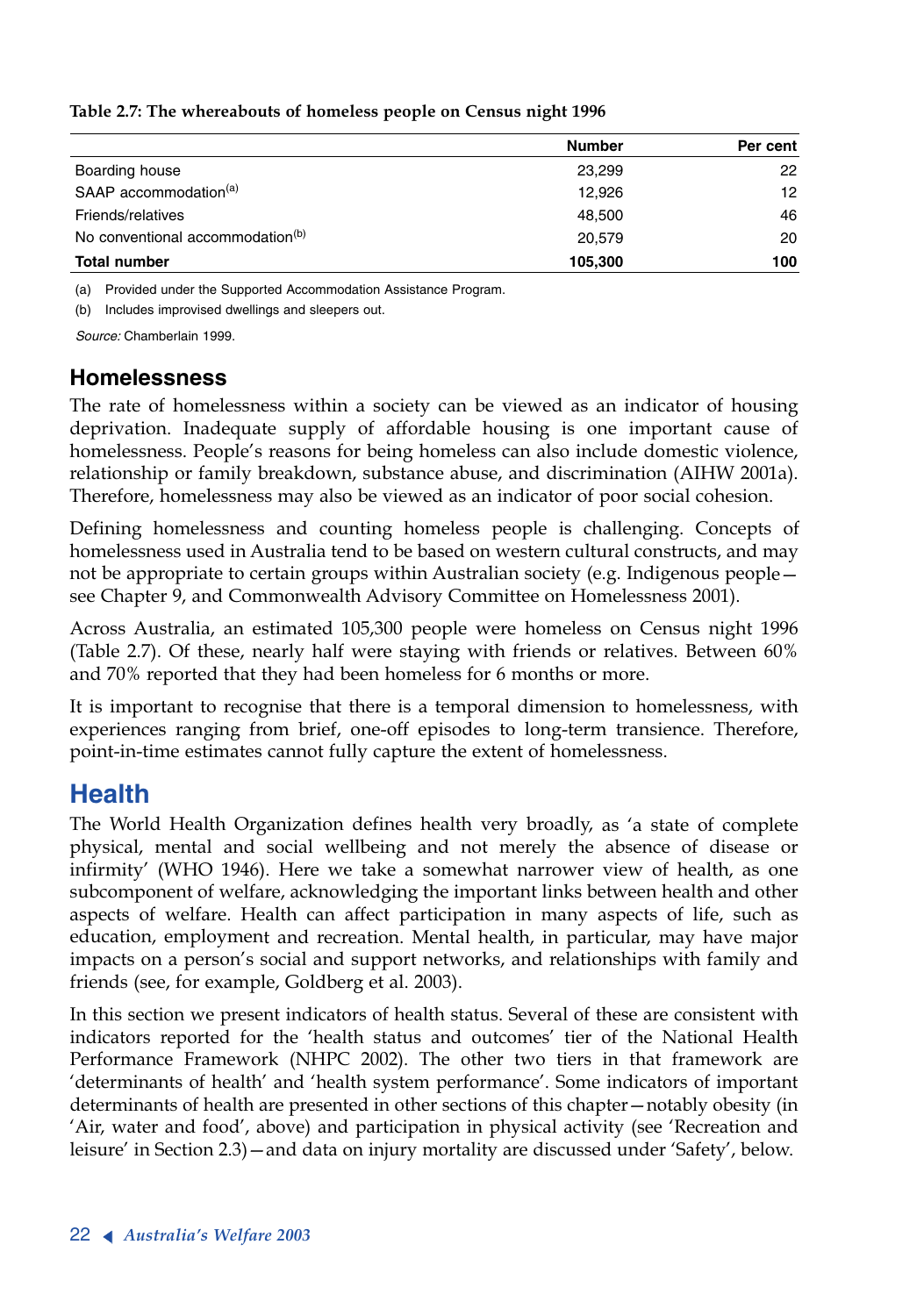**Table 2.7: The whereabouts of homeless people on Census night 1996**

| | Number | Per cent |
|---|---|---|
| Boarding house | 23,299 | 22 |
| SAAP accommodation[(a)] | 12,926 | 12 |
| Friends/relatives | 48,500 | 46 |
| No conventional accommodation[(b)] | 20,579 | 20 |
| **Total number** | **105,300** | **100** |

(a) Provided under the Supported Accommodation Assistance Program.

(b) Includes improvised dwellings and sleepers out.

*Source:* Chamberlain 1999.

### Homelessness

The rate of homelessness within a society can be viewed as an indicator of housing deprivation. Inadequate supply of affordable housing is one important cause of homelessness. People's reasons for being homeless can also include domestic violence, relationship or family breakdown, substance abuse, and discrimination (AIHW 2001a). Therefore, homelessness may also be viewed as an indicator of poor social cohesion.

Defining homelessness and counting homeless people is challenging. Concepts of homelessness used in Australia tend to be based on western cultural constructs, and may not be appropriate to certain groups within Australian society (e.g. Indigenous people—see Chapter 9, and Commonwealth Advisory Committee on Homelessness 2001).

Across Australia, an estimated 105,300 people were homeless on Census night 1996 (Table 2.7). Of these, nearly half were staying with friends or relatives. Between 60% and 70% reported that they had been homeless for 6 months or more.

It is important to recognise that there is a temporal dimension to homelessness, with experiences ranging from brief, one-off episodes to long-term transience. Therefore, point-in-time estimates cannot fully capture the extent of homelessness.

## Health

The World Health Organization defines health very broadly, as 'a state of complete physical, mental and social wellbeing and not merely the absence of disease or infirmity' (WHO 1946). Here we take a somewhat narrower view of health, as one subcomponent of welfare, acknowledging the important links between health and other aspects of welfare. Health can affect participation in many aspects of life, such as education, employment and recreation. Mental health, in particular, may have major impacts on a person's social and support networks, and relationships with family and friends (see, for example, Goldberg et al. 2003).

In this section we present indicators of health status. Several of these are consistent with indicators reported for the 'health status and outcomes' tier of the National Health Performance Framework (NHPC 2002). The other two tiers in that framework are 'determinants of health' and 'health system performance'. Some indicators of important determinants of health are presented in other sections of this chapter—notably obesity (in 'Air, water and food', above) and participation in physical activity (see 'Recreation and leisure' in Section 2.3)—and data on injury mortality are discussed under 'Safety', below.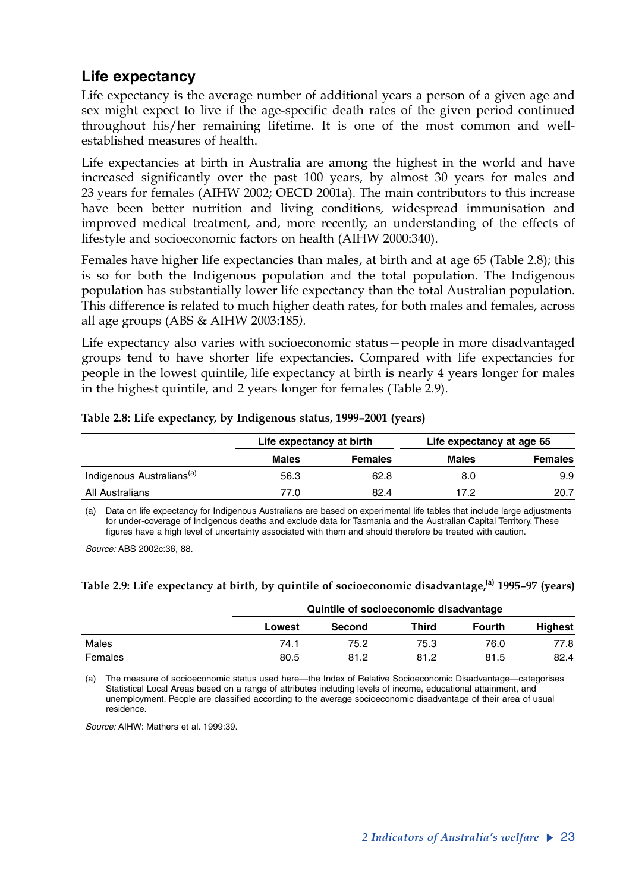## Life expectancy

Life expectancy is the average number of additional years a person of a given age and sex might expect to live if the age-specific death rates of the given period continued throughout his/her remaining lifetime. It is one of the most common and well-established measures of health.

Life expectancies at birth in Australia are among the highest in the world and have increased significantly over the past 100 years, by almost 30 years for males and 23 years for females (AIHW 2002; OECD 2001a). The main contributors to this increase have been better nutrition and living conditions, widespread immunisation and improved medical treatment, and, more recently, an understanding of the effects of lifestyle and socioeconomic factors on health (AIHW 2000:340).

Females have higher life expectancies than males, at birth and at age 65 (Table 2.8); this is so for both the Indigenous population and the total population. The Indigenous population has substantially lower life expectancy than the total Australian population. This difference is related to much higher death rates, for both males and females, across all age groups (ABS & AIHW 2003:185*).*

Life expectancy also varies with socioeconomic status—people in more disadvantaged groups tend to have shorter life expectancies. Compared with life expectancies for people in the lowest quintile, life expectancy at birth is nearly 4 years longer for males in the highest quintile, and 2 years longer for females (Table 2.9).

**Table 2.8: Life expectancy, by Indigenous status, 1999–2001 (years)**

| | Life expectancy at birth | | Life expectancy at age 65 | |
|---|---|---|---|---|
| | **Males** | **Females** | **Males** | **Females** |
| Indigenous Australians[(a)] | 56.3 | 62.8 | 8.0 | 9.9 |
| All Australians | 77.0 | 82.4 | 17.2 | 20.7 |

(a) Data on life expectancy for Indigenous Australians are based on experimental life tables that include large adjustments for under-coverage of Indigenous deaths and exclude data for Tasmania and the Australian Capital Territory. These figures have a high level of uncertainty associated with them and should therefore be treated with caution.

*Source:* ABS 2002c:36, 88.

**Table 2.9: Life expectancy at birth, by quintile of socioeconomic disadvantage,[(a)] 1995–97 (years)**

| | Quintile of socioeconomic disadvantage | | | | |
|---|---|---|---|---|---|
| | **Lowest** | **Second** | **Third** | **Fourth** | **Highest** |
| Males | 74.1 | 75.2 | 75.3 | 76.0 | 77.8 |
| Females | 80.5 | 81.2 | 81.2 | 81.5 | 82.4 |

(a) The measure of socioeconomic status used here—the Index of Relative Socioeconomic Disadvantage—categorises Statistical Local Areas based on a range of attributes including levels of income, educational attainment, and unemployment. People are classified according to the average socioeconomic disadvantage of their area of usual residence.

*Source:* AIHW: Mathers et al. 1999:39.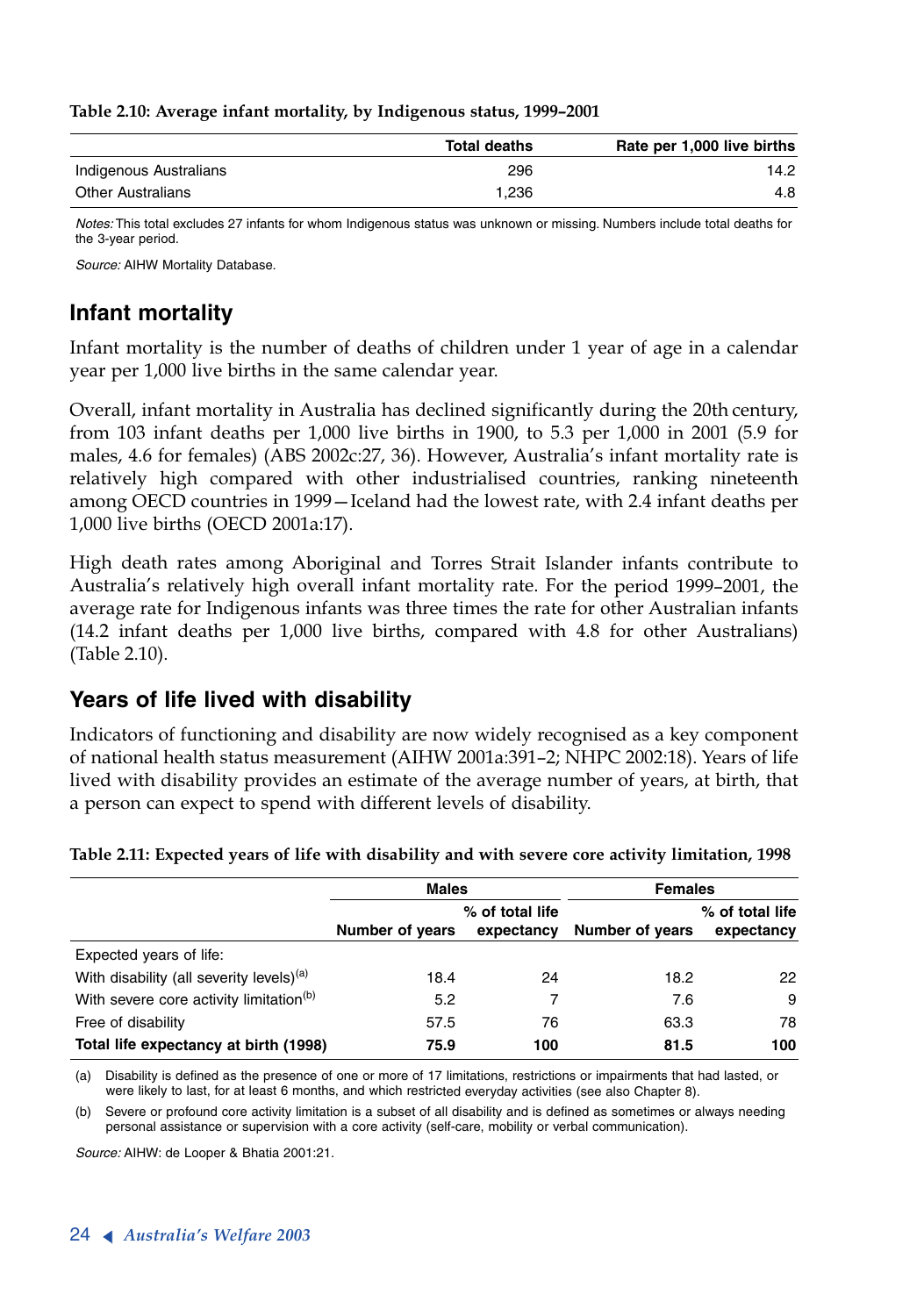**Table 2.10: Average infant mortality, by Indigenous status, 1999–2001**

| | Total deaths | Rate per 1,000 live births |
|---|---|---|
| Indigenous Australians | 296 | 14.2 |
| Other Australians | 1,236 | 4.8 |

*Notes:* This total excludes 27 infants for whom Indigenous status was unknown or missing. Numbers include total deaths for the 3-year period.

*Source:* AIHW Mortality Database.

## Infant mortality

Infant mortality is the number of deaths of children under 1 year of age in a calendar year per 1,000 live births in the same calendar year.

Overall, infant mortality in Australia has declined significantly during the 20th century, from 103 infant deaths per 1,000 live births in 1900, to 5.3 per 1,000 in 2001 (5.9 for males, 4.6 for females) (ABS 2002c:27, 36). However, Australia's infant mortality rate is relatively high compared with other industrialised countries, ranking nineteenth among OECD countries in 1999—Iceland had the lowest rate, with 2.4 infant deaths per 1,000 live births (OECD 2001a:17).

High death rates among Aboriginal and Torres Strait Islander infants contribute to Australia's relatively high overall infant mortality rate. For the period 1999–2001, the average rate for Indigenous infants was three times the rate for other Australian infants (14.2 infant deaths per 1,000 live births, compared with 4.8 for other Australians) (Table 2.10).

## Years of life lived with disability

Indicators of functioning and disability are now widely recognised as a key component of national health status measurement (AIHW 2001a:391–2; NHPC 2002:18). Years of life lived with disability provides an estimate of the average number of years, at birth, that a person can expect to spend with different levels of disability.

**Table 2.11: Expected years of life with disability and with severe core activity limitation, 1998**

| | Males | | Females | |
|---|---|---|---|---|
| | Number of years | % of total life expectancy | Number of years | % of total life expectancy |
| Expected years of life: | | | | |
| With disability (all severity levels)[(a)] | 18.4 | 24 | 18.2 | 22 |
| With severe core activity limitation[(b)] | 5.2 | 7 | 7.6 | 9 |
| Free of disability | 57.5 | 76 | 63.3 | 78 |
| **Total life expectancy at birth (1998)** | **75.9** | **100** | **81.5** | **100** |

(a) Disability is defined as the presence of one or more of 17 limitations, restrictions or impairments that had lasted, or were likely to last, for at least 6 months, and which restricted everyday activities (see also Chapter 8).

(b) Severe or profound core activity limitation is a subset of all disability and is defined as sometimes or always needing personal assistance or supervision with a core activity (self-care, mobility or verbal communication).

*Source:* AIHW: de Looper & Bhatia 2001:21.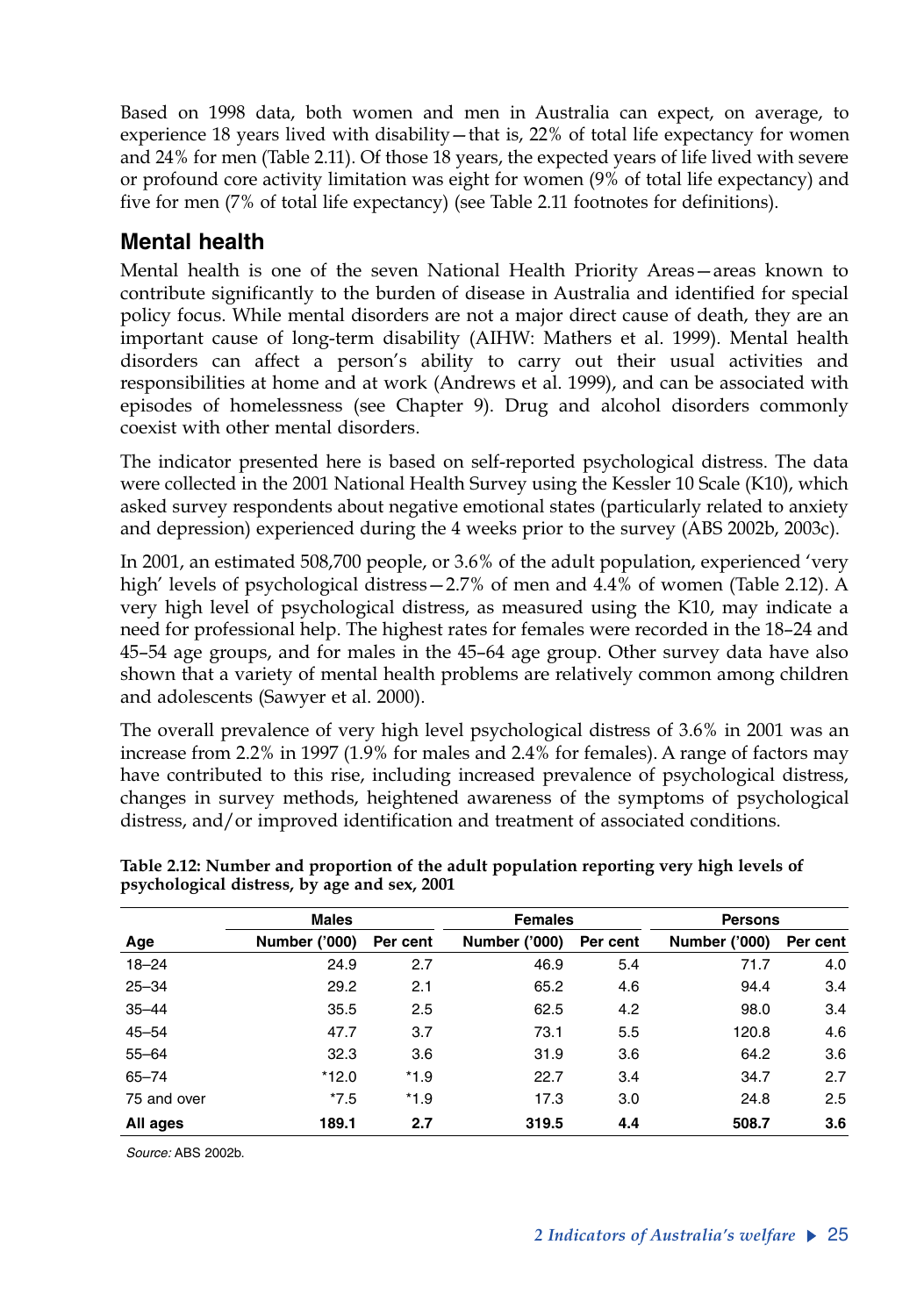Based on 1998 data, both women and men in Australia can expect, on average, to experience 18 years lived with disability—that is, 22% of total life expectancy for women and 24% for men (Table 2.11). Of those 18 years, the expected years of life lived with severe or profound core activity limitation was eight for women (9% of total life expectancy) and five for men (7% of total life expectancy) (see Table 2.11 footnotes for definitions).

## Mental health

Mental health is one of the seven National Health Priority Areas—areas known to contribute significantly to the burden of disease in Australia and identified for special policy focus. While mental disorders are not a major direct cause of death, they are an important cause of long-term disability (AIHW: Mathers et al. 1999). Mental health disorders can affect a person's ability to carry out their usual activities and responsibilities at home and at work (Andrews et al. 1999), and can be associated with episodes of homelessness (see Chapter 9). Drug and alcohol disorders commonly coexist with other mental disorders.

The indicator presented here is based on self-reported psychological distress. The data were collected in the 2001 National Health Survey using the Kessler 10 Scale (K10), which asked survey respondents about negative emotional states (particularly related to anxiety and depression) experienced during the 4 weeks prior to the survey (ABS 2002b, 2003c).

In 2001, an estimated 508,700 people, or 3.6% of the adult population, experienced 'very high' levels of psychological distress—2.7% of men and 4.4% of women (Table 2.12). A very high level of psychological distress, as measured using the K10, may indicate a need for professional help. The highest rates for females were recorded in the 18–24 and 45–54 age groups, and for males in the 45–64 age group. Other survey data have also shown that a variety of mental health problems are relatively common among children and adolescents (Sawyer et al. 2000).

The overall prevalence of very high level psychological distress of 3.6% in 2001 was an increase from 2.2% in 1997 (1.9% for males and 2.4% for females). A range of factors may have contributed to this rise, including increased prevalence of psychological distress, changes in survey methods, heightened awareness of the symptoms of psychological distress, and/or improved identification and treatment of associated conditions.

**Table 2.12: Number and proportion of the adult population reporting very high levels of psychological distress, by age and sex, 2001**

| | Males | | Females | | Persons | |
|---|---|---|---|---|---|---|
| Age | Number ('000) | Per cent | Number ('000) | Per cent | Number ('000) | Per cent |
| 18–24 | 24.9 | 2.7 | 46.9 | 5.4 | 71.7 | 4.0 |
| 25–34 | 29.2 | 2.1 | 65.2 | 4.6 | 94.4 | 3.4 |
| 35–44 | 35.5 | 2.5 | 62.5 | 4.2 | 98.0 | 3.4 |
| 45–54 | 47.7 | 3.7 | 73.1 | 5.5 | 120.8 | 4.6 |
| 55–64 | 32.3 | 3.6 | 31.9 | 3.6 | 64.2 | 3.6 |
| 65–74 | *12.0 | *1.9 | 22.7 | 3.4 | 34.7 | 2.7 |
| 75 and over | *7.5 | *1.9 | 17.3 | 3.0 | 24.8 | 2.5 |
| **All ages** | **189.1** | **2.7** | **319.5** | **4.4** | **508.7** | **3.6** |

*Source:* ABS 2002b.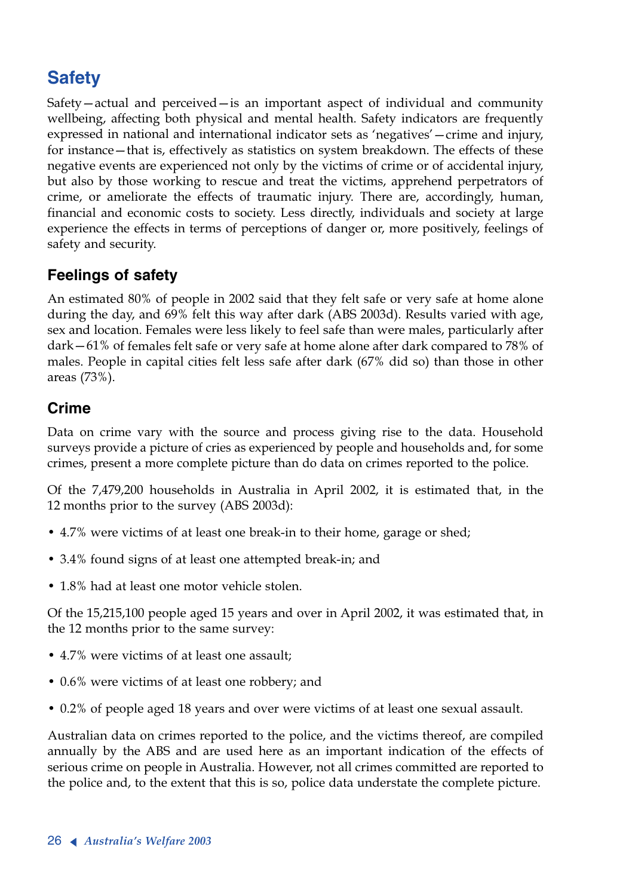## Safety

Safety—actual and perceived—is an important aspect of individual and community wellbeing, affecting both physical and mental health. Safety indicators are frequently expressed in national and international indicator sets as 'negatives'—crime and injury, for instance—that is, effectively as statistics on system breakdown. The effects of these negative events are experienced not only by the victims of crime or of accidental injury, but also by those working to rescue and treat the victims, apprehend perpetrators of crime, or ameliorate the effects of traumatic injury. There are, accordingly, human, financial and economic costs to society. Less directly, individuals and society at large experience the effects in terms of perceptions of danger or, more positively, feelings of safety and security.

### Feelings of safety

An estimated 80% of people in 2002 said that they felt safe or very safe at home alone during the day, and 69% felt this way after dark (ABS 2003d). Results varied with age, sex and location. Females were less likely to feel safe than were males, particularly after dark—61% of females felt safe or very safe at home alone after dark compared to 78% of males. People in capital cities felt less safe after dark (67% did so) than those in other areas (73%).

### Crime

Data on crime vary with the source and process giving rise to the data. Household surveys provide a picture of cries as experienced by people and households and, for some crimes, present a more complete picture than do data on crimes reported to the police.

Of the 7,479,200 households in Australia in April 2002, it is estimated that, in the 12 months prior to the survey (ABS 2003d):

- 4.7% were victims of at least one break-in to their home, garage or shed;
- 3.4% found signs of at least one attempted break-in; and
- 1.8% had at least one motor vehicle stolen.

Of the 15,215,100 people aged 15 years and over in April 2002, it was estimated that, in the 12 months prior to the same survey:

- 4.7% were victims of at least one assault;
- 0.6% were victims of at least one robbery; and
- 0.2% of people aged 18 years and over were victims of at least one sexual assault.

Australian data on crimes reported to the police, and the victims thereof, are compiled annually by the ABS and are used here as an important indication of the effects of serious crime on people in Australia. However, not all crimes committed are reported to the police and, to the extent that this is so, police data understate the complete picture.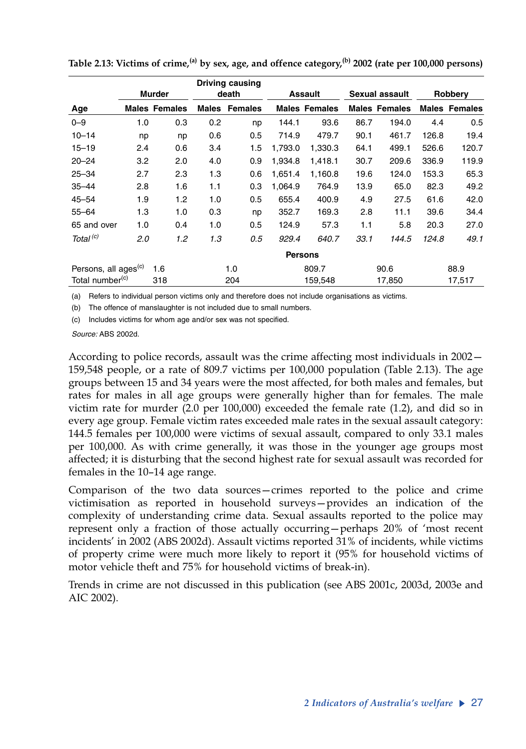**Table 2.13: Victims of crime,[a] by sex, age, and offence category,[b] 2002 (rate per 100,000 persons)**

| | Murder | | Driving causing death | | Assault | | Sexual assault | | Robbery | |
|---|---|---|---|---|---|---|---|---|---|---|
| **Age** | **Males** | **Females** | **Males** | **Females** | **Males** | **Females** | **Males** | **Females** | **Males** | **Females** |
| 0–9 | 1.0 | 0.3 | 0.2 | np | 144.1 | 93.6 | 86.7 | 194.0 | 4.4 | 0.5 |
| 10–14 | np | np | 0.6 | 0.5 | 714.9 | 479.7 | 90.1 | 461.7 | 126.8 | 19.4 |
| 15–19 | 2.4 | 0.6 | 3.4 | 1.5 | 1,793.0 | 1,330.3 | 64.1 | 499.1 | 526.6 | 120.7 |
| 20–24 | 3.2 | 2.0 | 4.0 | 0.9 | 1,934.8 | 1,418.1 | 30.7 | 209.6 | 336.9 | 119.9 |
| 25–34 | 2.7 | 2.3 | 1.3 | 0.6 | 1,651.4 | 1,160.8 | 19.6 | 124.0 | 153.3 | 65.3 |
| 35–44 | 2.8 | 1.6 | 1.1 | 0.3 | 1,064.9 | 764.9 | 13.9 | 65.0 | 82.3 | 49.2 |
| 45–54 | 1.9 | 1.2 | 1.0 | 0.5 | 655.4 | 400.9 | 4.9 | 27.5 | 61.6 | 42.0 |
| 55–64 | 1.3 | 1.0 | 0.3 | np | 352.7 | 169.3 | 2.8 | 11.1 | 39.6 | 34.4 |
| 65 and over | 1.0 | 0.4 | 1.0 | 0.5 | 124.9 | 57.3 | 1.1 | 5.8 | 20.3 | 27.0 |
| *Total [c]* | *2.0* | *1.2* | *1.3* | *0.5* | *929.4* | *640.7* | *33.1* | *144.5* | *124.8* | *49.1* |
| | | | | | **Persons** | | | | | |
| Persons, all ages[c] | 1.6 | | 1.0 | | 809.7 | | 90.6 | | 88.9 | |
| Total number[c] | 318 | | 204 | | 159,548 | | 17,850 | | 17,517 | |

(a) Refers to individual person victims only and therefore does not include organisations as victims.

(b) The offence of manslaughter is not included due to small numbers.

(c) Includes victims for whom age and/or sex was not specified.

*Source:* ABS 2002d.

According to police records, assault was the crime affecting most individuals in 2002—159,548 people, or a rate of 809.7 victims per 100,000 population (Table 2.13). The age groups between 15 and 34 years were the most affected, for both males and females, but rates for males in all age groups were generally higher than for females. The male victim rate for murder (2.0 per 100,000) exceeded the female rate (1.2), and did so in every age group. Female victim rates exceeded male rates in the sexual assault category: 144.5 females per 100,000 were victims of sexual assault, compared to only 33.1 males per 100,000. As with crime generally, it was those in the younger age groups most affected; it is disturbing that the second highest rate for sexual assault was recorded for females in the 10–14 age range.

Comparison of the two data sources—crimes reported to the police and crime victimisation as reported in household surveys—provides an indication of the complexity of understanding crime data. Sexual assaults reported to the police may represent only a fraction of those actually occurring—perhaps 20% of 'most recent incidents' in 2002 (ABS 2002d). Assault victims reported 31% of incidents, while victims of property crime were much more likely to report it (95% for household victims of motor vehicle theft and 75% for household victims of break-in).

Trends in crime are not discussed in this publication (see ABS 2001c, 2003d, 2003e and AIC 2002).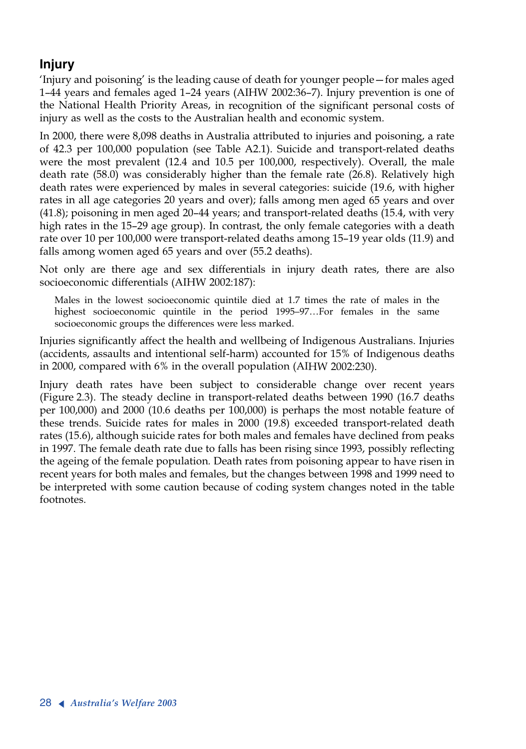## Injury

'Injury and poisoning' is the leading cause of death for younger people—for males aged 1–44 years and females aged 1–24 years (AIHW 2002:36–7). Injury prevention is one of the National Health Priority Areas, in recognition of the significant personal costs of injury as well as the costs to the Australian health and economic system.

In 2000, there were 8,098 deaths in Australia attributed to injuries and poisoning, a rate of 42.3 per 100,000 population (see Table A2.1). Suicide and transport-related deaths were the most prevalent (12.4 and 10.5 per 100,000, respectively). Overall, the male death rate (58.0) was considerably higher than the female rate (26.8). Relatively high death rates were experienced by males in several categories: suicide (19.6, with higher rates in all age categories 20 years and over); falls among men aged 65 years and over (41.8); poisoning in men aged 20–44 years; and transport-related deaths (15.4, with very high rates in the 15–29 age group). In contrast, the only female categories with a death rate over 10 per 100,000 were transport-related deaths among 15–19 year olds (11.9) and falls among women aged 65 years and over (55.2 deaths).

Not only are there age and sex differentials in injury death rates, there are also socioeconomic differentials (AIHW 2002:187):

> Males in the lowest socioeconomic quintile died at 1.7 times the rate of males in the highest socioeconomic quintile in the period 1995–97…For females in the same socioeconomic groups the differences were less marked.

Injuries significantly affect the health and wellbeing of Indigenous Australians. Injuries (accidents, assaults and intentional self-harm) accounted for 15% of Indigenous deaths in 2000, compared with 6% in the overall population (AIHW 2002:230).

Injury death rates have been subject to considerable change over recent years (Figure 2.3). The steady decline in transport-related deaths between 1990 (16.7 deaths per 100,000) and 2000 (10.6 deaths per 100,000) is perhaps the most notable feature of these trends. Suicide rates for males in 2000 (19.8) exceeded transport-related death rates (15.6), although suicide rates for both males and females have declined from peaks in 1997. The female death rate due to falls has been rising since 1993, possibly reflecting the ageing of the female population. Death rates from poisoning appear to have risen in recent years for both males and females, but the changes between 1998 and 1999 need to be interpreted with some caution because of coding system changes noted in the table footnotes.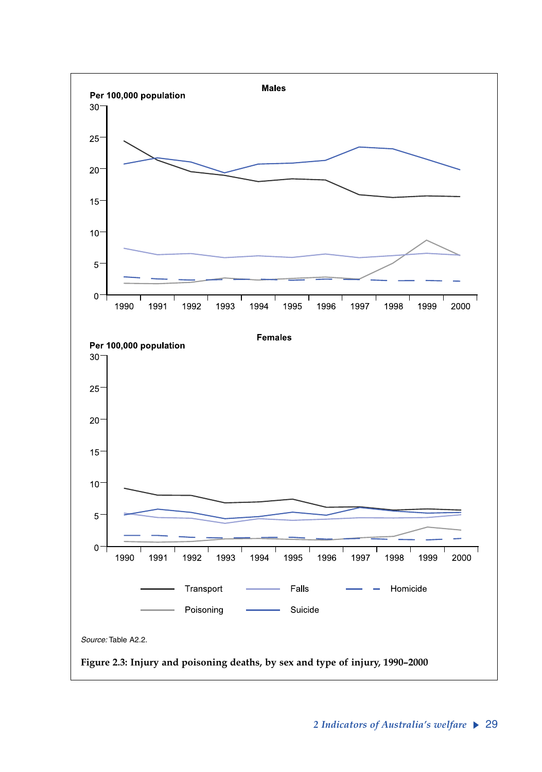**Males**

Per 100,000 population

**Females**

Per 100,000 population

Transport — Falls — Homicide — Poisoning — Suicide

*Source:* Table A2.2.

**Figure 2.3: Injury and poisoning deaths, by sex and type of injury, 1990–2000**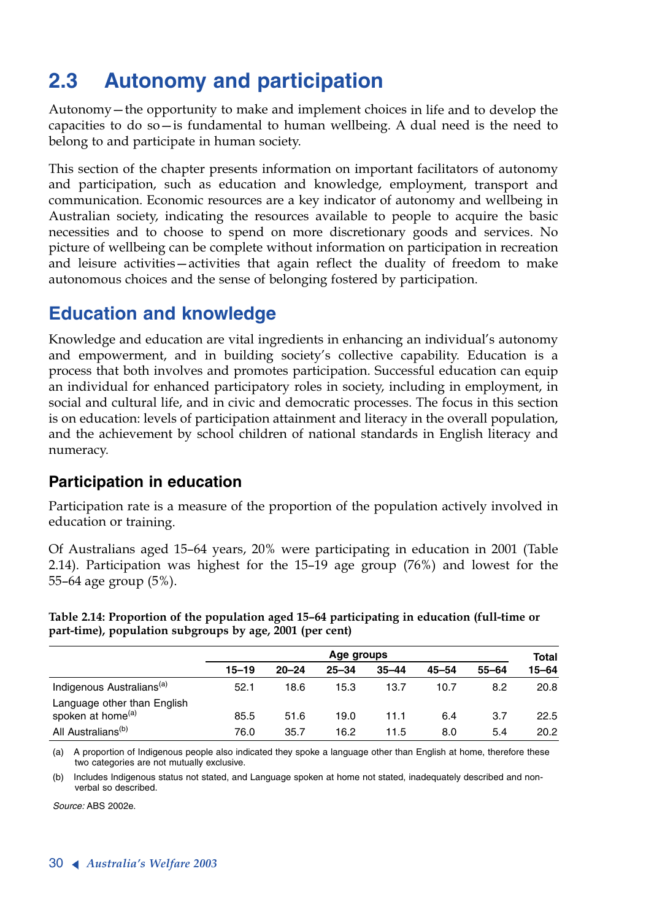# 2.3 Autonomy and participation

Autonomy—the opportunity to make and implement choices in life and to develop the capacities to do so—is fundamental to human wellbeing. A dual need is the need to belong to and participate in human society.

This section of the chapter presents information on important facilitators of autonomy and participation, such as education and knowledge, employment, transport and communication. Economic resources are a key indicator of autonomy and wellbeing in Australian society, indicating the resources available to people to acquire the basic necessities and to choose to spend on more discretionary goods and services. No picture of wellbeing can be complete without information on participation in recreation and leisure activities—activities that again reflect the duality of freedom to make autonomous choices and the sense of belonging fostered by participation.

## Education and knowledge

Knowledge and education are vital ingredients in enhancing an individual's autonomy and empowerment, and in building society's collective capability. Education is a process that both involves and promotes participation. Successful education can equip an individual for enhanced participatory roles in society, including in employment, in social and cultural life, and in civic and democratic processes. The focus in this section is on education: levels of participation attainment and literacy in the overall population, and the achievement by school children of national standards in English literacy and numeracy.

### Participation in education

Participation rate is a measure of the proportion of the population actively involved in education or training.

Of Australians aged 15–64 years, 20% were participating in education in 2001 (Table 2.14). Participation was highest for the 15–19 age group (76%) and lowest for the 55–64 age group (5%).

**Table 2.14: Proportion of the population aged 15–64 participating in education (full-time or part-time), population subgroups by age, 2001 (per cent)**

| | Age groups | | | | | | Total |
|---|---|---|---|---|---|---|---|
| | 15–19 | 20–24 | 25–34 | 35–44 | 45–54 | 55–64 | 15–64 |
| Indigenous Australians[(a)] | 52.1 | 18.6 | 15.3 | 13.7 | 10.7 | 8.2 | 20.8 |
| Language other than English spoken at home[(a)] | 85.5 | 51.6 | 19.0 | 11.1 | 6.4 | 3.7 | 22.5 |
| All Australians[(b)] | 76.0 | 35.7 | 16.2 | 11.5 | 8.0 | 5.4 | 20.2 |

(a) A proportion of Indigenous people also indicated they spoke a language other than English at home, therefore these two categories are not mutually exclusive.

(b) Includes Indigenous status not stated, and Language spoken at home not stated, inadequately described and non-verbal so described.

*Source:* ABS 2002e.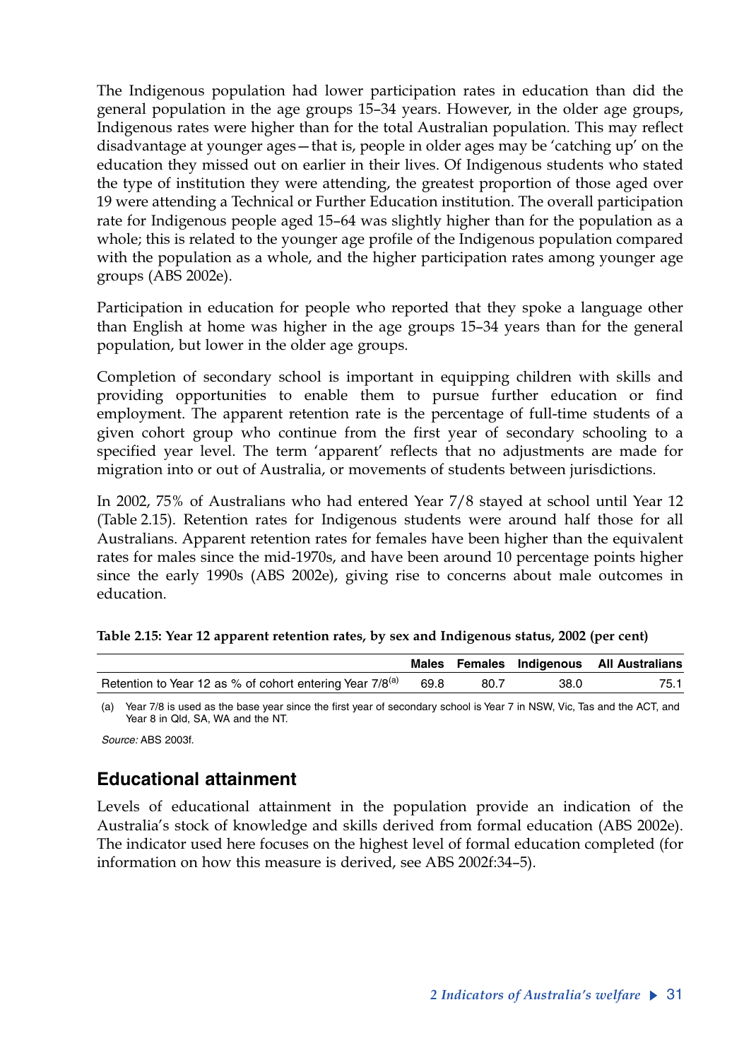The Indigenous population had lower participation rates in education than did the general population in the age groups 15–34 years. However, in the older age groups, Indigenous rates were higher than for the total Australian population. This may reflect disadvantage at younger ages—that is, people in older ages may be 'catching up' on the education they missed out on earlier in their lives. Of Indigenous students who stated the type of institution they were attending, the greatest proportion of those aged over 19 were attending a Technical or Further Education institution. The overall participation rate for Indigenous people aged 15–64 was slightly higher than for the population as a whole; this is related to the younger age profile of the Indigenous population compared with the population as a whole, and the higher participation rates among younger age groups (ABS 2002e).

Participation in education for people who reported that they spoke a language other than English at home was higher in the age groups 15–34 years than for the general population, but lower in the older age groups.

Completion of secondary school is important in equipping children with skills and providing opportunities to enable them to pursue further education or find employment. The apparent retention rate is the percentage of full-time students of a given cohort group who continue from the first year of secondary schooling to a specified year level. The term 'apparent' reflects that no adjustments are made for migration into or out of Australia, or movements of students between jurisdictions.

In 2002, 75% of Australians who had entered Year 7/8 stayed at school until Year 12 (Table 2.15). Retention rates for Indigenous students were around half those for all Australians. Apparent retention rates for females have been higher than the equivalent rates for males since the mid-1970s, and have been around 10 percentage points higher since the early 1990s (ABS 2002e), giving rise to concerns about male outcomes in education.

**Table 2.15: Year 12 apparent retention rates, by sex and Indigenous status, 2002 (per cent)**

| | Males | Females | Indigenous | All Australians |
|---|---|---|---|---|
| Retention to Year 12 as % of cohort entering Year 7/8[(a)] | 69.8 | 80.7 | 38.0 | 75.1 |

(a) Year 7/8 is used as the base year since the first year of secondary school is Year 7 in NSW, Vic, Tas and the ACT, and Year 8 in Qld, SA, WA and the NT.

*Source:* ABS 2003f.

## Educational attainment

Levels of educational attainment in the population provide an indication of the Australia's stock of knowledge and skills derived from formal education (ABS 2002e). The indicator used here focuses on the highest level of formal education completed (for information on how this measure is derived, see ABS 2002f:34–5).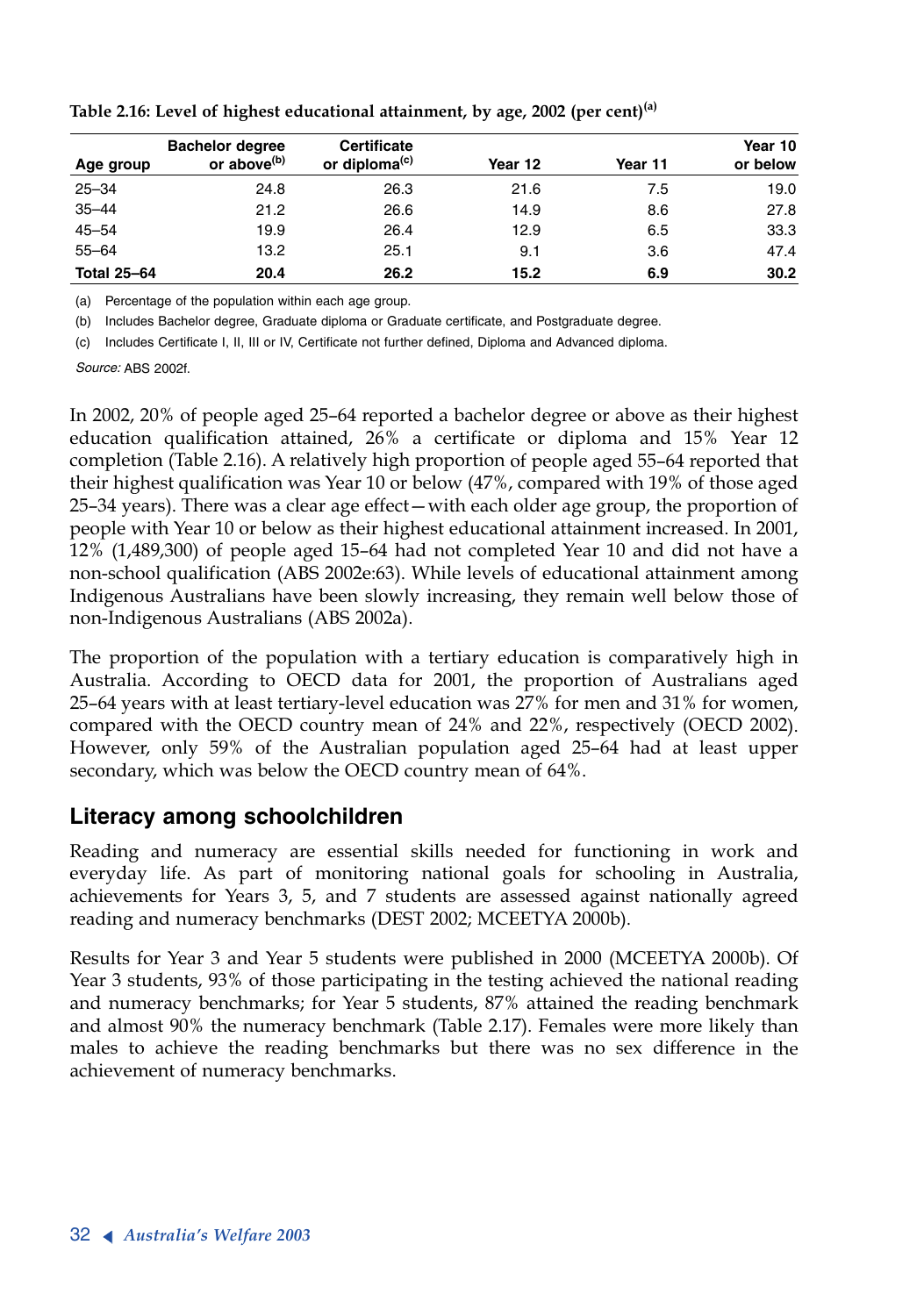**Table 2.16: Level of highest educational attainment, by age, 2002 (per cent)[(a)]**

| Age group | Bachelor degree or above[(b)] | Certificate or diploma[(c)] | Year 12 | Year 11 | Year 10 or below |
|---|---|---|---|---|---|
| 25–34 | 24.8 | 26.3 | 21.6 | 7.5 | 19.0 |
| 35–44 | 21.2 | 26.6 | 14.9 | 8.6 | 27.8 |
| 45–54 | 19.9 | 26.4 | 12.9 | 6.5 | 33.3 |
| 55–64 | 13.2 | 25.1 | 9.1 | 3.6 | 47.4 |
| **Total 25–64** | **20.4** | **26.2** | **15.2** | **6.9** | **30.2** |

(a) Percentage of the population within each age group.

(b) Includes Bachelor degree, Graduate diploma or Graduate certificate, and Postgraduate degree.

(c) Includes Certificate I, II, III or IV, Certificate not further defined, Diploma and Advanced diploma.

*Source:* ABS 2002f.

In 2002, 20% of people aged 25–64 reported a bachelor degree or above as their highest education qualification attained, 26% a certificate or diploma and 15% Year 12 completion (Table 2.16). A relatively high proportion of people aged 55–64 reported that their highest qualification was Year 10 or below (47%, compared with 19% of those aged 25–34 years). There was a clear age effect—with each older age group, the proportion of people with Year 10 or below as their highest educational attainment increased. In 2001, 12% (1,489,300) of people aged 15–64 had not completed Year 10 and did not have a non-school qualification (ABS 2002e:63). While levels of educational attainment among Indigenous Australians have been slowly increasing, they remain well below those of non-Indigenous Australians (ABS 2002a).

The proportion of the population with a tertiary education is comparatively high in Australia. According to OECD data for 2001, the proportion of Australians aged 25–64 years with at least tertiary-level education was 27% for men and 31% for women, compared with the OECD country mean of 24% and 22%, respectively (OECD 2002). However, only 59% of the Australian population aged 25–64 had at least upper secondary, which was below the OECD country mean of 64%.

## Literacy among schoolchildren

Reading and numeracy are essential skills needed for functioning in work and everyday life. As part of monitoring national goals for schooling in Australia, achievements for Years 3, 5, and 7 students are assessed against nationally agreed reading and numeracy benchmarks (DEST 2002; MCEETYA 2000b).

Results for Year 3 and Year 5 students were published in 2000 (MCEETYA 2000b). Of Year 3 students, 93% of those participating in the testing achieved the national reading and numeracy benchmarks; for Year 5 students, 87% attained the reading benchmark and almost 90% the numeracy benchmark (Table 2.17). Females were more likely than males to achieve the reading benchmarks but there was no sex difference in the achievement of numeracy benchmarks.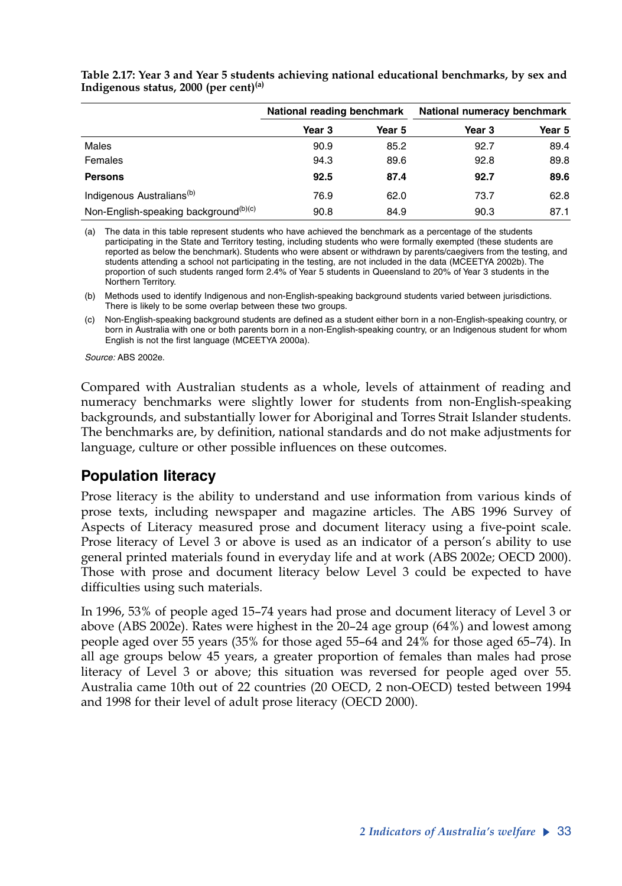**Table 2.17: Year 3 and Year 5 students achieving national educational benchmarks, by sex and Indigenous status, 2000 (per cent)[(a)]**

| | National reading benchmark | | National numeracy benchmark | |
|---|---|---|---|---|
| | Year 3 | Year 5 | Year 3 | Year 5 |
| Males | 90.9 | 85.2 | 92.7 | 89.4 |
| Females | 94.3 | 89.6 | 92.8 | 89.8 |
| **Persons** | **92.5** | **87.4** | **92.7** | **89.6** |
| Indigenous Australians[(b)] | 76.9 | 62.0 | 73.7 | 62.8 |
| Non-English-speaking background[(b)(c)] | 90.8 | 84.9 | 90.3 | 87.1 |

(a) The data in this table represent students who have achieved the benchmark as a percentage of the students participating in the State and Territory testing, including students who were formally exempted (these students are reported as below the benchmark). Students who were absent or withdrawn by parents/caegivers from the testing, and students attending a school not participating in the testing, are not included in the data (MCEETYA 2002b). The proportion of such students ranged form 2.4% of Year 5 students in Queensland to 20% of Year 3 students in the Northern Territory.

(b) Methods used to identify Indigenous and non-English-speaking background students varied between jurisdictions. There is likely to be some overlap between these two groups.

(c) Non-English-speaking background students are defined as a student either born in a non-English-speaking country, or born in Australia with one or both parents born in a non-English-speaking country, or an Indigenous student for whom English is not the first language (MCEETYA 2000a).

*Source:* ABS 2002e.

Compared with Australian students as a whole, levels of attainment of reading and numeracy benchmarks were slightly lower for students from non-English-speaking backgrounds, and substantially lower for Aboriginal and Torres Strait Islander students. The benchmarks are, by definition, national standards and do not make adjustments for language, culture or other possible influences on these outcomes.

## Population literacy

Prose literacy is the ability to understand and use information from various kinds of prose texts, including newspaper and magazine articles. The ABS 1996 Survey of Aspects of Literacy measured prose and document literacy using a five-point scale. Prose literacy of Level 3 or above is used as an indicator of a person's ability to use general printed materials found in everyday life and at work (ABS 2002e; OECD 2000). Those with prose and document literacy below Level 3 could be expected to have difficulties using such materials.

In 1996, 53% of people aged 15–74 years had prose and document literacy of Level 3 or above (ABS 2002e). Rates were highest in the 20–24 age group (64%) and lowest among people aged over 55 years (35% for those aged 55–64 and 24% for those aged 65–74). In all age groups below 45 years, a greater proportion of females than males had prose literacy of Level 3 or above; this situation was reversed for people aged over 55. Australia came 10th out of 22 countries (20 OECD, 2 non-OECD) tested between 1994 and 1998 for their level of adult prose literacy (OECD 2000).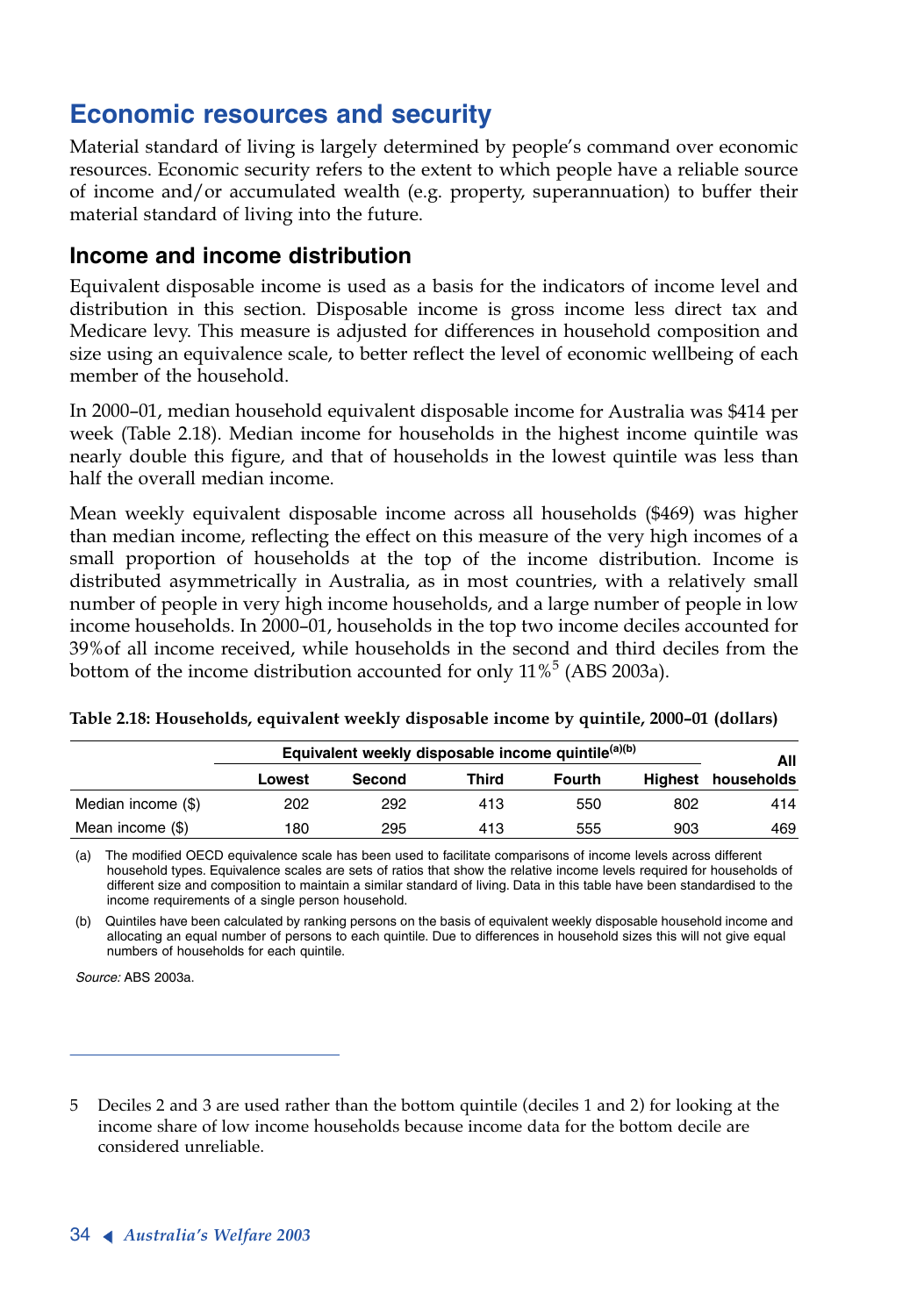# Economic resources and security

Material standard of living is largely determined by people's command over economic resources. Economic security refers to the extent to which people have a reliable source of income and/or accumulated wealth (e.g. property, superannuation) to buffer their material standard of living into the future.

## Income and income distribution

Equivalent disposable income is used as a basis for the indicators of income level and distribution in this section. Disposable income is gross income less direct tax and Medicare levy. This measure is adjusted for differences in household composition and size using an equivalence scale, to better reflect the level of economic wellbeing of each member of the household.

In 2000–01, median household equivalent disposable income for Australia was $414 per week (Table 2.18). Median income for households in the highest income quintile was nearly double this figure, and that of households in the lowest quintile was less than half the overall median income.

Mean weekly equivalent disposable income across all households ($469) was higher than median income, reflecting the effect on this measure of the very high incomes of a small proportion of households at the top of the income distribution. Income is distributed asymmetrically in Australia, as in most countries, with a relatively small number of people in very high income households, and a large number of people in low income households. In 2000–01, households in the top two income deciles accounted for 39%of all income received, while households in the second and third deciles from the bottom of the income distribution accounted for only 11%[5] (ABS 2003a).

**Table 2.18: Households, equivalent weekly disposable income by quintile, 2000–01 (dollars)**

| | Equivalent weekly disposable income quintile[(a)(b)] | | | | | All |
|---|---|---|---|---|---|---|
| | Lowest | Second | Third | Fourth | Highest | households |
| Median income ($) | 202 | 292 | 413 | 550 | 802 | 414 |
| Mean income ($) | 180 | 295 | 413 | 555 | 903 | 469 |

(a) The modified OECD equivalence scale has been used to facilitate comparisons of income levels across different household types. Equivalence scales are sets of ratios that show the relative income levels required for households of different size and composition to maintain a similar standard of living. Data in this table have been standardised to the income requirements of a single person household.

(b) Quintiles have been calculated by ranking persons on the basis of equivalent weekly disposable household income and allocating an equal number of persons to each quintile. Due to differences in household sizes this will not give equal numbers of households for each quintile.

*Source:* ABS 2003a.

---

5 Deciles 2 and 3 are used rather than the bottom quintile (deciles 1 and 2) for looking at the income share of low income households because income data for the bottom decile are considered unreliable.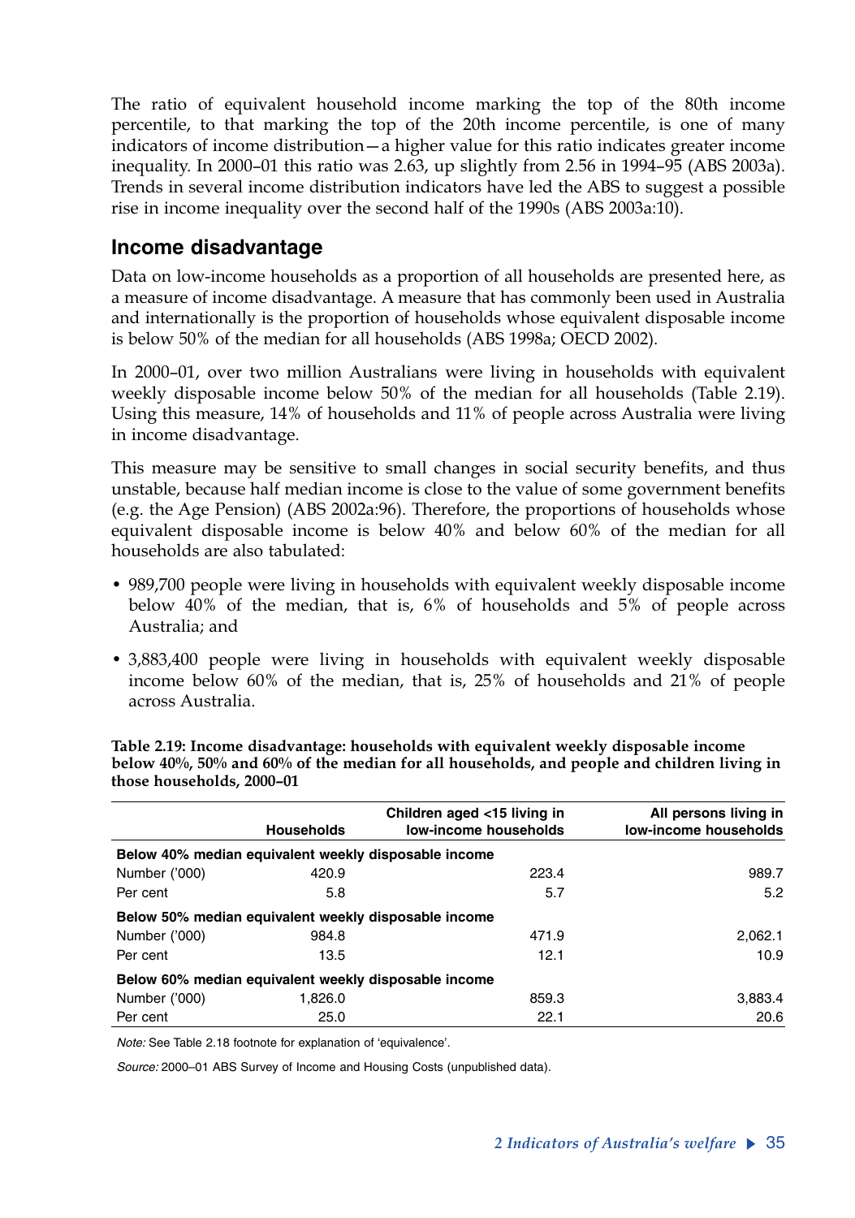The ratio of equivalent household income marking the top of the 80th income percentile, to that marking the top of the 20th income percentile, is one of many indicators of income distribution—a higher value for this ratio indicates greater income inequality. In 2000–01 this ratio was 2.63, up slightly from 2.56 in 1994–95 (ABS 2003a). Trends in several income distribution indicators have led the ABS to suggest a possible rise in income inequality over the second half of the 1990s (ABS 2003a:10).

## Income disadvantage

Data on low-income households as a proportion of all households are presented here, as a measure of income disadvantage. A measure that has commonly been used in Australia and internationally is the proportion of households whose equivalent disposable income is below 50% of the median for all households (ABS 1998a; OECD 2002).

In 2000–01, over two million Australians were living in households with equivalent weekly disposable income below 50% of the median for all households (Table 2.19). Using this measure, 14% of households and 11% of people across Australia were living in income disadvantage.

This measure may be sensitive to small changes in social security benefits, and thus unstable, because half median income is close to the value of some government benefits (e.g. the Age Pension) (ABS 2002a:96). Therefore, the proportions of households whose equivalent disposable income is below 40% and below 60% of the median for all households are also tabulated:

- 989,700 people were living in households with equivalent weekly disposable income below 40% of the median, that is, 6% of households and 5% of people across Australia; and
- 3,883,400 people were living in households with equivalent weekly disposable income below 60% of the median, that is, 25% of households and 21% of people across Australia.

**Table 2.19: Income disadvantage: households with equivalent weekly disposable income below 40%, 50% and 60% of the median for all households, and people and children living in those households, 2000–01**

| | Households | Children aged <15 living in low-income households | All persons living in low-income households |
|---|---|---|---|
| **Below 40% median equivalent weekly disposable income** | | | |
| Number ('000) | 420.9 | 223.4 | 989.7 |
| Per cent | 5.8 | 5.7 | 5.2 |
| **Below 50% median equivalent weekly disposable income** | | | |
| Number ('000) | 984.8 | 471.9 | 2,062.1 |
| Per cent | 13.5 | 12.1 | 10.9 |
| **Below 60% median equivalent weekly disposable income** | | | |
| Number ('000) | 1,826.0 | 859.3 | 3,883.4 |
| Per cent | 25.0 | 22.1 | 20.6 |

*Note:* See Table 2.18 footnote for explanation of 'equivalence'.

*Source:* 2000–01 ABS Survey of Income and Housing Costs (unpublished data).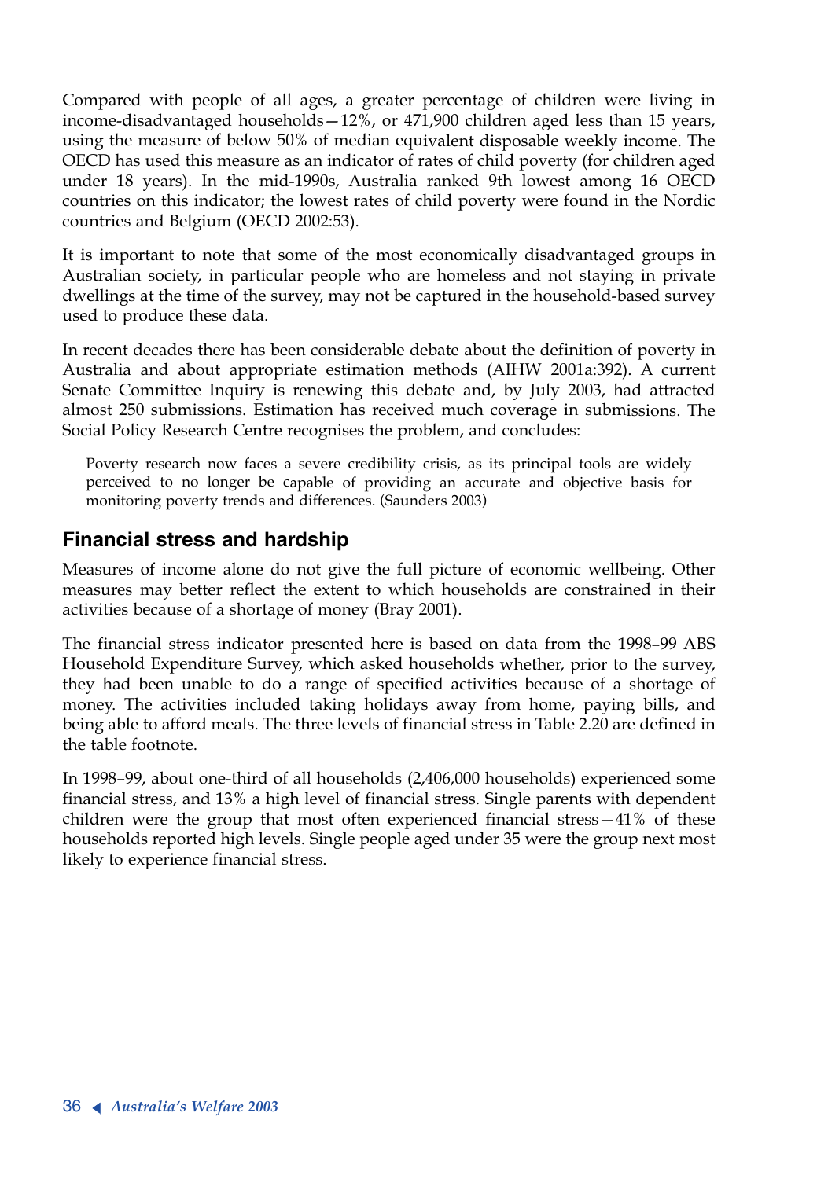Compared with people of all ages, a greater percentage of children were living in income-disadvantaged households—12%, or 471,900 children aged less than 15 years, using the measure of below 50% of median equivalent disposable weekly income. The OECD has used this measure as an indicator of rates of child poverty (for children aged under 18 years). In the mid-1990s, Australia ranked 9th lowest among 16 OECD countries on this indicator; the lowest rates of child poverty were found in the Nordic countries and Belgium (OECD 2002:53).

It is important to note that some of the most economically disadvantaged groups in Australian society, in particular people who are homeless and not staying in private dwellings at the time of the survey, may not be captured in the household-based survey used to produce these data.

In recent decades there has been considerable debate about the definition of poverty in Australia and about appropriate estimation methods (AIHW 2001a:392). A current Senate Committee Inquiry is renewing this debate and, by July 2003, had attracted almost 250 submissions. Estimation has received much coverage in submissions. The Social Policy Research Centre recognises the problem, and concludes:

> Poverty research now faces a severe credibility crisis, as its principal tools are widely perceived to no longer be capable of providing an accurate and objective basis for monitoring poverty trends and differences. (Saunders 2003)

## Financial stress and hardship

Measures of income alone do not give the full picture of economic wellbeing. Other measures may better reflect the extent to which households are constrained in their activities because of a shortage of money (Bray 2001).

The financial stress indicator presented here is based on data from the 1998–99 ABS Household Expenditure Survey, which asked households whether, prior to the survey, they had been unable to do a range of specified activities because of a shortage of money. The activities included taking holidays away from home, paying bills, and being able to afford meals. The three levels of financial stress in Table 2.20 are defined in the table footnote.

In 1998–99, about one-third of all households (2,406,000 households) experienced some financial stress, and 13% a high level of financial stress. Single parents with dependent children were the group that most often experienced financial stress—41% of these households reported high levels. Single people aged under 35 were the group next most likely to experience financial stress.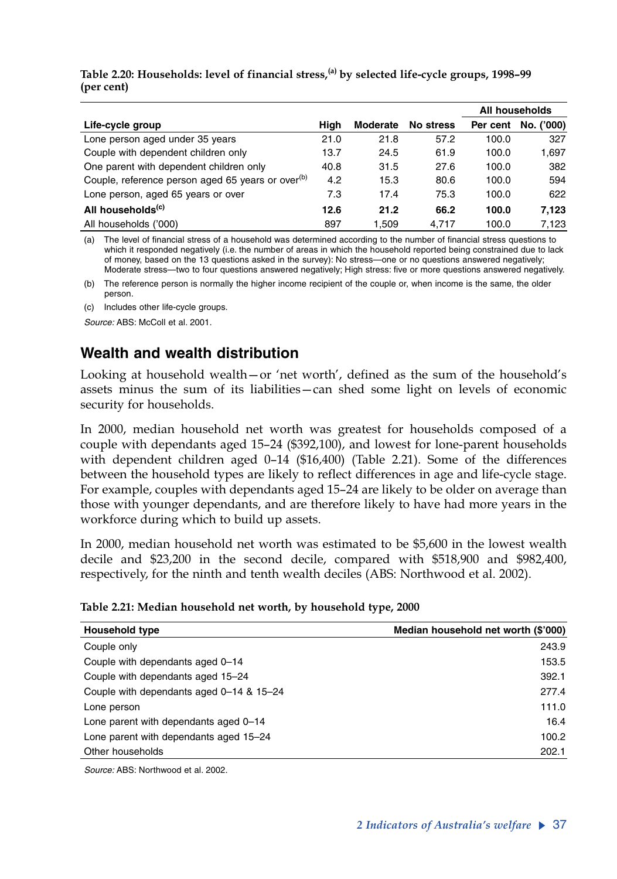**Table 2.20: Households: level of financial stress,[(a)] by selected life-cycle groups, 1998–99 (per cent)**

| | | | | All households | |
|---|---|---|---|---|---|
| Life-cycle group | High | Moderate | No stress | Per cent | No. ('000) |
| Lone person aged under 35 years | 21.0 | 21.8 | 57.2 | 100.0 | 327 |
| Couple with dependent children only | 13.7 | 24.5 | 61.9 | 100.0 | 1,697 |
| One parent with dependent children only | 40.8 | 31.5 | 27.6 | 100.0 | 382 |
| Couple, reference person aged 65 years or over[(b)] | 4.2 | 15.3 | 80.6 | 100.0 | 594 |
| Lone person, aged 65 years or over | 7.3 | 17.4 | 75.3 | 100.0 | 622 |
| **All households[(c)]** | **12.6** | **21.2** | **66.2** | **100.0** | **7,123** |
| All households ('000) | 897 | 1,509 | 4,717 | 100.0 | 7,123 |

(a) The level of financial stress of a household was determined according to the number of financial stress questions to which it responded negatively (i.e. the number of areas in which the household reported being constrained due to lack of money, based on the 13 questions asked in the survey): No stress—one or no questions answered negatively; Moderate stress—two to four questions answered negatively; High stress: five or more questions answered negatively.

(b) The reference person is normally the higher income recipient of the couple or, when income is the same, the older person.

(c) Includes other life-cycle groups.

*Source:* ABS: McColl et al. 2001.

## Wealth and wealth distribution

Looking at household wealth—or 'net worth', defined as the sum of the household's assets minus the sum of its liabilities—can shed some light on levels of economic security for households.

In 2000, median household net worth was greatest for households composed of a couple with dependants aged 15–24 ($392,100), and lowest for lone-parent households with dependent children aged 0–14 ($16,400) (Table 2.21). Some of the differences between the household types are likely to reflect differences in age and life-cycle stage. For example, couples with dependants aged 15–24 are likely to be older on average than those with younger dependants, and are therefore likely to have had more years in the workforce during which to build up assets.

In 2000, median household net worth was estimated to be $5,600 in the lowest wealth decile and $23,200 in the second decile, compared with $518,900 and $982,400, respectively, for the ninth and tenth wealth deciles (ABS: Northwood et al. 2002).

**Table 2.21: Median household net worth, by household type, 2000**

| Household type | Median household net worth ($'000) |
|---|---|
| Couple only | 243.9 |
| Couple with dependants aged 0–14 | 153.5 |
| Couple with dependants aged 15–24 | 392.1 |
| Couple with dependants aged 0–14 & 15–24 | 277.4 |
| Lone person | 111.0 |
| Lone parent with dependants aged 0–14 | 16.4 |
| Lone parent with dependants aged 15–24 | 100.2 |
| Other households | 202.1 |

*Source:* ABS: Northwood et al. 2002.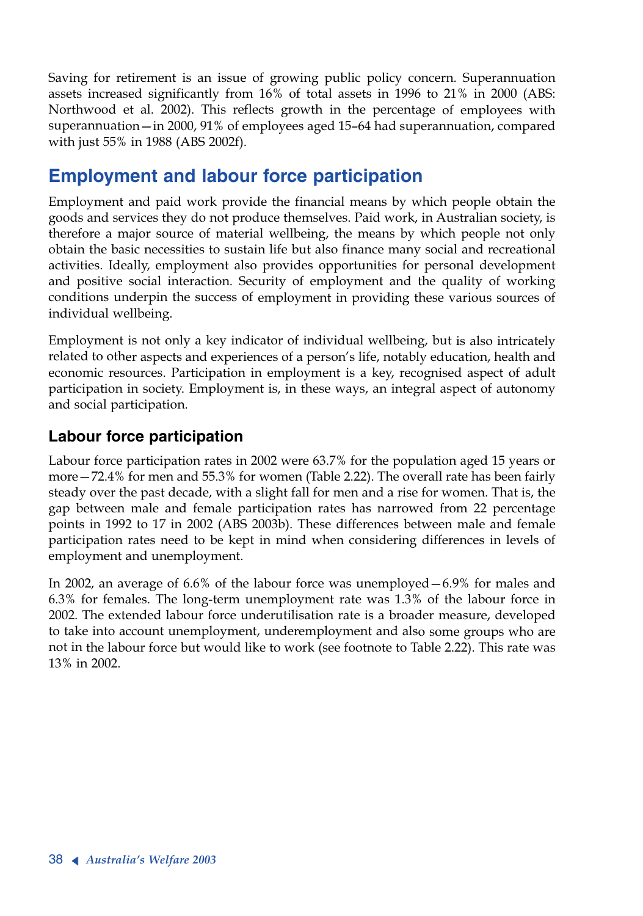Saving for retirement is an issue of growing public policy concern. Superannuation assets increased significantly from 16% of total assets in 1996 to 21% in 2000 (ABS: Northwood et al. 2002). This reflects growth in the percentage of employees with superannuation—in 2000, 91% of employees aged 15–64 had superannuation, compared with just 55% in 1988 (ABS 2002f).

## Employment and labour force participation

Employment and paid work provide the financial means by which people obtain the goods and services they do not produce themselves. Paid work, in Australian society, is therefore a major source of material wellbeing, the means by which people not only obtain the basic necessities to sustain life but also finance many social and recreational activities. Ideally, employment also provides opportunities for personal development and positive social interaction. Security of employment and the quality of working conditions underpin the success of employment in providing these various sources of individual wellbeing.

Employment is not only a key indicator of individual wellbeing, but is also intricately related to other aspects and experiences of a person's life, notably education, health and economic resources. Participation in employment is a key, recognised aspect of adult participation in society. Employment is, in these ways, an integral aspect of autonomy and social participation.

### Labour force participation

Labour force participation rates in 2002 were 63.7% for the population aged 15 years or more—72.4% for men and 55.3% for women (Table 2.22). The overall rate has been fairly steady over the past decade, with a slight fall for men and a rise for women. That is, the gap between male and female participation rates has narrowed from 22 percentage points in 1992 to 17 in 2002 (ABS 2003b). These differences between male and female participation rates need to be kept in mind when considering differences in levels of employment and unemployment.

In 2002, an average of 6.6% of the labour force was unemployed—6.9% for males and 6.3% for females. The long-term unemployment rate was 1.3% of the labour force in 2002. The extended labour force underutilisation rate is a broader measure, developed to take into account unemployment, underemployment and also some groups who are not in the labour force but would like to work (see footnote to Table 2.22). This rate was 13% in 2002.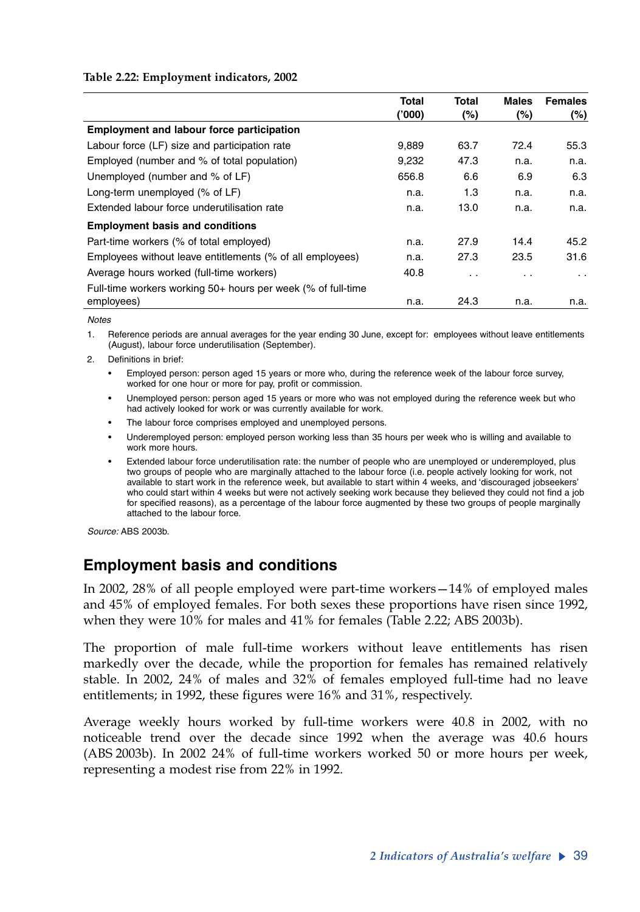**Table 2.22: Employment indicators, 2002**

| | Total ('000) | Total (%) | Males (%) | Females (%) |
|---|---|---|---|---|
| **Employment and labour force participation** | | | | |
| Labour force (LF) size and participation rate | 9,889 | 63.7 | 72.4 | 55.3 |
| Employed (number and % of total population) | 9,232 | 47.3 | n.a. | n.a. |
| Unemployed (number and % of LF) | 656.8 | 6.6 | 6.9 | 6.3 |
| Long-term unemployed (% of LF) | n.a. | 1.3 | n.a. | n.a. |
| Extended labour force underutilisation rate | n.a. | 13.0 | n.a. | n.a. |
| **Employment basis and conditions** | | | | |
| Part-time workers (% of total employed) | n.a. | 27.9 | 14.4 | 45.2 |
| Employees without leave entitlements (% of all employees) | n.a. | 27.3 | 23.5 | 31.6 |
| Average hours worked (full-time workers) | 40.8 | . . | . . | . . |
| Full-time workers working 50+ hours per week (% of full-time employees) | n.a. | 24.3 | n.a. | n.a. |

*Notes*

1. Reference periods are annual averages for the year ending 30 June, except for: employees without leave entitlements (August), labour force underutilisation (September).
2. Definitions in brief:
   - Employed person: person aged 15 years or more who, during the reference week of the labour force survey, worked for one hour or more for pay, profit or commission.
   - Unemployed person: person aged 15 years or more who was not employed during the reference week but who had actively looked for work or was currently available for work.
   - The labour force comprises employed and unemployed persons.
   - Underemployed person: employed person working less than 35 hours per week who is willing and available to work more hours.
   - Extended labour force underutilisation rate: the number of people who are unemployed or underemployed, plus two groups of people who are marginally attached to the labour force (i.e. people actively looking for work, not available to start work in the reference week, but available to start within 4 weeks, and 'discouraged jobseekers' who could start within 4 weeks but were not actively seeking work because they believed they could not find a job for specified reasons), as a percentage of the labour force augmented by these two groups of people marginally attached to the labour force.

*Source:* ABS 2003b.

## Employment basis and conditions

In 2002, 28% of all people employed were part-time workers—14% of employed males and 45% of employed females. For both sexes these proportions have risen since 1992, when they were 10% for males and 41% for females (Table 2.22; ABS 2003b).

The proportion of male full-time workers without leave entitlements has risen markedly over the decade, while the proportion for females has remained relatively stable. In 2002, 24% of males and 32% of females employed full-time had no leave entitlements; in 1992, these figures were 16% and 31%, respectively.

Average weekly hours worked by full-time workers were 40.8 in 2002, with no noticeable trend over the decade since 1992 when the average was 40.6 hours (ABS 2003b). In 2002 24% of full-time workers worked 50 or more hours per week, representing a modest rise from 22% in 1992.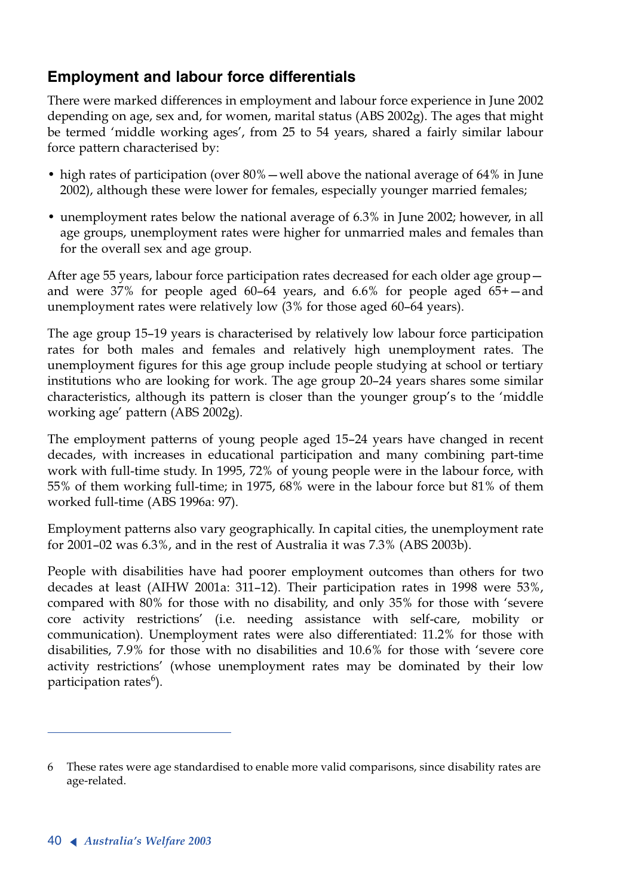## Employment and labour force differentials

There were marked differences in employment and labour force experience in June 2002 depending on age, sex and, for women, marital status (ABS 2002g). The ages that might be termed 'middle working ages', from 25 to 54 years, shared a fairly similar labour force pattern characterised by:

- high rates of participation (over 80% — well above the national average of 64% in June 2002), although these were lower for females, especially younger married females;
- unemployment rates below the national average of 6.3% in June 2002; however, in all age groups, unemployment rates were higher for unmarried males and females than for the overall sex and age group.

After age 55 years, labour force participation rates decreased for each older age group — and were 37% for people aged 60–64 years, and 6.6% for people aged 65+ — and unemployment rates were relatively low (3% for those aged 60–64 years).

The age group 15–19 years is characterised by relatively low labour force participation rates for both males and females and relatively high unemployment rates. The unemployment figures for this age group include people studying at school or tertiary institutions who are looking for work. The age group 20–24 years shares some similar characteristics, although its pattern is closer than the younger group's to the 'middle working age' pattern (ABS 2002g).

The employment patterns of young people aged 15–24 years have changed in recent decades, with increases in educational participation and many combining part-time work with full-time study. In 1995, 72% of young people were in the labour force, with 55% of them working full-time; in 1975, 68% were in the labour force but 81% of them worked full-time (ABS 1996a: 97).

Employment patterns also vary geographically. In capital cities, the unemployment rate for 2001–02 was 6.3%, and in the rest of Australia it was 7.3% (ABS 2003b).

People with disabilities have had poorer employment outcomes than others for two decades at least (AIHW 2001a: 311–12). Their participation rates in 1998 were 53%, compared with 80% for those with no disability, and only 35% for those with 'severe core activity restrictions' (i.e. needing assistance with self-care, mobility or communication). Unemployment rates were also differentiated: 11.2% for those with disabilities, 7.9% for those with no disabilities and 10.6% for those with 'severe core activity restrictions' (whose unemployment rates may be dominated by their low participation rates[6]).

---

6 These rates were age standardised to enable more valid comparisons, since disability rates are age-related.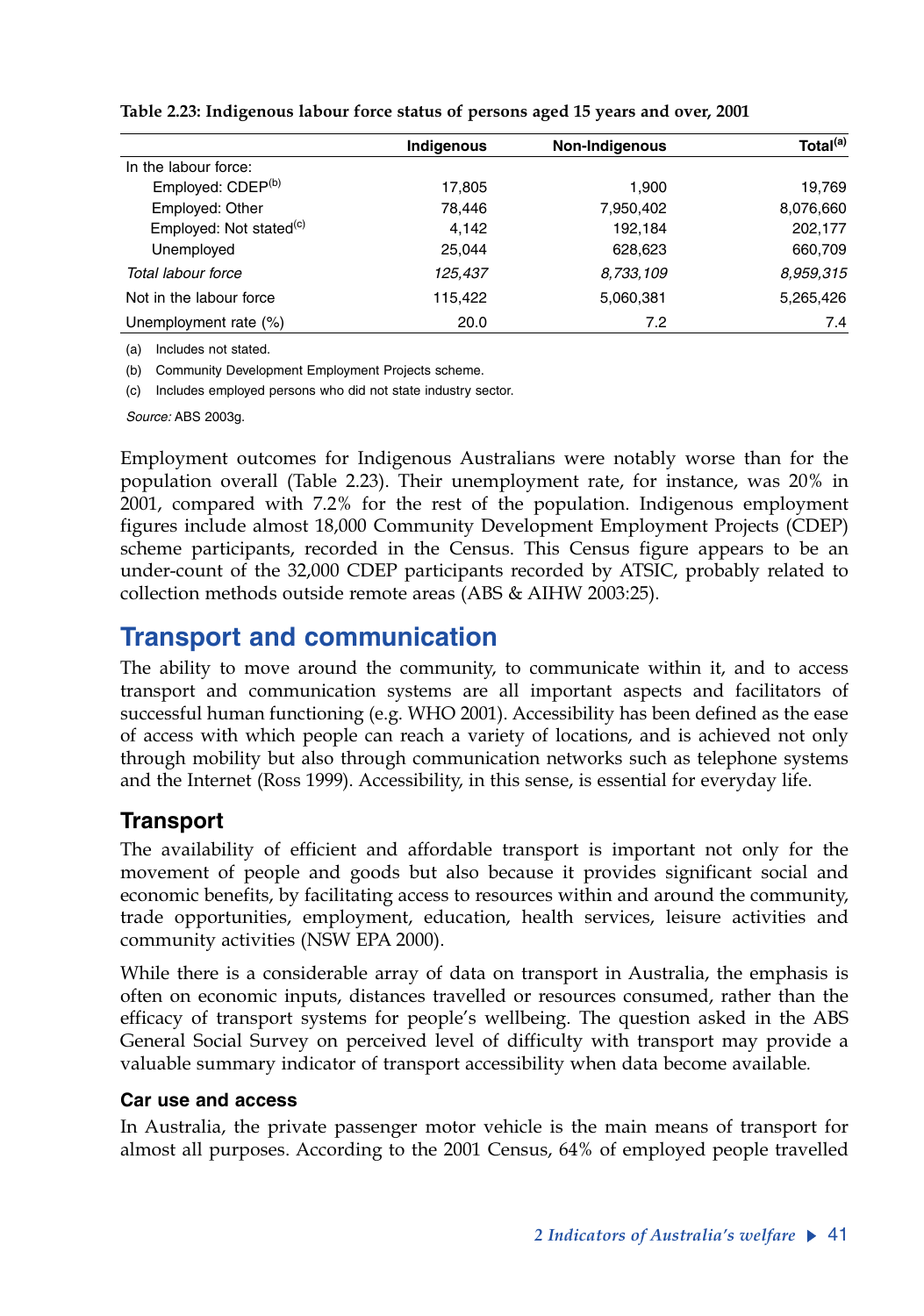**Table 2.23: Indigenous labour force status of persons aged 15 years and over, 2001**

| | Indigenous | Non-Indigenous | Total[(a)] |
|---|---|---|---|
| In the labour force: | | | |
| Employed: CDEP[(b)] | 17,805 | 1,900 | 19,769 |
| Employed: Other | 78,446 | 7,950,402 | 8,076,660 |
| Employed: Not stated[(c)] | 4,142 | 192,184 | 202,177 |
| Unemployed | 25,044 | 628,623 | 660,709 |
| *Total labour force* | *125,437* | *8,733,109* | *8,959,315* |
| Not in the labour force | 115,422 | 5,060,381 | 5,265,426 |
| Unemployment rate (%) | 20.0 | 7.2 | 7.4 |

(a) Includes not stated.

(b) Community Development Employment Projects scheme.

(c) Includes employed persons who did not state industry sector.

*Source:* ABS 2003g.

Employment outcomes for Indigenous Australians were notably worse than for the population overall (Table 2.23). Their unemployment rate, for instance, was 20% in 2001, compared with 7.2% for the rest of the population. Indigenous employment figures include almost 18,000 Community Development Employment Projects (CDEP) scheme participants, recorded in the Census. This Census figure appears to be an under-count of the 32,000 CDEP participants recorded by ATSIC, probably related to collection methods outside remote areas (ABS & AIHW 2003:25).

# Transport and communication

The ability to move around the community, to communicate within it, and to access transport and communication systems are all important aspects and facilitators of successful human functioning (e.g. WHO 2001). Accessibility has been defined as the ease of access with which people can reach a variety of locations, and is achieved not only through mobility but also through communication networks such as telephone systems and the Internet (Ross 1999). Accessibility, in this sense, is essential for everyday life.

## Transport

The availability of efficient and affordable transport is important not only for the movement of people and goods but also because it provides significant social and economic benefits, by facilitating access to resources within and around the community, trade opportunities, employment, education, health services, leisure activities and community activities (NSW EPA 2000).

While there is a considerable array of data on transport in Australia, the emphasis is often on economic inputs, distances travelled or resources consumed, rather than the efficacy of transport systems for people's wellbeing. The question asked in the ABS General Social Survey on perceived level of difficulty with transport may provide a valuable summary indicator of transport accessibility when data become available.

### Car use and access

In Australia, the private passenger motor vehicle is the main means of transport for almost all purposes. According to the 2001 Census, 64% of employed people travelled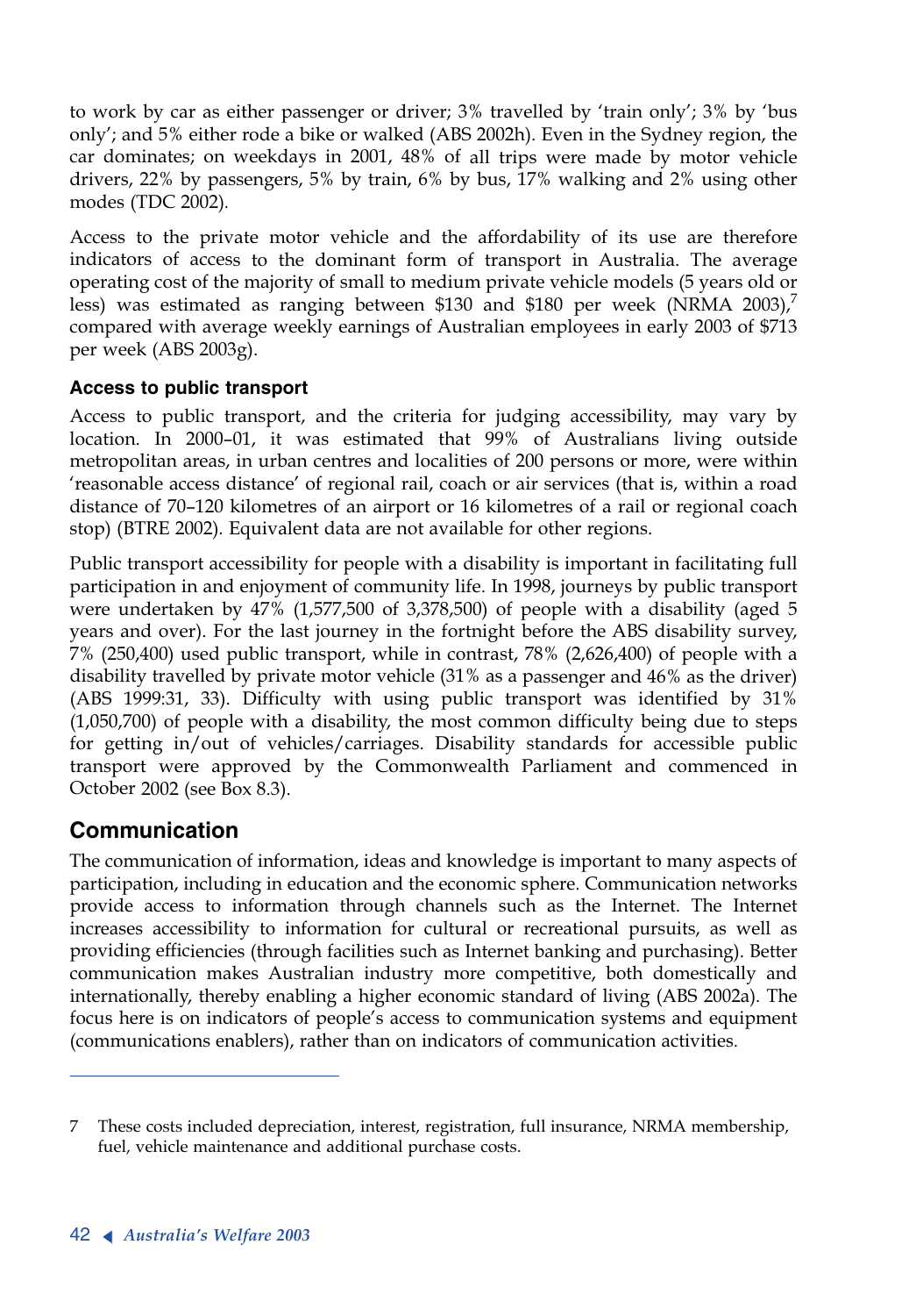to work by car as either passenger or driver; 3% travelled by 'train only'; 3% by 'bus only'; and 5% either rode a bike or walked (ABS 2002h). Even in the Sydney region, the car dominates; on weekdays in 2001, 48% of all trips were made by motor vehicle drivers, 22% by passengers, 5% by train, 6% by bus, 17% walking and 2% using other modes (TDC 2002).

Access to the private motor vehicle and the affordability of its use are therefore indicators of access to the dominant form of transport in Australia. The average operating cost of the majority of small to medium private vehicle models (5 years old or less) was estimated as ranging between $130 and $180 per week (NRMA 2003),[7] compared with average weekly earnings of Australian employees in early 2003 of $713 per week (ABS 2003g).

### Access to public transport

Access to public transport, and the criteria for judging accessibility, may vary by location. In 2000–01, it was estimated that 99% of Australians living outside metropolitan areas, in urban centres and localities of 200 persons or more, were within 'reasonable access distance' of regional rail, coach or air services (that is, within a road distance of 70–120 kilometres of an airport or 16 kilometres of a rail or regional coach stop) (BTRE 2002). Equivalent data are not available for other regions.

Public transport accessibility for people with a disability is important in facilitating full participation in and enjoyment of community life. In 1998, journeys by public transport were undertaken by 47% (1,577,500 of 3,378,500) of people with a disability (aged 5 years and over). For the last journey in the fortnight before the ABS disability survey, 7% (250,400) used public transport, while in contrast, 78% (2,626,400) of people with a disability travelled by private motor vehicle (31% as a passenger and 46% as the driver) (ABS 1999:31, 33). Difficulty with using public transport was identified by 31% (1,050,700) of people with a disability, the most common difficulty being due to steps for getting in/out of vehicles/carriages. Disability standards for accessible public transport were approved by the Commonwealth Parliament and commenced in October 2002 (see Box 8.3).

## Communication

The communication of information, ideas and knowledge is important to many aspects of participation, including in education and the economic sphere. Communication networks provide access to information through channels such as the Internet. The Internet increases accessibility to information for cultural or recreational pursuits, as well as providing efficiencies (through facilities such as Internet banking and purchasing). Better communication makes Australian industry more competitive, both domestically and internationally, thereby enabling a higher economic standard of living (ABS 2002a). The focus here is on indicators of people's access to communication systems and equipment (communications enablers), rather than on indicators of communication activities.

---

7 These costs included depreciation, interest, registration, full insurance, NRMA membership, fuel, vehicle maintenance and additional purchase costs.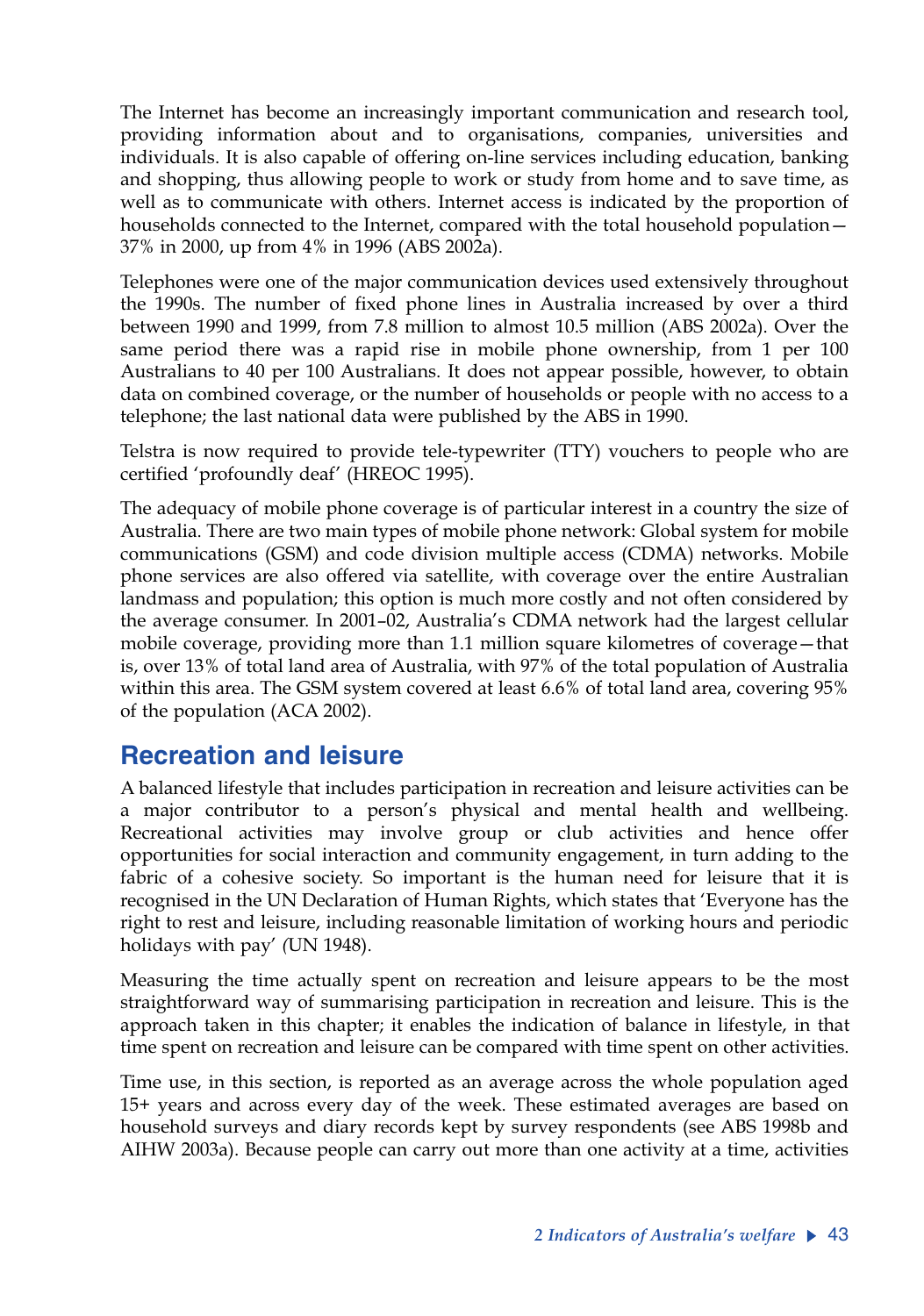The Internet has become an increasingly important communication and research tool, providing information about and to organisations, companies, universities and individuals. It is also capable of offering on-line services including education, banking and shopping, thus allowing people to work or study from home and to save time, as well as to communicate with others. Internet access is indicated by the proportion of households connected to the Internet, compared with the total household population—37% in 2000, up from 4% in 1996 (ABS 2002a).

Telephones were one of the major communication devices used extensively throughout the 1990s. The number of fixed phone lines in Australia increased by over a third between 1990 and 1999, from 7.8 million to almost 10.5 million (ABS 2002a). Over the same period there was a rapid rise in mobile phone ownership, from 1 per 100 Australians to 40 per 100 Australians. It does not appear possible, however, to obtain data on combined coverage, or the number of households or people with no access to a telephone; the last national data were published by the ABS in 1990.

Telstra is now required to provide tele-typewriter (TTY) vouchers to people who are certified 'profoundly deaf' (HREOC 1995).

The adequacy of mobile phone coverage is of particular interest in a country the size of Australia. There are two main types of mobile phone network: Global system for mobile communications (GSM) and code division multiple access (CDMA) networks. Mobile phone services are also offered via satellite, with coverage over the entire Australian landmass and population; this option is much more costly and not often considered by the average consumer. In 2001–02, Australia's CDMA network had the largest cellular mobile coverage, providing more than 1.1 million square kilometres of coverage—that is, over 13% of total land area of Australia, with 97% of the total population of Australia within this area. The GSM system covered at least 6.6% of total land area, covering 95% of the population (ACA 2002).

## Recreation and leisure

A balanced lifestyle that includes participation in recreation and leisure activities can be a major contributor to a person's physical and mental health and wellbeing. Recreational activities may involve group or club activities and hence offer opportunities for social interaction and community engagement, in turn adding to the fabric of a cohesive society. So important is the human need for leisure that it is recognised in the UN Declaration of Human Rights, which states that 'Everyone has the right to rest and leisure, including reasonable limitation of working hours and periodic holidays with pay' *(*UN 1948).

Measuring the time actually spent on recreation and leisure appears to be the most straightforward way of summarising participation in recreation and leisure. This is the approach taken in this chapter; it enables the indication of balance in lifestyle, in that time spent on recreation and leisure can be compared with time spent on other activities.

Time use, in this section, is reported as an average across the whole population aged 15+ years and across every day of the week. These estimated averages are based on household surveys and diary records kept by survey respondents (see ABS 1998b and AIHW 2003a). Because people can carry out more than one activity at a time, activities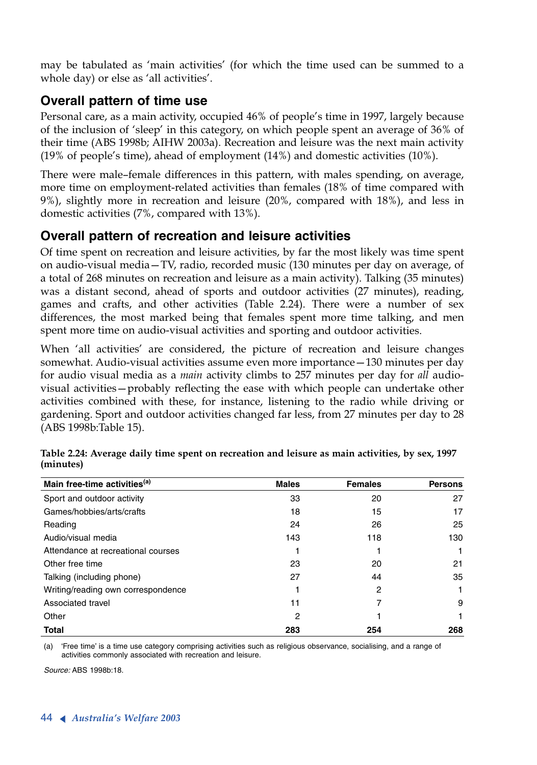may be tabulated as 'main activities' (for which the time used can be summed to a whole day) or else as 'all activities'.

## Overall pattern of time use

Personal care, as a main activity, occupied 46% of people's time in 1997, largely because of the inclusion of 'sleep' in this category, on which people spent an average of 36% of their time (ABS 1998b; AIHW 2003a). Recreation and leisure was the next main activity (19% of people's time), ahead of employment (14%) and domestic activities (10%).

There were male–female differences in this pattern, with males spending, on average, more time on employment-related activities than females (18% of time compared with 9%), slightly more in recreation and leisure (20%, compared with 18%), and less in domestic activities (7%, compared with 13%).

## Overall pattern of recreation and leisure activities

Of time spent on recreation and leisure activities, by far the most likely was time spent on audio-visual media—TV, radio, recorded music (130 minutes per day on average, of a total of 268 minutes on recreation and leisure as a main activity). Talking (35 minutes) was a distant second, ahead of sports and outdoor activities (27 minutes), reading, games and crafts, and other activities (Table 2.24). There were a number of sex differences, the most marked being that females spent more time talking, and men spent more time on audio-visual activities and sporting and outdoor activities.

When 'all activities' are considered, the picture of recreation and leisure changes somewhat. Audio-visual activities assume even more importance—130 minutes per day for audio visual media as a *main* activity climbs to 257 minutes per day for *all* audio-visual activities—probably reflecting the ease with which people can undertake other activities combined with these, for instance, listening to the radio while driving or gardening. Sport and outdoor activities changed far less, from 27 minutes per day to 28 (ABS 1998b:Table 15).

**Table 2.24: Average daily time spent on recreation and leisure as main activities, by sex, 1997 (minutes)**

| Main free-time activities[a] | Males | Females | Persons |
|---|---|---|---|
| Sport and outdoor activity | 33 | 20 | 27 |
| Games/hobbies/arts/crafts | 18 | 15 | 17 |
| Reading | 24 | 26 | 25 |
| Audio/visual media | 143 | 118 | 130 |
| Attendance at recreational courses | 1 | 1 | 1 |
| Other free time | 23 | 20 | 21 |
| Talking (including phone) | 27 | 44 | 35 |
| Writing/reading own correspondence | 1 | 2 | 1 |
| Associated travel | 11 | 7 | 9 |
| Other | 2 | 1 | 1 |
| **Total** | **283** | **254** | **268** |

(a) 'Free time' is a time use category comprising activities such as religious observance, socialising, and a range of activities commonly associated with recreation and leisure.

*Source:* ABS 1998b:18.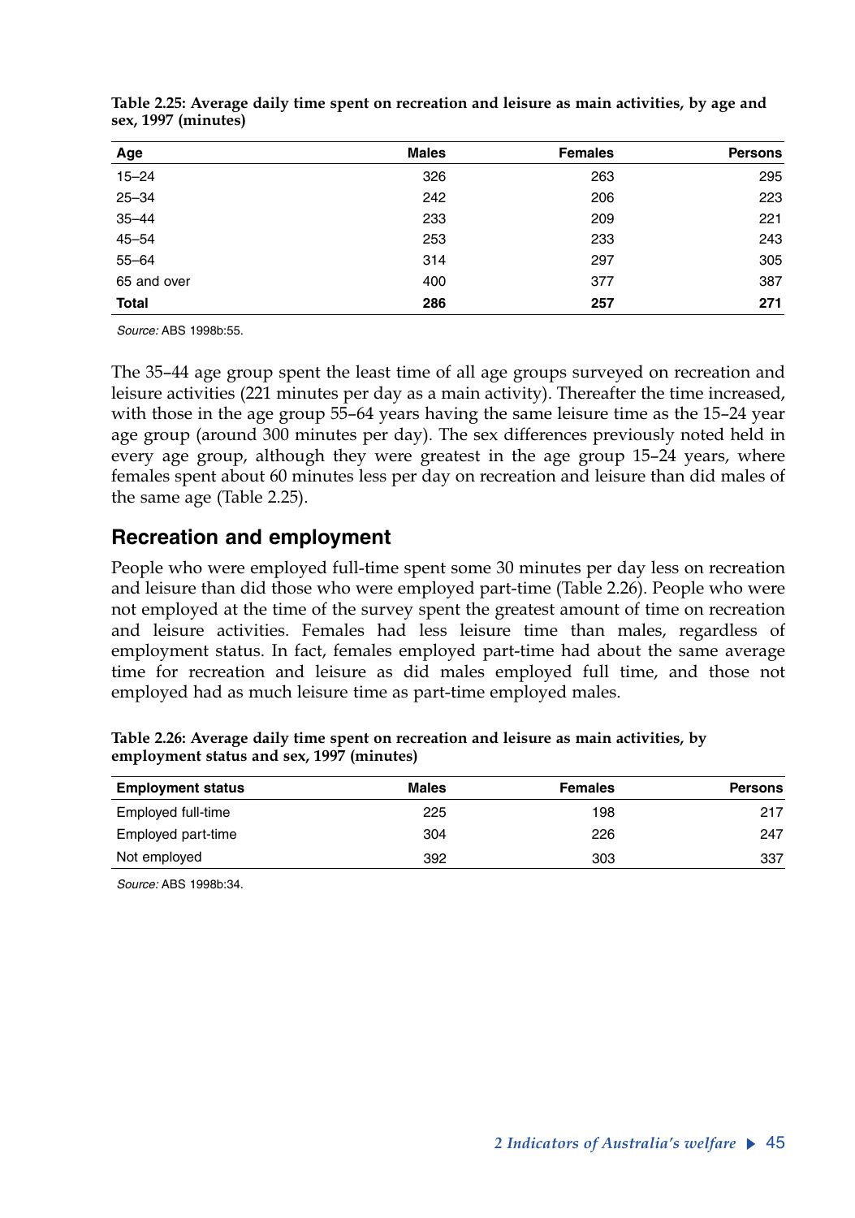**Table 2.25: Average daily time spent on recreation and leisure as main activities, by age and sex, 1997 (minutes)**

| Age | Males | Females | Persons |
|---|---|---|---|
| 15–24 | 326 | 263 | 295 |
| 25–34 | 242 | 206 | 223 |
| 35–44 | 233 | 209 | 221 |
| 45–54 | 253 | 233 | 243 |
| 55–64 | 314 | 297 | 305 |
| 65 and over | 400 | 377 | 387 |
| **Total** | **286** | **257** | **271** |

*Source:* ABS 1998b:55.

The 35–44 age group spent the least time of all age groups surveyed on recreation and leisure activities (221 minutes per day as a main activity). Thereafter the time increased, with those in the age group 55–64 years having the same leisure time as the 15–24 year age group (around 300 minutes per day). The sex differences previously noted held in every age group, although they were greatest in the age group 15–24 years, where females spent about 60 minutes less per day on recreation and leisure than did males of the same age (Table 2.25).

## Recreation and employment

People who were employed full-time spent some 30 minutes per day less on recreation and leisure than did those who were employed part-time (Table 2.26). People who were not employed at the time of the survey spent the greatest amount of time on recreation and leisure activities. Females had less leisure time than males, regardless of employment status. In fact, females employed part-time had about the same average time for recreation and leisure as did males employed full time, and those not employed had as much leisure time as part-time employed males.

**Table 2.26: Average daily time spent on recreation and leisure as main activities, by employment status and sex, 1997 (minutes)**

| Employment status | Males | Females | Persons |
|---|---|---|---|
| Employed full-time | 225 | 198 | 217 |
| Employed part-time | 304 | 226 | 247 |
| Not employed | 392 | 303 | 337 |

*Source:* ABS 1998b:34.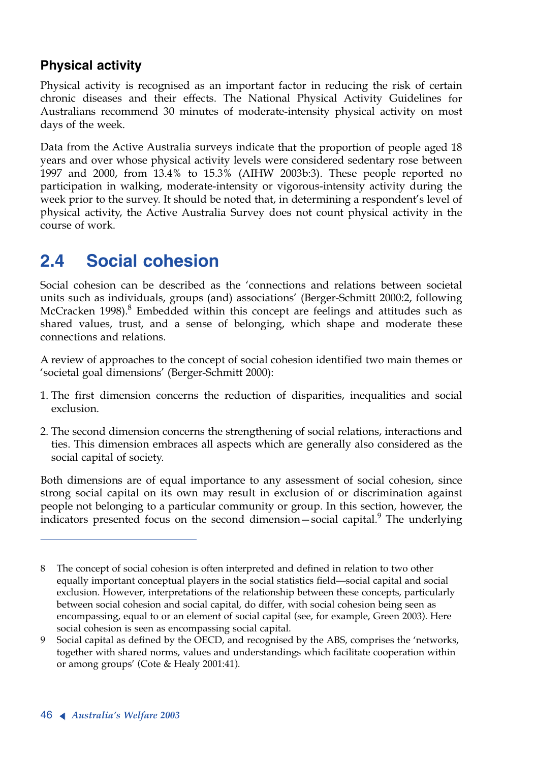### Physical activity

Physical activity is recognised as an important factor in reducing the risk of certain chronic diseases and their effects. The National Physical Activity Guidelines for Australians recommend 30 minutes of moderate-intensity physical activity on most days of the week.

Data from the Active Australia surveys indicate that the proportion of people aged 18 years and over whose physical activity levels were considered sedentary rose between 1997 and 2000, from 13.4% to 15.3% (AIHW 2003b:3). These people reported no participation in walking, moderate-intensity or vigorous-intensity activity during the week prior to the survey. It should be noted that, in determining a respondent's level of physical activity, the Active Australia Survey does not count physical activity in the course of work.

## 2.4 Social cohesion

Social cohesion can be described as the 'connections and relations between societal units such as individuals, groups (and) associations' (Berger-Schmitt 2000:2, following McCracken 1998).[8] Embedded within this concept are feelings and attitudes such as shared values, trust, and a sense of belonging, which shape and moderate these connections and relations.

A review of approaches to the concept of social cohesion identified two main themes or 'societal goal dimensions' (Berger-Schmitt 2000):

1. The first dimension concerns the reduction of disparities, inequalities and social exclusion.
2. The second dimension concerns the strengthening of social relations, interactions and ties. This dimension embraces all aspects which are generally also considered as the social capital of society.

Both dimensions are of equal importance to any assessment of social cohesion, since strong social capital on its own may result in exclusion of or discrimination against people not belonging to a particular community or group. In this section, however, the indicators presented focus on the second dimension—social capital.[9] The underlying

---

8 The concept of social cohesion is often interpreted and defined in relation to two other equally important conceptual players in the social statistics field—social capital and social exclusion. However, interpretations of the relationship between these concepts, particularly between social cohesion and social capital, do differ, with social cohesion being seen as encompassing, equal to or an element of social capital (see, for example, Green 2003). Here social cohesion is seen as encompassing social capital.

9 Social capital as defined by the OECD, and recognised by the ABS, comprises the 'networks, together with shared norms, values and understandings which facilitate cooperation within or among groups' (Cote & Healy 2001:41).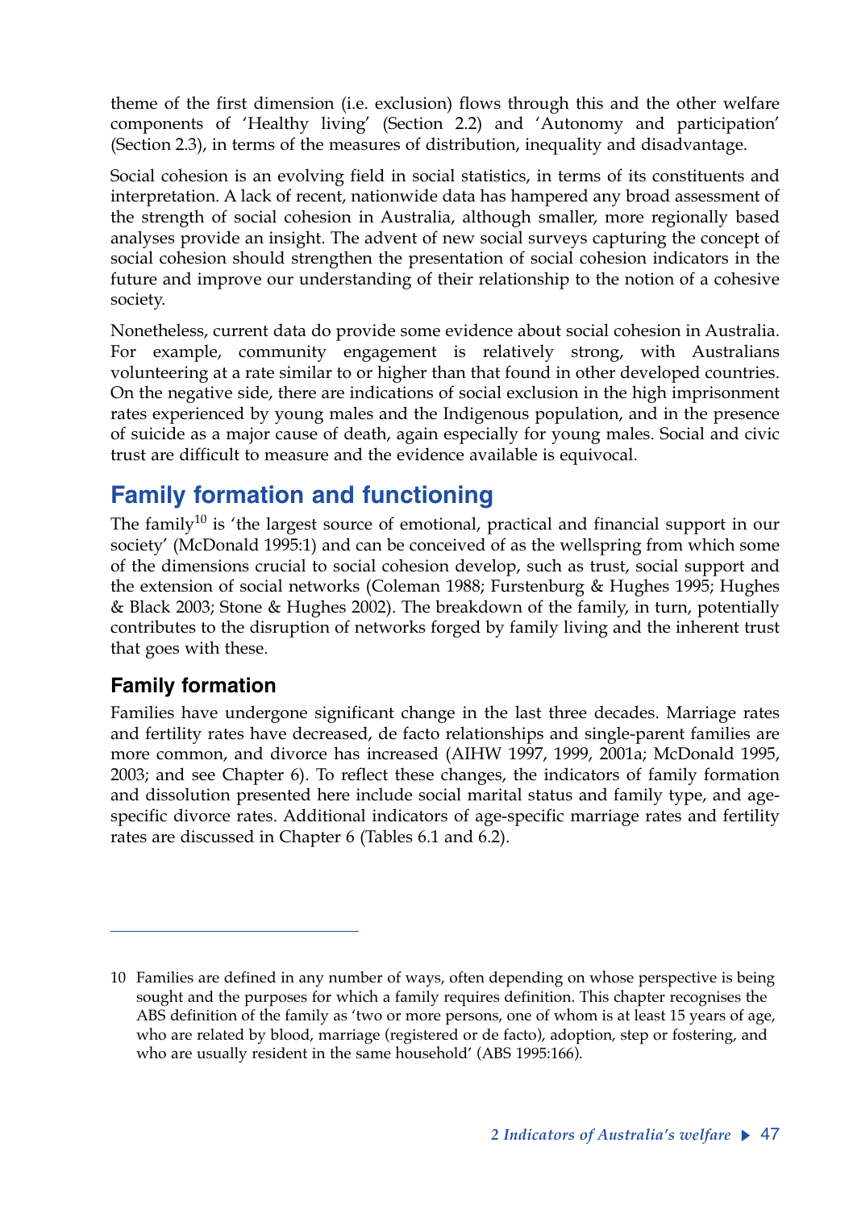theme of the first dimension (i.e. exclusion) flows through this and the other welfare components of 'Healthy living' (Section 2.2) and 'Autonomy and participation' (Section 2.3), in terms of the measures of distribution, inequality and disadvantage.

Social cohesion is an evolving field in social statistics, in terms of its constituents and interpretation. A lack of recent, nationwide data has hampered any broad assessment of the strength of social cohesion in Australia, although smaller, more regionally based analyses provide an insight. The advent of new social surveys capturing the concept of social cohesion should strengthen the presentation of social cohesion indicators in the future and improve our understanding of their relationship to the notion of a cohesive society.

Nonetheless, current data do provide some evidence about social cohesion in Australia. For example, community engagement is relatively strong, with Australians volunteering at a rate similar to or higher than that found in other developed countries. On the negative side, there are indications of social exclusion in the high imprisonment rates experienced by young males and the Indigenous population, and in the presence of suicide as a major cause of death, again especially for young males. Social and civic trust are difficult to measure and the evidence available is equivocal.

## Family formation and functioning

The family[10] is 'the largest source of emotional, practical and financial support in our society' (McDonald 1995:1) and can be conceived of as the wellspring from which some of the dimensions crucial to social cohesion develop, such as trust, social support and the extension of social networks (Coleman 1988; Furstenburg & Hughes 1995; Hughes & Black 2003; Stone & Hughes 2002). The breakdown of the family, in turn, potentially contributes to the disruption of networks forged by family living and the inherent trust that goes with these.

### Family formation

Families have undergone significant change in the last three decades. Marriage rates and fertility rates have decreased, de facto relationships and single-parent families are more common, and divorce has increased (AIHW 1997, 1999, 2001a; McDonald 1995, 2003; and see Chapter 6). To reflect these changes, the indicators of family formation and dissolution presented here include social marital status and family type, and age-specific divorce rates. Additional indicators of age-specific marriage rates and fertility rates are discussed in Chapter 6 (Tables 6.1 and 6.2).

---

10 Families are defined in any number of ways, often depending on whose perspective is being sought and the purposes for which a family requires definition. This chapter recognises the ABS definition of the family as 'two or more persons, one of whom is at least 15 years of age, who are related by blood, marriage (registered or de facto), adoption, step or fostering, and who are usually resident in the same household' (ABS 1995:166).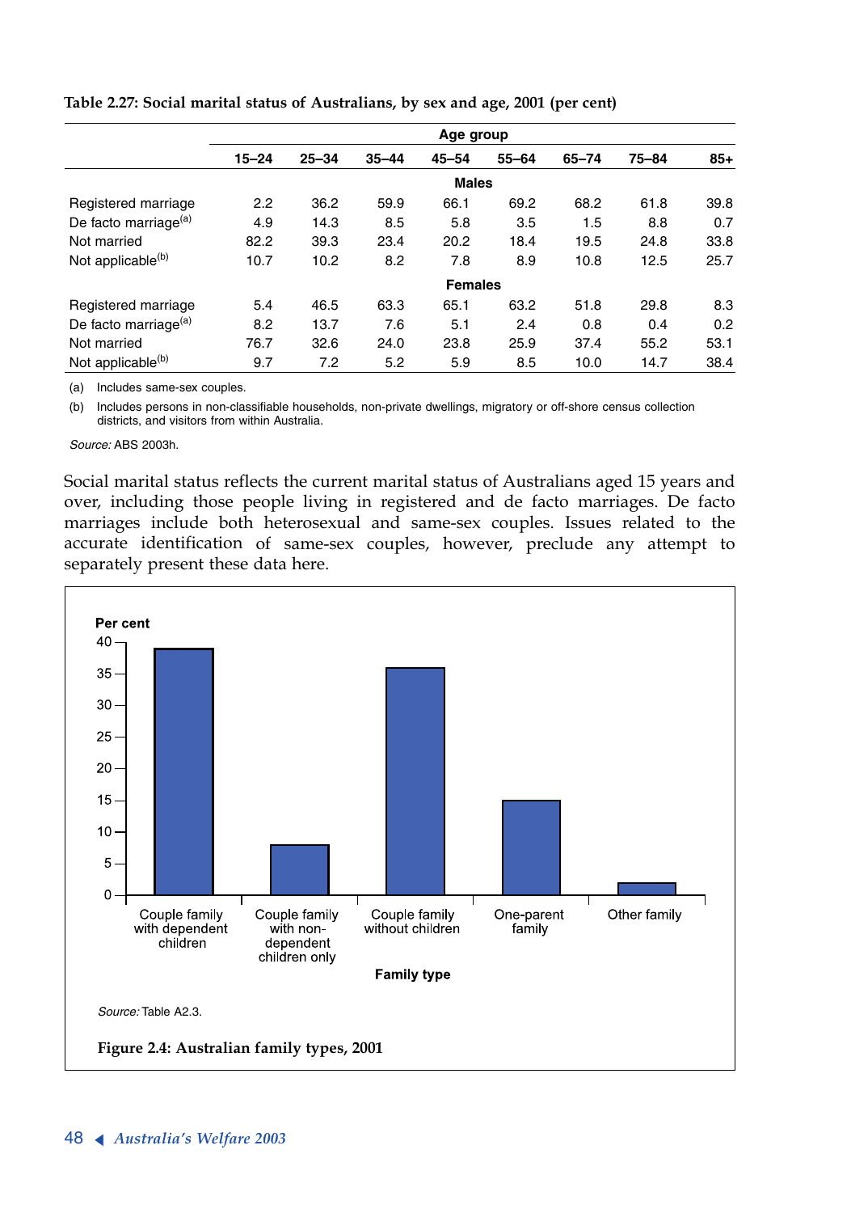**Table 2.27: Social marital status of Australians, by sex and age, 2001 (per cent)**

| | Age group | | | | | | | |
|---|---|---|---|---|---|---|---|---|
| | 15–24 | 25–34 | 35–44 | 45–54 | 55–64 | 65–74 | 75–84 | 85+ |
| | | | | **Males** | | | | |
| Registered marriage | 2.2 | 36.2 | 59.9 | 66.1 | 69.2 | 68.2 | 61.8 | 39.8 |
| De facto marriage[(a)] | 4.9 | 14.3 | 8.5 | 5.8 | 3.5 | 1.5 | 8.8 | 0.7 |
| Not married | 82.2 | 39.3 | 23.4 | 20.2 | 18.4 | 19.5 | 24.8 | 33.8 |
| Not applicable[(b)] | 10.7 | 10.2 | 8.2 | 7.8 | 8.9 | 10.8 | 12.5 | 25.7 |
| | | | | **Females** | | | | |
| Registered marriage | 5.4 | 46.5 | 63.3 | 65.1 | 63.2 | 51.8 | 29.8 | 8.3 |
| De facto marriage[(a)] | 8.2 | 13.7 | 7.6 | 5.1 | 2.4 | 0.8 | 0.4 | 0.2 |
| Not married | 76.7 | 32.6 | 24.0 | 23.8 | 25.9 | 37.4 | 55.2 | 53.1 |
| Not applicable[(b)] | 9.7 | 7.2 | 5.2 | 5.9 | 8.5 | 10.0 | 14.7 | 38.4 |

(a) Includes same-sex couples.

(b) Includes persons in non-classifiable households, non-private dwellings, migratory or off-shore census collection districts, and visitors from within Australia.

*Source:* ABS 2003h.

Social marital status reflects the current marital status of Australians aged 15 years and over, including those people living in registered and de facto marriages. De facto marriages include both heterosexual and same-sex couples. Issues related to the accurate identification of same-sex couples, however, preclude any attempt to separately present these data here.

*Source:* Table A2.3.

**Figure 2.4: Australian family types, 2001**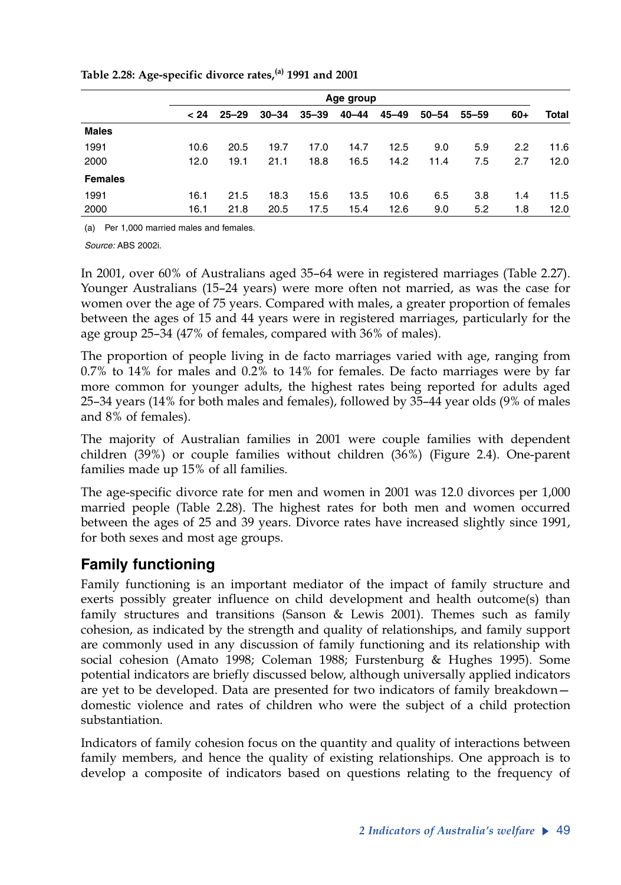**Table 2.28: Age-specific divorce rates,[(a)] 1991 and 2001**

| | Age group | | | | | | | | | |
|---|---|---|---|---|---|---|---|---|---|---|
| | < 24 | 25–29 | 30–34 | 35–39 | 40–44 | 45–49 | 50–54 | 55–59 | 60+ | Total |
| **Males** | | | | | | | | | | |
| 1991 | 10.6 | 20.5 | 19.7 | 17.0 | 14.7 | 12.5 | 9.0 | 5.9 | 2.2 | 11.6 |
| 2000 | 12.0 | 19.1 | 21.1 | 18.8 | 16.5 | 14.2 | 11.4 | 7.5 | 2.7 | 12.0 |
| **Females** | | | | | | | | | | |
| 1991 | 16.1 | 21.5 | 18.3 | 15.6 | 13.5 | 10.6 | 6.5 | 3.8 | 1.4 | 11.5 |
| 2000 | 16.1 | 21.8 | 20.5 | 17.5 | 15.4 | 12.6 | 9.0 | 5.2 | 1.8 | 12.0 |

(a) Per 1,000 married males and females.

*Source:* ABS 2002i.

In 2001, over 60% of Australians aged 35–64 were in registered marriages (Table 2.27). Younger Australians (15–24 years) were more often not married, as was the case for women over the age of 75 years. Compared with males, a greater proportion of females between the ages of 15 and 44 years were in registered marriages, particularly for the age group 25–34 (47% of females, compared with 36% of males).

The proportion of people living in de facto marriages varied with age, ranging from 0.7% to 14% for males and 0.2% to 14% for females. De facto marriages were by far more common for younger adults, the highest rates being reported for adults aged 25–34 years (14% for both males and females), followed by 35–44 year olds (9% of males and 8% of females).

The majority of Australian families in 2001 were couple families with dependent children (39%) or couple families without children (36%) (Figure 2.4). One-parent families made up 15% of all families.

The age-specific divorce rate for men and women in 2001 was 12.0 divorces per 1,000 married people (Table 2.28). The highest rates for both men and women occurred between the ages of 25 and 39 years. Divorce rates have increased slightly since 1991, for both sexes and most age groups.

## Family functioning

Family functioning is an important mediator of the impact of family structure and exerts possibly greater influence on child development and health outcome(s) than family structures and transitions (Sanson & Lewis 2001). Themes such as family cohesion, as indicated by the strength and quality of relationships, and family support are commonly used in any discussion of family functioning and its relationship with social cohesion (Amato 1998; Coleman 1988; Furstenburg & Hughes 1995). Some potential indicators are briefly discussed below, although universally applied indicators are yet to be developed. Data are presented for two indicators of family breakdown—domestic violence and rates of children who were the subject of a child protection substantiation.

Indicators of family cohesion focus on the quantity and quality of interactions between family members, and hence the quality of existing relationships. One approach is to develop a composite of indicators based on questions relating to the frequency of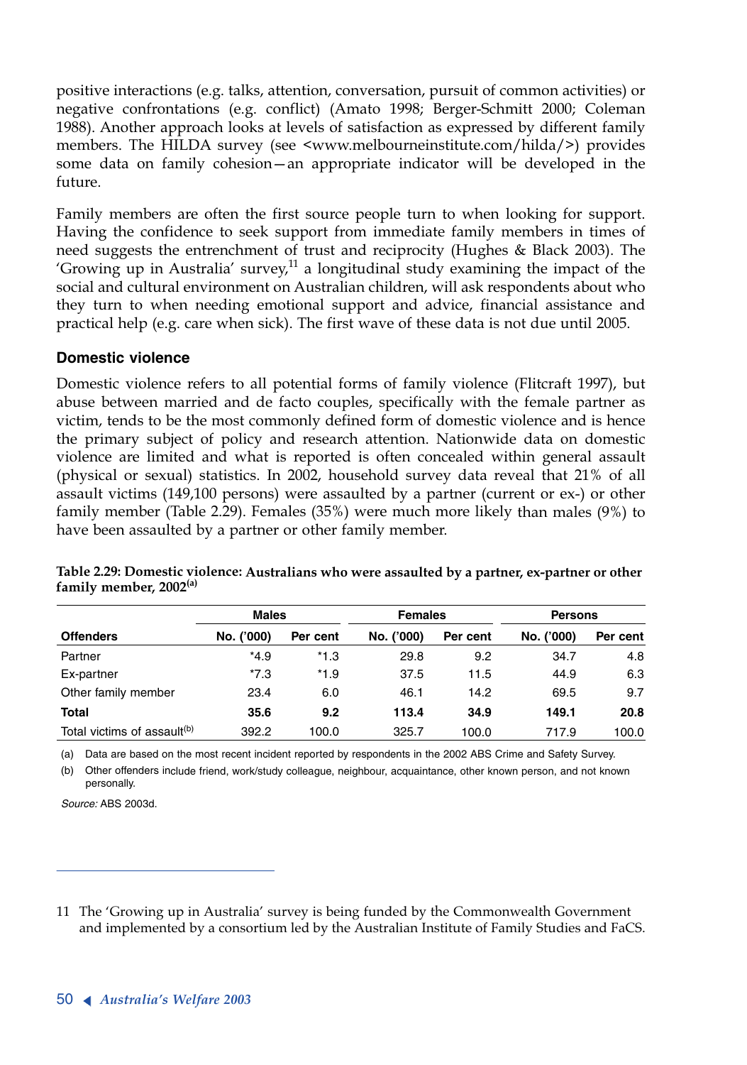positive interactions (e.g. talks, attention, conversation, pursuit of common activities) or negative confrontations (e.g. conflict) (Amato 1998; Berger-Schmitt 2000; Coleman 1988). Another approach looks at levels of satisfaction as expressed by different family members. The HILDA survey (see <www.melbourneinstitute.com/hilda/>) provides some data on family cohesion—an appropriate indicator will be developed in the future.

Family members are often the first source people turn to when looking for support. Having the confidence to seek support from immediate family members in times of need suggests the entrenchment of trust and reciprocity (Hughes & Black 2003). The 'Growing up in Australia' survey,[11] a longitudinal study examining the impact of the social and cultural environment on Australian children, will ask respondents about who they turn to when needing emotional support and advice, financial assistance and practical help (e.g. care when sick). The first wave of these data is not due until 2005.

### Domestic violence

Domestic violence refers to all potential forms of family violence (Flitcraft 1997), but abuse between married and de facto couples, specifically with the female partner as victim, tends to be the most commonly defined form of domestic violence and is hence the primary subject of policy and research attention. Nationwide data on domestic violence are limited and what is reported is often concealed within general assault (physical or sexual) statistics. In 2002, household survey data reveal that 21% of all assault victims (149,100 persons) were assaulted by a partner (current or ex-) or other family member (Table 2.29). Females (35%) were much more likely than males (9%) to have been assaulted by a partner or other family member.

**Table 2.29: Domestic violence: Australians who were assaulted by a partner, ex-partner or other family member, 2002[(a)]**

| | Males | | Females | | Persons | |
|---|---|---|---|---|---|---|
| **Offenders** | **No. ('000)** | **Per cent** | **No. ('000)** | **Per cent** | **No. ('000)** | **Per cent** |
| Partner | *4.9 | *1.3 | 29.8 | 9.2 | 34.7 | 4.8 |
| Ex-partner | *7.3 | *1.9 | 37.5 | 11.5 | 44.9 | 6.3 |
| Other family member | 23.4 | 6.0 | 46.1 | 14.2 | 69.5 | 9.7 |
| **Total** | **35.6** | **9.2** | **113.4** | **34.9** | **149.1** | **20.8** |
| Total victims of assault[(b)] | 392.2 | 100.0 | 325.7 | 100.0 | 717.9 | 100.0 |

(a) Data are based on the most recent incident reported by respondents in the 2002 ABS Crime and Safety Survey.

(b) Other offenders include friend, work/study colleague, neighbour, acquaintance, other known person, and not known personally.

*Source:* ABS 2003d.

---

11 The 'Growing up in Australia' survey is being funded by the Commonwealth Government and implemented by a consortium led by the Australian Institute of Family Studies and FaCS.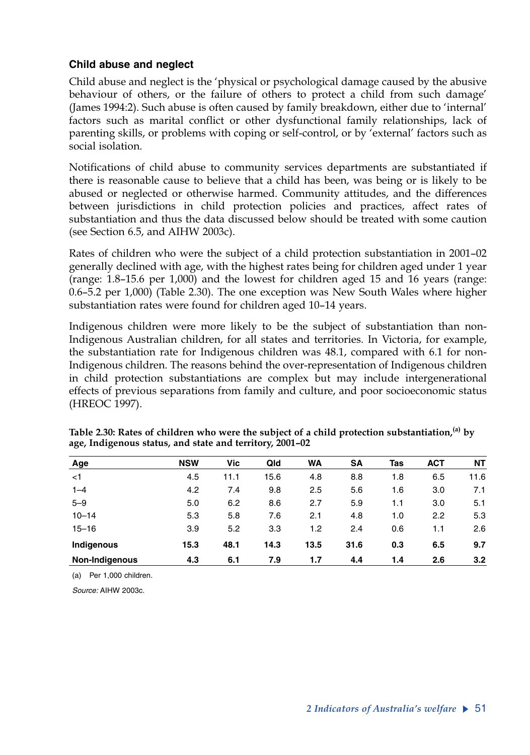### Child abuse and neglect

Child abuse and neglect is the 'physical or psychological damage caused by the abusive behaviour of others, or the failure of others to protect a child from such damage' (James 1994:2). Such abuse is often caused by family breakdown, either due to 'internal' factors such as marital conflict or other dysfunctional family relationships, lack of parenting skills, or problems with coping or self-control, or by 'external' factors such as social isolation.

Notifications of child abuse to community services departments are substantiated if there is reasonable cause to believe that a child has been, was being or is likely to be abused or neglected or otherwise harmed. Community attitudes, and the differences between jurisdictions in child protection policies and practices, affect rates of substantiation and thus the data discussed below should be treated with some caution (see Section 6.5, and AIHW 2003c).

Rates of children who were the subject of a child protection substantiation in 2001–02 generally declined with age, with the highest rates being for children aged under 1 year (range: 1.8–15.6 per 1,000) and the lowest for children aged 15 and 16 years (range: 0.6–5.2 per 1,000) (Table 2.30). The one exception was New South Wales where higher substantiation rates were found for children aged 10–14 years.

Indigenous children were more likely to be the subject of substantiation than non-Indigenous Australian children, for all states and territories. In Victoria, for example, the substantiation rate for Indigenous children was 48.1, compared with 6.1 for non-Indigenous children. The reasons behind the over-representation of Indigenous children in child protection substantiations are complex but may include intergenerational effects of previous separations from family and culture, and poor socioeconomic status (HREOC 1997).

**Table 2.30: Rates of children who were the subject of a child protection substantiation,[a] by age, Indigenous status, and state and territory, 2001–02**

| Age | NSW | Vic | Qld | WA | SA | Tas | ACT | NT |
|---|---|---|---|---|---|---|---|---|
| <1 | 4.5 | 11.1 | 15.6 | 4.8 | 8.8 | 1.8 | 6.5 | 11.6 |
| 1–4 | 4.2 | 7.4 | 9.8 | 2.5 | 5.6 | 1.6 | 3.0 | 7.1 |
| 5–9 | 5.0 | 6.2 | 8.6 | 2.7 | 5.9 | 1.1 | 3.0 | 5.1 |
| 10–14 | 5.3 | 5.8 | 7.6 | 2.1 | 4.8 | 1.0 | 2.2 | 5.3 |
| 15–16 | 3.9 | 5.2 | 3.3 | 1.2 | 2.4 | 0.6 | 1.1 | 2.6 |
| **Indigenous** | **15.3** | **48.1** | **14.3** | **13.5** | **31.6** | **0.3** | **6.5** | **9.7** |
| **Non-Indigenous** | **4.3** | **6.1** | **7.9** | **1.7** | **4.4** | **1.4** | **2.6** | **3.2** |

(a) Per 1,000 children.

*Source:* AIHW 2003c.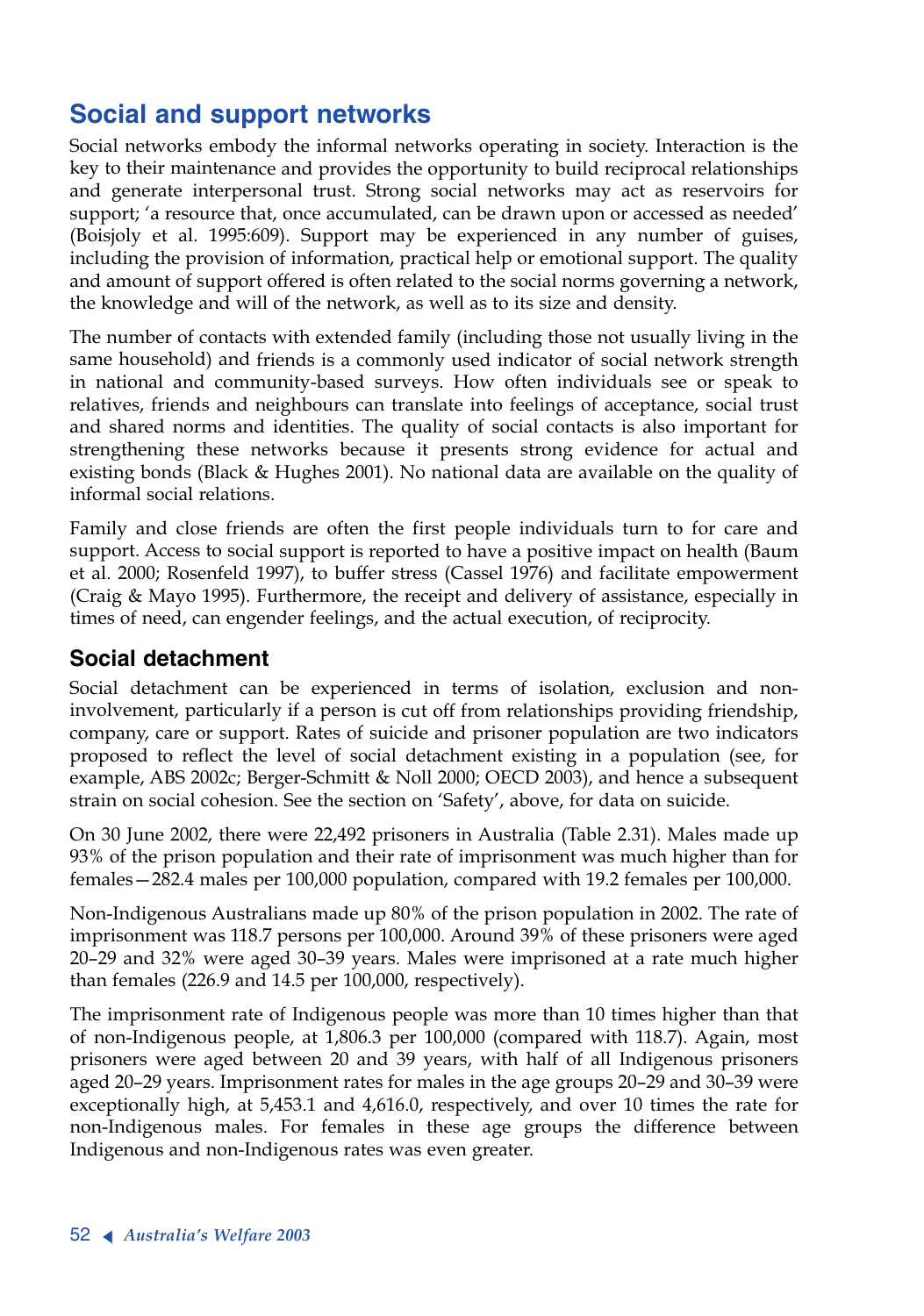## Social and support networks

Social networks embody the informal networks operating in society. Interaction is the key to their maintenance and provides the opportunity to build reciprocal relationships and generate interpersonal trust. Strong social networks may act as reservoirs for support; 'a resource that, once accumulated, can be drawn upon or accessed as needed' (Boisjoly et al. 1995:609). Support may be experienced in any number of guises, including the provision of information, practical help or emotional support. The quality and amount of support offered is often related to the social norms governing a network, the knowledge and will of the network, as well as to its size and density.

The number of contacts with extended family (including those not usually living in the same household) and friends is a commonly used indicator of social network strength in national and community-based surveys. How often individuals see or speak to relatives, friends and neighbours can translate into feelings of acceptance, social trust and shared norms and identities. The quality of social contacts is also important for strengthening these networks because it presents strong evidence for actual and existing bonds (Black & Hughes 2001). No national data are available on the quality of informal social relations.

Family and close friends are often the first people individuals turn to for care and support. Access to social support is reported to have a positive impact on health (Baum et al. 2000; Rosenfeld 1997), to buffer stress (Cassel 1976) and facilitate empowerment (Craig & Mayo 1995). Furthermore, the receipt and delivery of assistance, especially in times of need, can engender feelings, and the actual execution, of reciprocity.

### Social detachment

Social detachment can be experienced in terms of isolation, exclusion and non-involvement, particularly if a person is cut off from relationships providing friendship, company, care or support. Rates of suicide and prisoner population are two indicators proposed to reflect the level of social detachment existing in a population (see, for example, ABS 2002c; Berger-Schmitt & Noll 2000; OECD 2003), and hence a subsequent strain on social cohesion. See the section on 'Safety', above, for data on suicide.

On 30 June 2002, there were 22,492 prisoners in Australia (Table 2.31). Males made up 93% of the prison population and their rate of imprisonment was much higher than for females—282.4 males per 100,000 population, compared with 19.2 females per 100,000.

Non-Indigenous Australians made up 80% of the prison population in 2002. The rate of imprisonment was 118.7 persons per 100,000. Around 39% of these prisoners were aged 20–29 and 32% were aged 30–39 years. Males were imprisoned at a rate much higher than females (226.9 and 14.5 per 100,000, respectively).

The imprisonment rate of Indigenous people was more than 10 times higher than that of non-Indigenous people, at 1,806.3 per 100,000 (compared with 118.7). Again, most prisoners were aged between 20 and 39 years, with half of all Indigenous prisoners aged 20–29 years. Imprisonment rates for males in the age groups 20–29 and 30–39 were exceptionally high, at 5,453.1 and 4,616.0, respectively, and over 10 times the rate for non-Indigenous males. For females in these age groups the difference between Indigenous and non-Indigenous rates was even greater.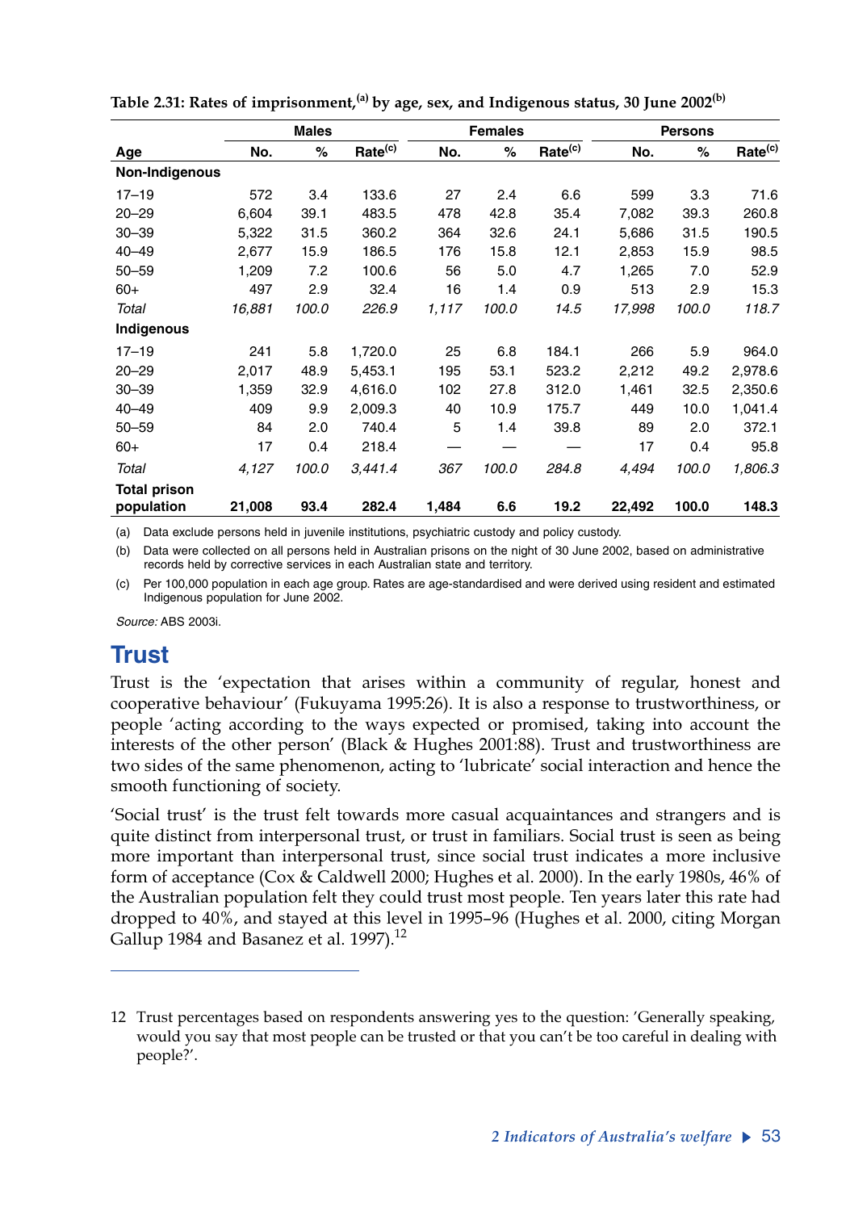**Table 2.31: Rates of imprisonment,[(a)] by age, sex, and Indigenous status, 30 June 2002[(b)]**

| | Males | | | Females | | | Persons | | |
|---|---|---|---|---|---|---|---|---|---|
| Age | No. | % | Rate[(c)] | No. | % | Rate[(c)] | No. | % | Rate[(c)] |
| **Non-Indigenous** | | | | | | | | | |
| 17–19 | 572 | 3.4 | 133.6 | 27 | 2.4 | 6.6 | 599 | 3.3 | 71.6 |
| 20–29 | 6,604 | 39.1 | 483.5 | 478 | 42.8 | 35.4 | 7,082 | 39.3 | 260.8 |
| 30–39 | 5,322 | 31.5 | 360.2 | 364 | 32.6 | 24.1 | 5,686 | 31.5 | 190.5 |
| 40–49 | 2,677 | 15.9 | 186.5 | 176 | 15.8 | 12.1 | 2,853 | 15.9 | 98.5 |
| 50–59 | 1,209 | 7.2 | 100.6 | 56 | 5.0 | 4.7 | 1,265 | 7.0 | 52.9 |
| 60+ | 497 | 2.9 | 32.4 | 16 | 1.4 | 0.9 | 513 | 2.9 | 15.3 |
| *Total* | *16,881* | *100.0* | *226.9* | *1,117* | *100.0* | *14.5* | *17,998* | *100.0* | *118.7* |
| **Indigenous** | | | | | | | | | |
| 17–19 | 241 | 5.8 | 1,720.0 | 25 | 6.8 | 184.1 | 266 | 5.9 | 964.0 |
| 20–29 | 2,017 | 48.9 | 5,453.1 | 195 | 53.1 | 523.2 | 2,212 | 49.2 | 2,978.6 |
| 30–39 | 1,359 | 32.9 | 4,616.0 | 102 | 27.8 | 312.0 | 1,461 | 32.5 | 2,350.6 |
| 40–49 | 409 | 9.9 | 2,009.3 | 40 | 10.9 | 175.7 | 449 | 10.0 | 1,041.4 |
| 50–59 | 84 | 2.0 | 740.4 | 5 | 1.4 | 39.8 | 89 | 2.0 | 372.1 |
| 60+ | 17 | 0.4 | 218.4 | — | — | — | 17 | 0.4 | 95.8 |
| *Total* | *4,127* | *100.0* | *3,441.4* | *367* | *100.0* | *284.8* | *4,494* | *100.0* | *1,806.3* |
| **Total prison population** | **21,008** | **93.4** | **282.4** | **1,484** | **6.6** | **19.2** | **22,492** | **100.0** | **148.3** |

(a) Data exclude persons held in juvenile institutions, psychiatric custody and policy custody.

(b) Data were collected on all persons held in Australian prisons on the night of 30 June 2002, based on administrative records held by corrective services in each Australian state and territory.

(c) Per 100,000 population in each age group. Rates are age-standardised and were derived using resident and estimated Indigenous population for June 2002.

*Source:* ABS 2003i.

## Trust

Trust is the 'expectation that arises within a community of regular, honest and cooperative behaviour' (Fukuyama 1995:26). It is also a response to trustworthiness, or people 'acting according to the ways expected or promised, taking into account the interests of the other person' (Black & Hughes 2001:88). Trust and trustworthiness are two sides of the same phenomenon, acting to 'lubricate' social interaction and hence the smooth functioning of society.

'Social trust' is the trust felt towards more casual acquaintances and strangers and is quite distinct from interpersonal trust, or trust in familiars. Social trust is seen as being more important than interpersonal trust, since social trust indicates a more inclusive form of acceptance (Cox & Caldwell 2000; Hughes et al. 2000). In the early 1980s, 46% of the Australian population felt they could trust most people. Ten years later this rate had dropped to 40%, and stayed at this level in 1995–96 (Hughes et al. 2000, citing Morgan Gallup 1984 and Basanez et al. 1997).[12]

---

12 Trust percentages based on respondents answering yes to the question: 'Generally speaking, would you say that most people can be trusted or that you can't be too careful in dealing with people?'.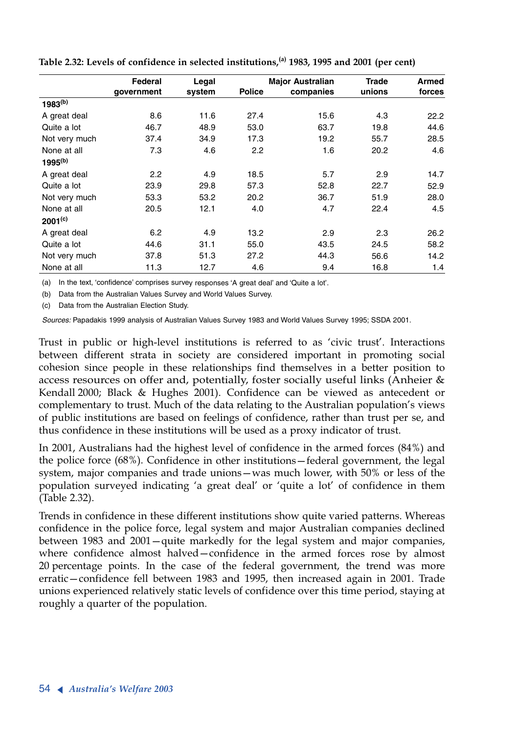**Table 2.32: Levels of confidence in selected institutions,[a] 1983, 1995 and 2001 (per cent)**

| | Federal government | Legal system | Police | Major Australian companies | Trade unions | Armed forces |
|---|---|---|---|---|---|---|
| **1983[b]** | | | | | | |
| A great deal | 8.6 | 11.6 | 27.4 | 15.6 | 4.3 | 22.2 |
| Quite a lot | 46.7 | 48.9 | 53.0 | 63.7 | 19.8 | 44.6 |
| Not very much | 37.4 | 34.9 | 17.3 | 19.2 | 55.7 | 28.5 |
| None at all | 7.3 | 4.6 | 2.2 | 1.6 | 20.2 | 4.6 |
| **1995[b]** | | | | | | |
| A great deal | 2.2 | 4.9 | 18.5 | 5.7 | 2.9 | 14.7 |
| Quite a lot | 23.9 | 29.8 | 57.3 | 52.8 | 22.7 | 52.9 |
| Not very much | 53.3 | 53.2 | 20.2 | 36.7 | 51.9 | 28.0 |
| None at all | 20.5 | 12.1 | 4.0 | 4.7 | 22.4 | 4.5 |
| **2001[c]** | | | | | | |
| A great deal | 6.2 | 4.9 | 13.2 | 2.9 | 2.3 | 26.2 |
| Quite a lot | 44.6 | 31.1 | 55.0 | 43.5 | 24.5 | 58.2 |
| Not very much | 37.8 | 51.3 | 27.2 | 44.3 | 56.6 | 14.2 |
| None at all | 11.3 | 12.7 | 4.6 | 9.4 | 16.8 | 1.4 |

(a) In the text, 'confidence' comprises survey responses 'A great deal' and 'Quite a lot'.

(b) Data from the Australian Values Survey and World Values Survey.

(c) Data from the Australian Election Study.

*Sources:* Papadakis 1999 analysis of Australian Values Survey 1983 and World Values Survey 1995; SSDA 2001.

Trust in public or high-level institutions is referred to as 'civic trust'. Interactions between different strata in society are considered important in promoting social cohesion since people in these relationships find themselves in a better position to access resources on offer and, potentially, foster socially useful links (Anheier & Kendall 2000; Black & Hughes 2001). Confidence can be viewed as antecedent or complementary to trust. Much of the data relating to the Australian population's views of public institutions are based on feelings of confidence, rather than trust per se, and thus confidence in these institutions will be used as a proxy indicator of trust.

In 2001, Australians had the highest level of confidence in the armed forces (84%) and the police force (68%). Confidence in other institutions—federal government, the legal system, major companies and trade unions—was much lower, with 50% or less of the population surveyed indicating 'a great deal' or 'quite a lot' of confidence in them (Table 2.32).

Trends in confidence in these different institutions show quite varied patterns. Whereas confidence in the police force, legal system and major Australian companies declined between 1983 and 2001—quite markedly for the legal system and major companies, where confidence almost halved—confidence in the armed forces rose by almost 20 percentage points. In the case of the federal government, the trend was more erratic—confidence fell between 1983 and 1995, then increased again in 2001. Trade unions experienced relatively static levels of confidence over this time period, staying at roughly a quarter of the population.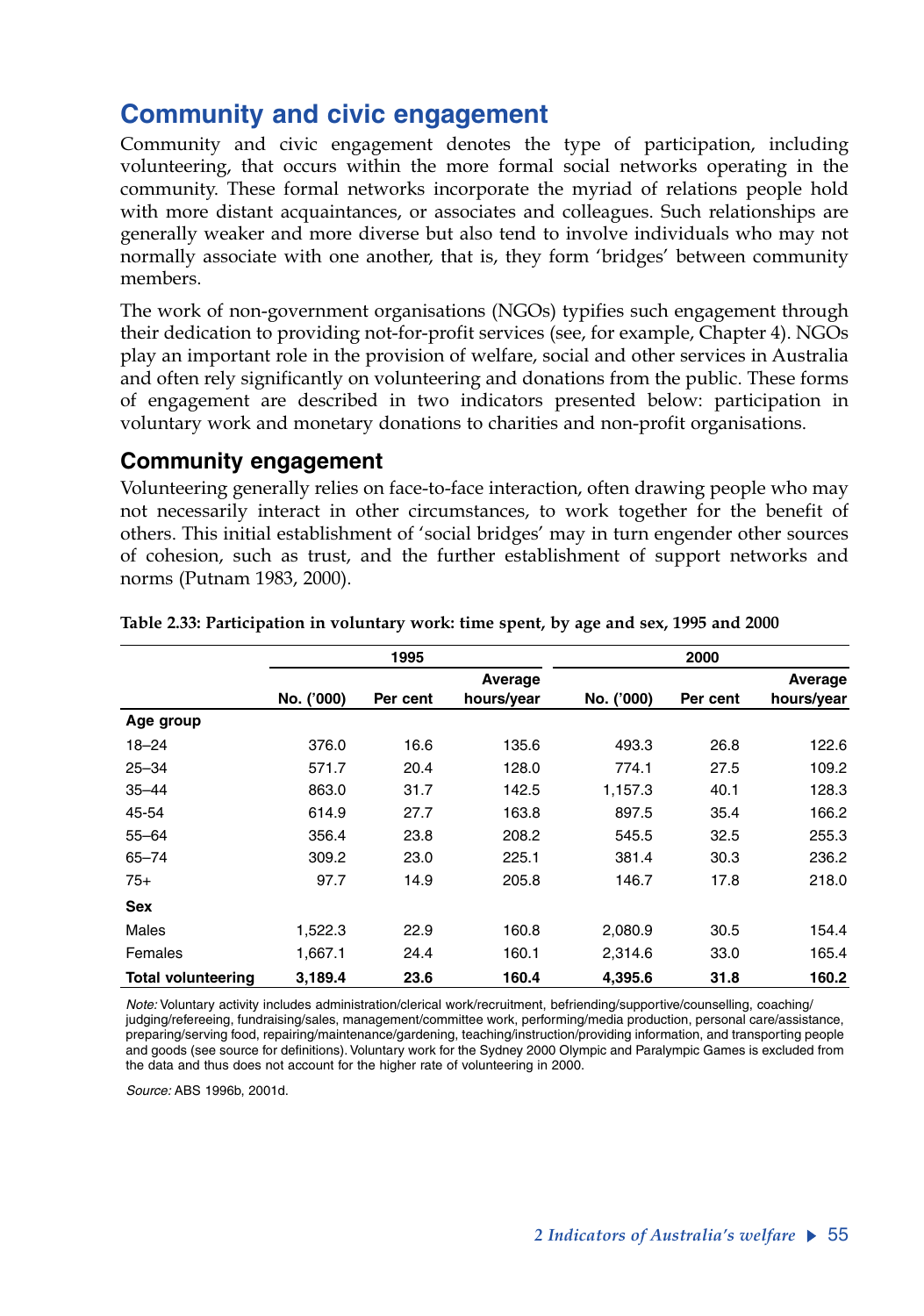## Community and civic engagement

Community and civic engagement denotes the type of participation, including volunteering, that occurs within the more formal social networks operating in the community. These formal networks incorporate the myriad of relations people hold with more distant acquaintances, or associates and colleagues. Such relationships are generally weaker and more diverse but also tend to involve individuals who may not normally associate with one another, that is, they form 'bridges' between community members.

The work of non-government organisations (NGOs) typifies such engagement through their dedication to providing not-for-profit services (see, for example, Chapter 4). NGOs play an important role in the provision of welfare, social and other services in Australia and often rely significantly on volunteering and donations from the public. These forms of engagement are described in two indicators presented below: participation in voluntary work and monetary donations to charities and non-profit organisations.

### Community engagement

Volunteering generally relies on face-to-face interaction, often drawing people who may not necessarily interact in other circumstances, to work together for the benefit of others. This initial establishment of 'social bridges' may in turn engender other sources of cohesion, such as trust, and the further establishment of support networks and norms (Putnam 1983, 2000).

**Table 2.33: Participation in voluntary work: time spent, by age and sex, 1995 and 2000**

| | 1995 | | | 2000 | | |
|---|---|---|---|---|---|---|
| | No. ('000) | Per cent | Average hours/year | No. ('000) | Per cent | Average hours/year |
| **Age group** | | | | | | |
| 18–24 | 376.0 | 16.6 | 135.6 | 493.3 | 26.8 | 122.6 |
| 25–34 | 571.7 | 20.4 | 128.0 | 774.1 | 27.5 | 109.2 |
| 35–44 | 863.0 | 31.7 | 142.5 | 1,157.3 | 40.1 | 128.3 |
| 45-54 | 614.9 | 27.7 | 163.8 | 897.5 | 35.4 | 166.2 |
| 55–64 | 356.4 | 23.8 | 208.2 | 545.5 | 32.5 | 255.3 |
| 65–74 | 309.2 | 23.0 | 225.1 | 381.4 | 30.3 | 236.2 |
| 75+ | 97.7 | 14.9 | 205.8 | 146.7 | 17.8 | 218.0 |
| **Sex** | | | | | | |
| Males | 1,522.3 | 22.9 | 160.8 | 2,080.9 | 30.5 | 154.4 |
| Females | 1,667.1 | 24.4 | 160.1 | 2,314.6 | 33.0 | 165.4 |
| **Total volunteering** | **3,189.4** | **23.6** | **160.4** | **4,395.6** | **31.8** | **160.2** |

*Note:* Voluntary activity includes administration/clerical work/recruitment, befriending/supportive/counselling, coaching/judging/refereeing, fundraising/sales, management/committee work, performing/media production, personal care/assistance, preparing/serving food, repairing/maintenance/gardening, teaching/instruction/providing information, and transporting people and goods (see source for definitions). Voluntary work for the Sydney 2000 Olympic and Paralympic Games is excluded from the data and thus does not account for the higher rate of volunteering in 2000.

*Source:* ABS 1996b, 2001d.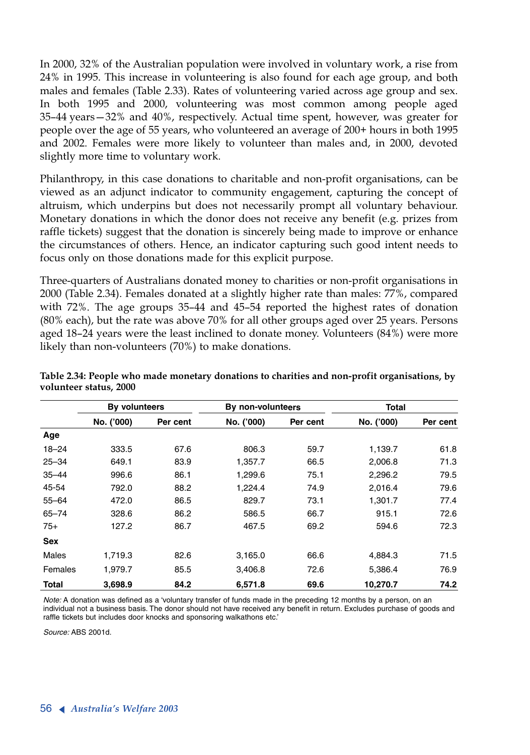In 2000, 32% of the Australian population were involved in voluntary work, a rise from 24% in 1995. This increase in volunteering is also found for each age group, and both males and females (Table 2.33). Rates of volunteering varied across age group and sex. In both 1995 and 2000, volunteering was most common among people aged 35–44 years—32% and 40%, respectively. Actual time spent, however, was greater for people over the age of 55 years, who volunteered an average of 200+ hours in both 1995 and 2002. Females were more likely to volunteer than males and, in 2000, devoted slightly more time to voluntary work.

Philanthropy, in this case donations to charitable and non-profit organisations, can be viewed as an adjunct indicator to community engagement, capturing the concept of altruism, which underpins but does not necessarily prompt all voluntary behaviour. Monetary donations in which the donor does not receive any benefit (e.g. prizes from raffle tickets) suggest that the donation is sincerely being made to improve or enhance the circumstances of others. Hence, an indicator capturing such good intent needs to focus only on those donations made for this explicit purpose.

Three-quarters of Australians donated money to charities or non-profit organisations in 2000 (Table 2.34). Females donated at a slightly higher rate than males: 77%, compared with 72%. The age groups 35–44 and 45–54 reported the highest rates of donation (80% each), but the rate was above 70% for all other groups aged over 25 years. Persons aged 18–24 years were the least inclined to donate money. Volunteers (84%) were more likely than non-volunteers (70%) to make donations.

**Table 2.34: People who made monetary donations to charities and non-profit organisations, by volunteer status, 2000**

| | By volunteers | | By non-volunteers | | Total | |
|---|---|---|---|---|---|---|
| | No. ('000) | Per cent | No. ('000) | Per cent | No. ('000) | Per cent |
| **Age** | | | | | | |
| 18–24 | 333.5 | 67.6 | 806.3 | 59.7 | 1,139.7 | 61.8 |
| 25–34 | 649.1 | 83.9 | 1,357.7 | 66.5 | 2,006.8 | 71.3 |
| 35–44 | 996.6 | 86.1 | 1,299.6 | 75.1 | 2,296.2 | 79.5 |
| 45-54 | 792.0 | 88.2 | 1,224.4 | 74.9 | 2,016.4 | 79.6 |
| 55–64 | 472.0 | 86.5 | 829.7 | 73.1 | 1,301.7 | 77.4 |
| 65–74 | 328.6 | 86.2 | 586.5 | 66.7 | 915.1 | 72.6 |
| 75+ | 127.2 | 86.7 | 467.5 | 69.2 | 594.6 | 72.3 |
| **Sex** | | | | | | |
| Males | 1,719.3 | 82.6 | 3,165.0 | 66.6 | 4,884.3 | 71.5 |
| Females | 1,979.7 | 85.5 | 3,406.8 | 72.6 | 5,386.4 | 76.9 |
| **Total** | **3,698.9** | **84.2** | **6,571.8** | **69.6** | **10,270.7** | **74.2** |

*Note:* A donation was defined as a 'voluntary transfer of funds made in the preceding 12 months by a person, on an individual not a business basis. The donor should not have received any benefit in return. Excludes purchase of goods and raffle tickets but includes door knocks and sponsoring walkathons etc.'

*Source:* ABS 2001d.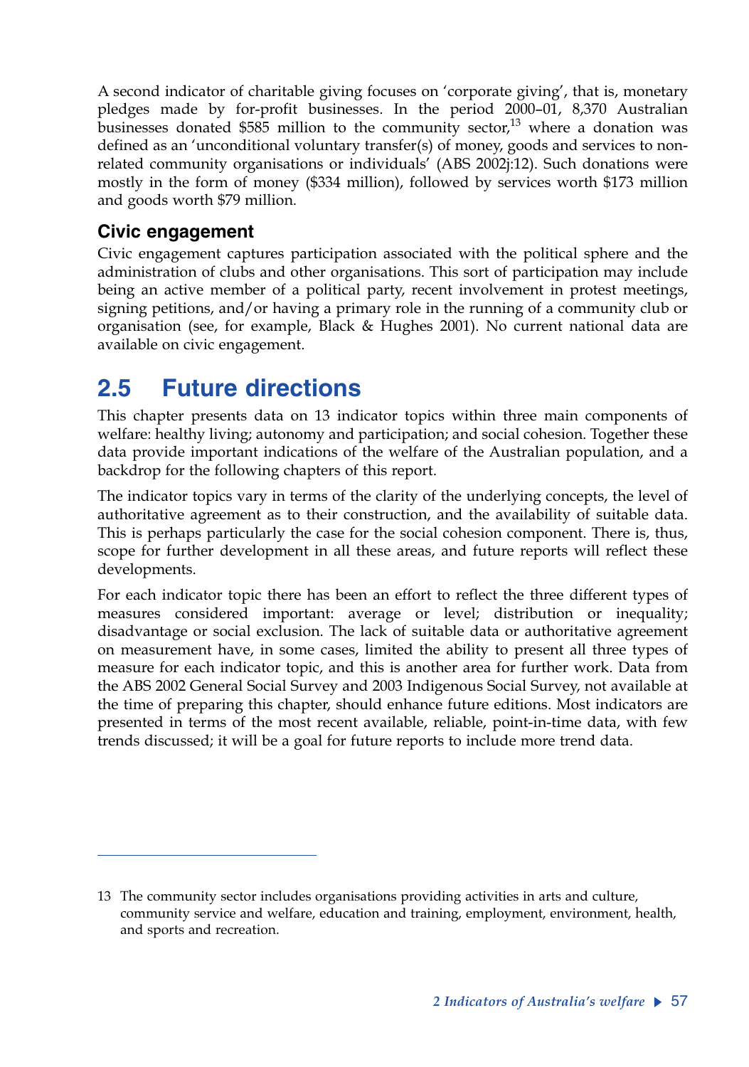A second indicator of charitable giving focuses on 'corporate giving', that is, monetary pledges made by for-profit businesses. In the period 2000–01, 8,370 Australian businesses donated $585 million to the community sector,[13] where a donation was defined as an 'unconditional voluntary transfer(s) of money, goods and services to non-related community organisations or individuals' (ABS 2002j:12). Such donations were mostly in the form of money ($334 million), followed by services worth $173 million and goods worth $79 million.

### Civic engagement

Civic engagement captures participation associated with the political sphere and the administration of clubs and other organisations. This sort of participation may include being an active member of a political party, recent involvement in protest meetings, signing petitions, and/or having a primary role in the running of a community club or organisation (see, for example, Black & Hughes 2001). No current national data are available on civic engagement.

## 2.5 Future directions

This chapter presents data on 13 indicator topics within three main components of welfare: healthy living; autonomy and participation; and social cohesion. Together these data provide important indications of the welfare of the Australian population, and a backdrop for the following chapters of this report.

The indicator topics vary in terms of the clarity of the underlying concepts, the level of authoritative agreement as to their construction, and the availability of suitable data. This is perhaps particularly the case for the social cohesion component. There is, thus, scope for further development in all these areas, and future reports will reflect these developments.

For each indicator topic there has been an effort to reflect the three different types of measures considered important: average or level; distribution or inequality; disadvantage or social exclusion. The lack of suitable data or authoritative agreement on measurement have, in some cases, limited the ability to present all three types of measure for each indicator topic, and this is another area for further work. Data from the ABS 2002 General Social Survey and 2003 Indigenous Social Survey, not available at the time of preparing this chapter, should enhance future editions. Most indicators are presented in terms of the most recent available, reliable, point-in-time data, with few trends discussed; it will be a goal for future reports to include more trend data.

---

13 The community sector includes organisations providing activities in arts and culture, community service and welfare, education and training, employment, environment, health, and sports and recreation.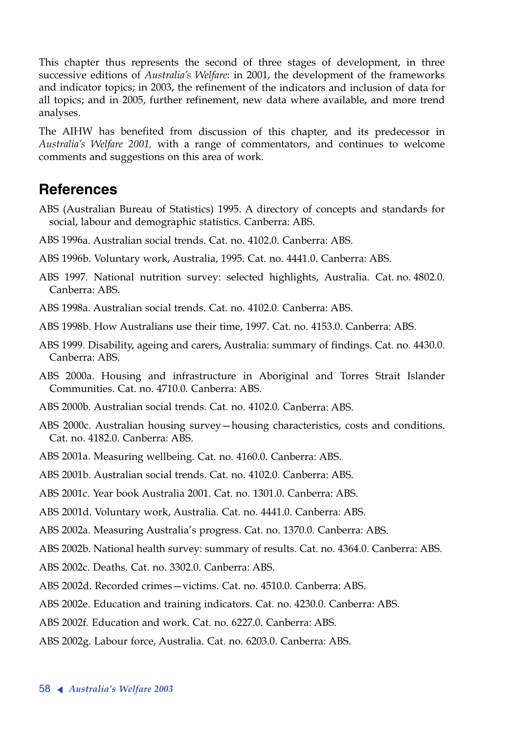This chapter thus represents the second of three stages of development, in three successive editions of *Australia's Welfare*: in 2001, the development of the frameworks and indicator topics; in 2003, the refinement of the indicators and inclusion of data for all topics; and in 2005, further refinement, new data where available, and more trend analyses.

The AIHW has benefited from discussion of this chapter, and its predecessor in *Australia's Welfare 2001,* with a range of commentators, and continues to welcome comments and suggestions on this area of work.

## References

ABS (Australian Bureau of Statistics) 1995. A directory of concepts and standards for social, labour and demographic statistics. Canberra: ABS.

ABS 1996a. Australian social trends. Cat. no. 4102.0. Canberra: ABS.

ABS 1996b. Voluntary work, Australia, 1995. Cat. no. 4441.0. Canberra: ABS.

ABS 1997. National nutrition survey: selected highlights, Australia. Cat. no. 4802.0. Canberra: ABS.

ABS 1998a. Australian social trends. Cat. no. 4102.0. Canberra: ABS.

ABS 1998b. How Australians use their time, 1997. Cat. no. 4153.0. Canberra: ABS.

ABS 1999. Disability, ageing and carers, Australia: summary of findings. Cat. no. 4430.0. Canberra: ABS.

ABS 2000a. Housing and infrastructure in Aboriginal and Torres Strait Islander Communities. Cat. no. 4710.0. Canberra: ABS.

ABS 2000b. Australian social trends. Cat. no. 4102.0. Canberra: ABS.

ABS 2000c. Australian housing survey—housing characteristics, costs and conditions. Cat. no. 4182.0. Canberra: ABS.

ABS 2001a. Measuring wellbeing. Cat. no. 4160.0. Canberra: ABS.

ABS 2001b. Australian social trends. Cat. no. 4102.0. Canberra: ABS.

ABS 2001c. Year book Australia 2001. Cat. no. 1301.0. Canberra: ABS.

ABS 2001d. Voluntary work, Australia. Cat. no. 4441.0. Canberra: ABS.

ABS 2002a. Measuring Australia's progress. Cat. no. 1370.0. Canberra: ABS.

ABS 2002b. National health survey: summary of results. Cat. no. 4364.0. Canberra: ABS.

ABS 2002c. Deaths. Cat. no. 3302.0. Canberra: ABS.

ABS 2002d. Recorded crimes—victims. Cat. no. 4510.0. Canberra: ABS.

ABS 2002e. Education and training indicators. Cat. no. 4230.0. Canberra: ABS.

ABS 2002f. Education and work. Cat. no. 6227.0. Canberra: ABS.

ABS 2002g. Labour force, Australia. Cat. no. 6203.0. Canberra: ABS.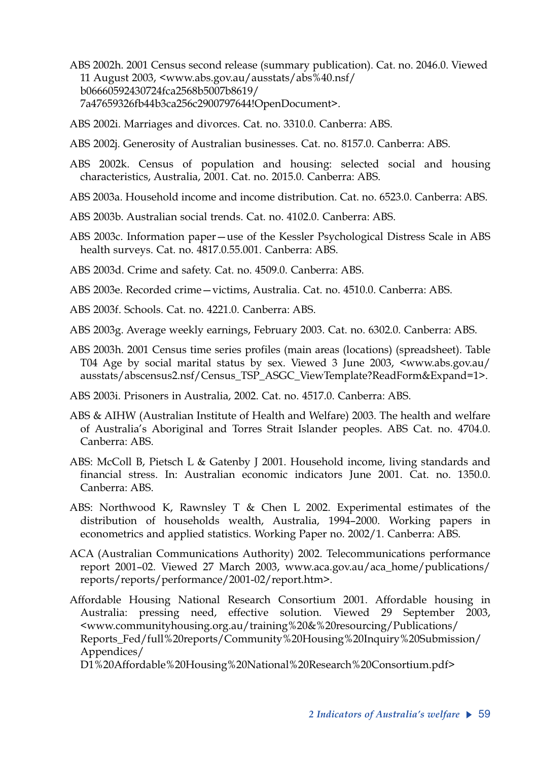ABS 2002h. 2001 Census second release (summary publication). Cat. no. 2046.0. Viewed 11 August 2003, <www.abs.gov.au/ausstats/abs%40.nsf/b06660592430724fca2568b5007b8619/7a47659326fb44b3ca256c2900797644!OpenDocument>.

ABS 2002i. Marriages and divorces. Cat. no. 3310.0. Canberra: ABS.

ABS 2002j. Generosity of Australian businesses. Cat. no. 8157.0. Canberra: ABS.

ABS 2002k. Census of population and housing: selected social and housing characteristics, Australia, 2001. Cat. no. 2015.0. Canberra: ABS.

ABS 2003a. Household income and income distribution. Cat. no. 6523.0. Canberra: ABS.

ABS 2003b. Australian social trends. Cat. no. 4102.0. Canberra: ABS.

ABS 2003c. Information paper—use of the Kessler Psychological Distress Scale in ABS health surveys. Cat. no. 4817.0.55.001. Canberra: ABS.

ABS 2003d. Crime and safety. Cat. no. 4509.0. Canberra: ABS.

ABS 2003e. Recorded crime—victims, Australia. Cat. no. 4510.0. Canberra: ABS.

ABS 2003f. Schools. Cat. no. 4221.0. Canberra: ABS.

ABS 2003g. Average weekly earnings, February 2003. Cat. no. 6302.0. Canberra: ABS.

ABS 2003h. 2001 Census time series profiles (main areas (locations) (spreadsheet). Table T04 Age by social marital status by sex. Viewed 3 June 2003, <www.abs.gov.au/ausstats/abscensus2.nsf/Census_TSP_ASGC_ViewTemplate?ReadForm&Expand=1>.

ABS 2003i. Prisoners in Australia, 2002. Cat. no. 4517.0. Canberra: ABS.

ABS & AIHW (Australian Institute of Health and Welfare) 2003. The health and welfare of Australia's Aboriginal and Torres Strait Islander peoples. ABS Cat. no. 4704.0. Canberra: ABS.

ABS: McColl B, Pietsch L & Gatenby J 2001. Household income, living standards and financial stress. In: Australian economic indicators June 2001. Cat. no. 1350.0. Canberra: ABS.

ABS: Northwood K, Rawnsley T & Chen L 2002. Experimental estimates of the distribution of households wealth, Australia, 1994–2000. Working papers in econometrics and applied statistics. Working Paper no. 2002/1. Canberra: ABS.

ACA (Australian Communications Authority) 2002. Telecommunications performance report 2001–02. Viewed 27 March 2003, www.aca.gov.au/aca_home/publications/reports/reports/performance/2001-02/report.htm>.

Affordable Housing National Research Consortium 2001. Affordable housing in Australia: pressing need, effective solution. Viewed 29 September 2003, <www.communityhousing.org.au/training%20&%20resourcing/Publications/Reports_Fed/full%20reports/Community%20Housing%20Inquiry%20Submission/Appendices/D1%20Affordable%20Housing%20National%20Research%20Consortium.pdf>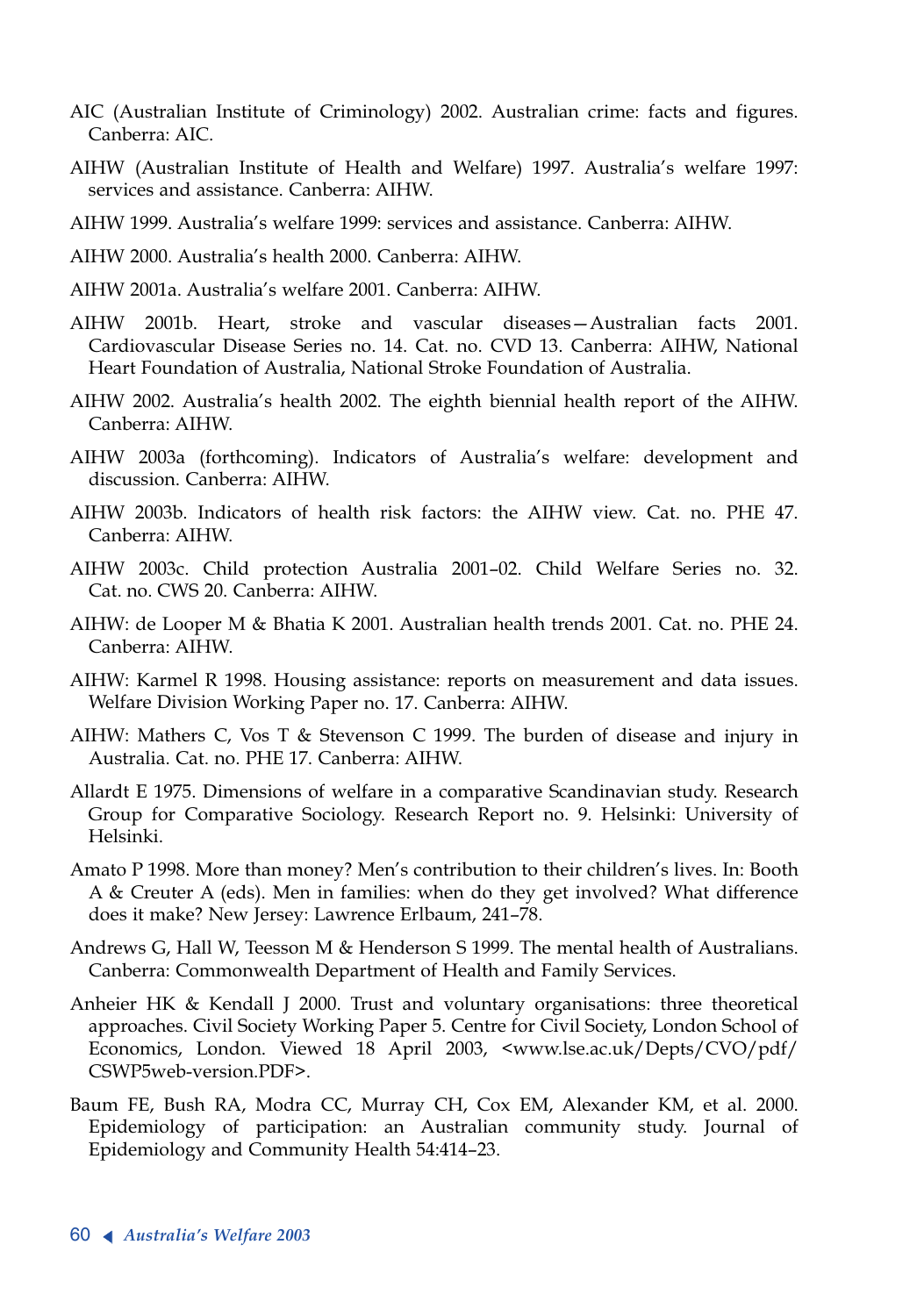AIC (Australian Institute of Criminology) 2002. Australian crime: facts and figures. Canberra: AIC.

AIHW (Australian Institute of Health and Welfare) 1997. Australia's welfare 1997: services and assistance. Canberra: AIHW.

AIHW 1999. Australia's welfare 1999: services and assistance. Canberra: AIHW.

AIHW 2000. Australia's health 2000. Canberra: AIHW.

AIHW 2001a. Australia's welfare 2001. Canberra: AIHW.

AIHW 2001b. Heart, stroke and vascular diseases—Australian facts 2001. Cardiovascular Disease Series no. 14. Cat. no. CVD 13. Canberra: AIHW, National Heart Foundation of Australia, National Stroke Foundation of Australia.

AIHW 2002. Australia's health 2002. The eighth biennial health report of the AIHW. Canberra: AIHW.

AIHW 2003a (forthcoming). Indicators of Australia's welfare: development and discussion. Canberra: AIHW.

AIHW 2003b. Indicators of health risk factors: the AIHW view. Cat. no. PHE 47. Canberra: AIHW.

AIHW 2003c. Child protection Australia 2001–02. Child Welfare Series no. 32. Cat. no. CWS 20. Canberra: AIHW.

AIHW: de Looper M & Bhatia K 2001. Australian health trends 2001. Cat. no. PHE 24. Canberra: AIHW.

AIHW: Karmel R 1998. Housing assistance: reports on measurement and data issues. Welfare Division Working Paper no. 17. Canberra: AIHW.

AIHW: Mathers C, Vos T & Stevenson C 1999. The burden of disease and injury in Australia. Cat. no. PHE 17. Canberra: AIHW.

Allardt E 1975. Dimensions of welfare in a comparative Scandinavian study. Research Group for Comparative Sociology. Research Report no. 9. Helsinki: University of Helsinki.

Amato P 1998. More than money? Men's contribution to their children's lives. In: Booth A & Creuter A (eds). Men in families: when do they get involved? What difference does it make? New Jersey: Lawrence Erlbaum, 241–78.

Andrews G, Hall W, Teesson M & Henderson S 1999. The mental health of Australians. Canberra: Commonwealth Department of Health and Family Services.

Anheier HK & Kendall J 2000. Trust and voluntary organisations: three theoretical approaches. Civil Society Working Paper 5. Centre for Civil Society, London School of Economics, London. Viewed 18 April 2003, <www.lse.ac.uk/Depts/CVO/pdf/CSWP5web-version.PDF>.

Baum FE, Bush RA, Modra CC, Murray CH, Cox EM, Alexander KM, et al. 2000. Epidemiology of participation: an Australian community study. Journal of Epidemiology and Community Health 54:414–23.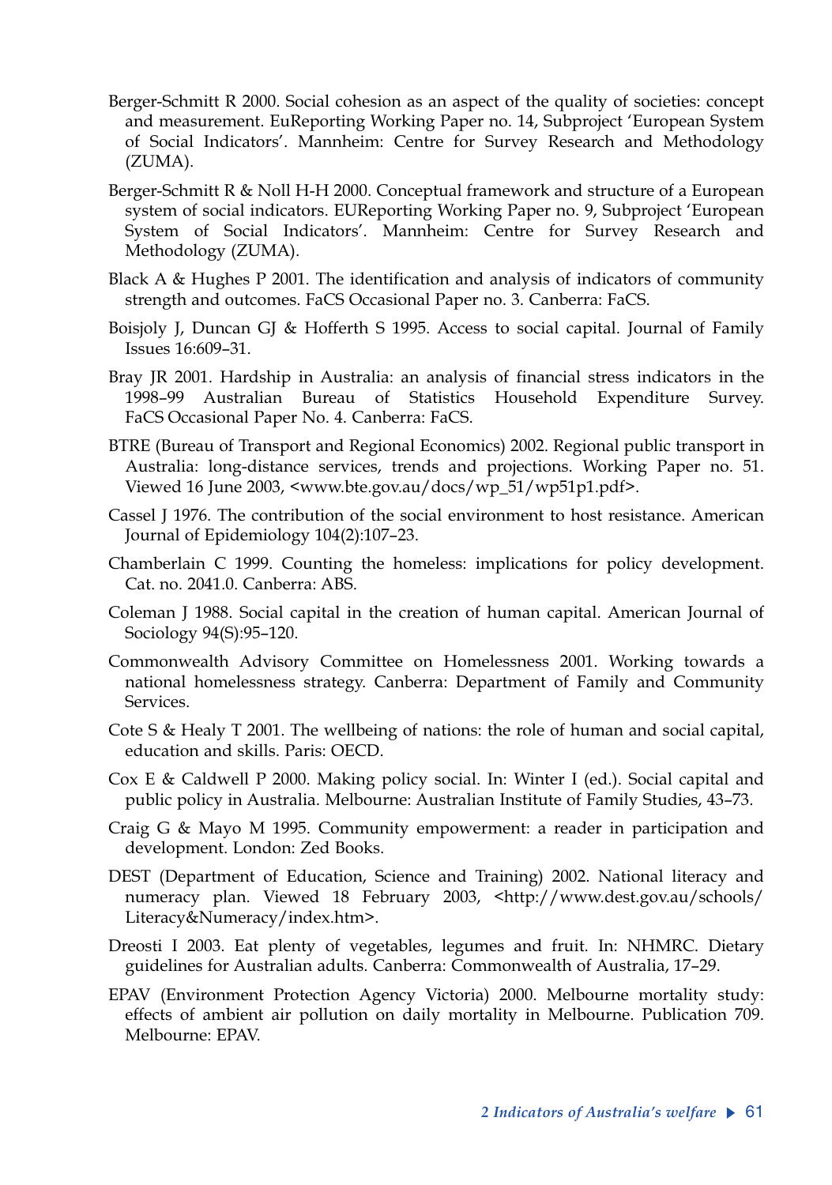Berger-Schmitt R 2000. Social cohesion as an aspect of the quality of societies: concept and measurement. EuReporting Working Paper no. 14, Subproject 'European System of Social Indicators'. Mannheim: Centre for Survey Research and Methodology (ZUMA).

Berger-Schmitt R & Noll H-H 2000. Conceptual framework and structure of a European system of social indicators. EUReporting Working Paper no. 9, Subproject 'European System of Social Indicators'. Mannheim: Centre for Survey Research and Methodology (ZUMA).

Black A & Hughes P 2001. The identification and analysis of indicators of community strength and outcomes. FaCS Occasional Paper no. 3. Canberra: FaCS.

Boisjoly J, Duncan GJ & Hofferth S 1995. Access to social capital. Journal of Family Issues 16:609–31.

Bray JR 2001. Hardship in Australia: an analysis of financial stress indicators in the 1998–99 Australian Bureau of Statistics Household Expenditure Survey. FaCS Occasional Paper No. 4. Canberra: FaCS.

BTRE (Bureau of Transport and Regional Economics) 2002. Regional public transport in Australia: long-distance services, trends and projections. Working Paper no. 51. Viewed 16 June 2003, <www.bte.gov.au/docs/wp_51/wp51p1.pdf>.

Cassel J 1976. The contribution of the social environment to host resistance. American Journal of Epidemiology 104(2):107–23.

Chamberlain C 1999. Counting the homeless: implications for policy development. Cat. no. 2041.0. Canberra: ABS.

Coleman J 1988. Social capital in the creation of human capital. American Journal of Sociology 94(S):95–120.

Commonwealth Advisory Committee on Homelessness 2001. Working towards a national homelessness strategy. Canberra: Department of Family and Community Services.

Cote S & Healy T 2001. The wellbeing of nations: the role of human and social capital, education and skills. Paris: OECD.

Cox E & Caldwell P 2000. Making policy social. In: Winter I (ed.). Social capital and public policy in Australia. Melbourne: Australian Institute of Family Studies, 43–73.

Craig G & Mayo M 1995. Community empowerment: a reader in participation and development. London: Zed Books.

DEST (Department of Education, Science and Training) 2002. National literacy and numeracy plan. Viewed 18 February 2003, <http://www.dest.gov.au/schools/Literacy&Numeracy/index.htm>.

Dreosti I 2003. Eat plenty of vegetables, legumes and fruit. In: NHMRC. Dietary guidelines for Australian adults. Canberra: Commonwealth of Australia, 17–29.

EPAV (Environment Protection Agency Victoria) 2000. Melbourne mortality study: effects of ambient air pollution on daily mortality in Melbourne. Publication 709. Melbourne: EPAV.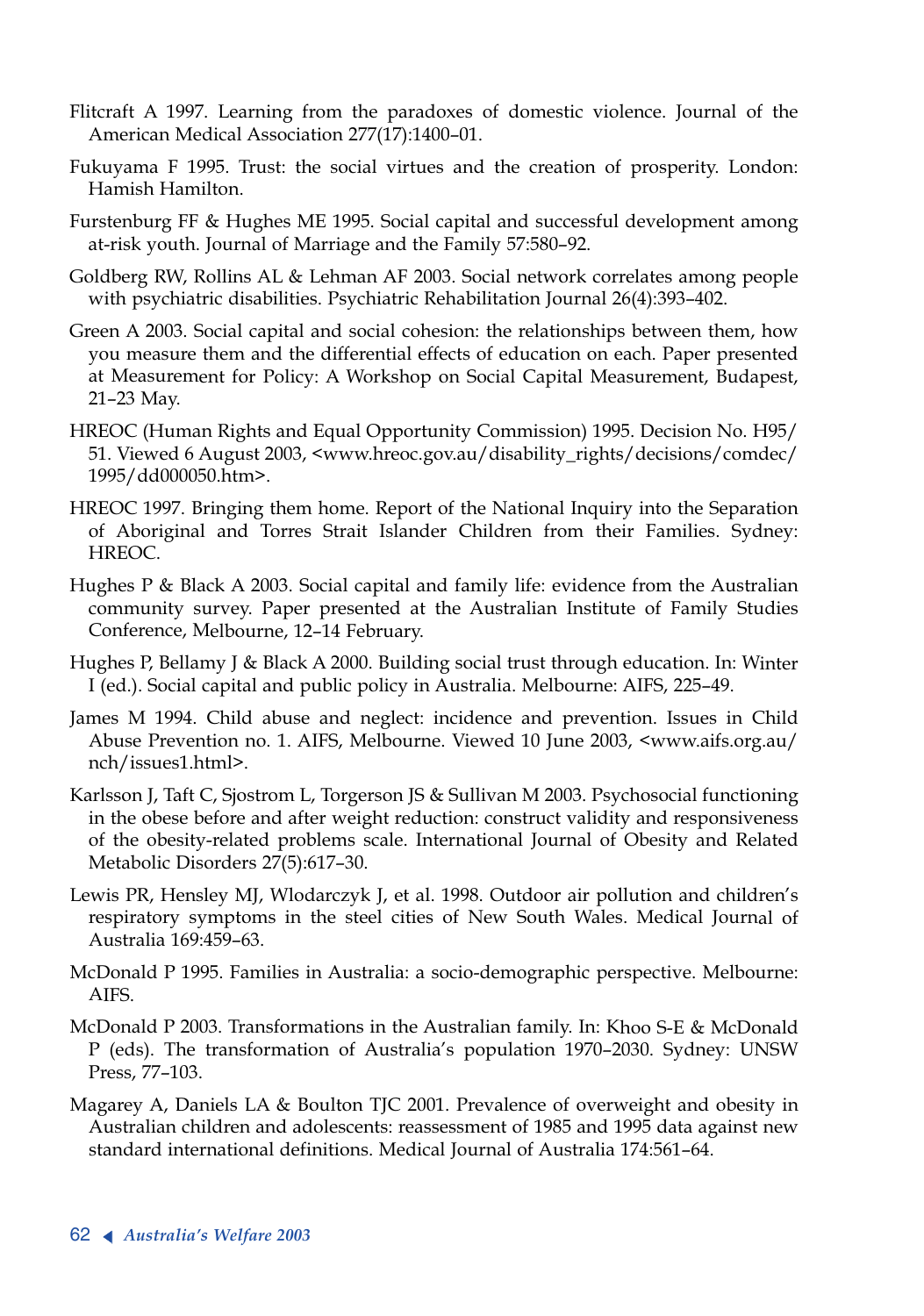Flitcraft A 1997. Learning from the paradoxes of domestic violence. Journal of the American Medical Association 277(17):1400–01.

Fukuyama F 1995. Trust: the social virtues and the creation of prosperity. London: Hamish Hamilton.

Furstenburg FF & Hughes ME 1995. Social capital and successful development among at-risk youth. Journal of Marriage and the Family 57:580–92.

Goldberg RW, Rollins AL & Lehman AF 2003. Social network correlates among people with psychiatric disabilities. Psychiatric Rehabilitation Journal 26(4):393–402.

Green A 2003. Social capital and social cohesion: the relationships between them, how you measure them and the differential effects of education on each. Paper presented at Measurement for Policy: A Workshop on Social Capital Measurement, Budapest, 21–23 May.

HREOC (Human Rights and Equal Opportunity Commission) 1995. Decision No. H95/51. Viewed 6 August 2003, <www.hreoc.gov.au/disability_rights/decisions/comdec/1995/dd000050.htm>.

HREOC 1997. Bringing them home. Report of the National Inquiry into the Separation of Aboriginal and Torres Strait Islander Children from their Families. Sydney: HREOC.

Hughes P & Black A 2003. Social capital and family life: evidence from the Australian community survey. Paper presented at the Australian Institute of Family Studies Conference, Melbourne, 12–14 February.

Hughes P, Bellamy J & Black A 2000. Building social trust through education. In: Winter I (ed.). Social capital and public policy in Australia. Melbourne: AIFS, 225–49.

James M 1994. Child abuse and neglect: incidence and prevention. Issues in Child Abuse Prevention no. 1. AIFS, Melbourne. Viewed 10 June 2003, <www.aifs.org.au/nch/issues1.html>.

Karlsson J, Taft C, Sjostrom L, Torgerson JS & Sullivan M 2003. Psychosocial functioning in the obese before and after weight reduction: construct validity and responsiveness of the obesity-related problems scale. International Journal of Obesity and Related Metabolic Disorders 27(5):617–30.

Lewis PR, Hensley MJ, Wlodarczyk J, et al. 1998. Outdoor air pollution and children's respiratory symptoms in the steel cities of New South Wales. Medical Journal of Australia 169:459–63.

McDonald P 1995. Families in Australia: a socio-demographic perspective. Melbourne: AIFS.

McDonald P 2003. Transformations in the Australian family. In: Khoo S-E & McDonald P (eds). The transformation of Australia's population 1970–2030. Sydney: UNSW Press, 77–103.

Magarey A, Daniels LA & Boulton TJC 2001. Prevalence of overweight and obesity in Australian children and adolescents: reassessment of 1985 and 1995 data against new standard international definitions. Medical Journal of Australia 174:561–64.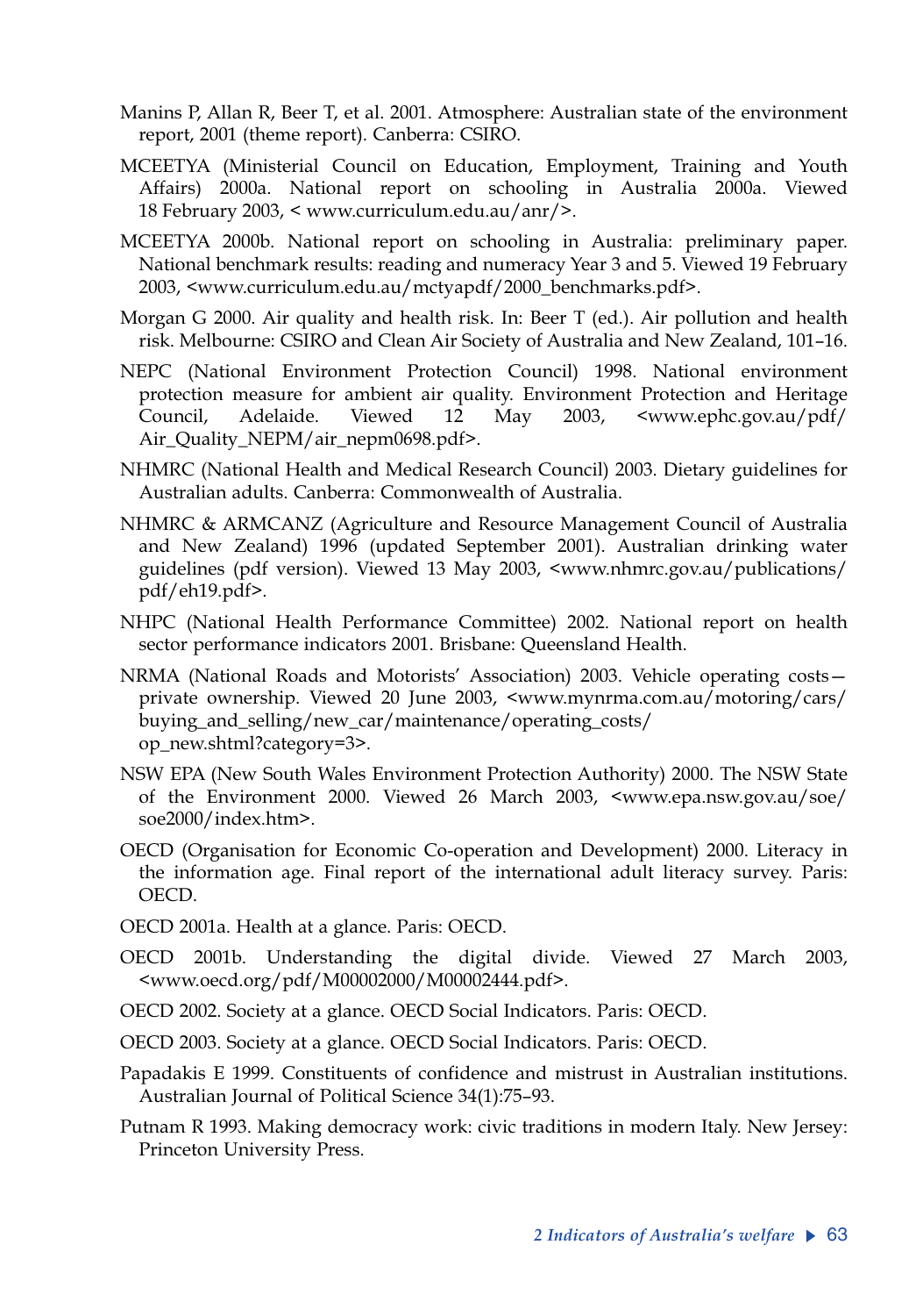Manins P, Allan R, Beer T, et al. 2001. Atmosphere: Australian state of the environment report, 2001 (theme report). Canberra: CSIRO.

MCEETYA (Ministerial Council on Education, Employment, Training and Youth Affairs) 2000a. National report on schooling in Australia 2000a. Viewed 18 February 2003, < www.curriculum.edu.au/anr/>.

MCEETYA 2000b. National report on schooling in Australia: preliminary paper. National benchmark results: reading and numeracy Year 3 and 5. Viewed 19 February 2003, <www.curriculum.edu.au/mctyapdf/2000_benchmarks.pdf>.

Morgan G 2000. Air quality and health risk. In: Beer T (ed.). Air pollution and health risk. Melbourne: CSIRO and Clean Air Society of Australia and New Zealand, 101–16.

NEPC (National Environment Protection Council) 1998. National environment protection measure for ambient air quality. Environment Protection and Heritage Council, Adelaide. Viewed 12 May 2003, <www.ephc.gov.au/pdf/Air_Quality_NEPM/air_nepm0698.pdf>.

NHMRC (National Health and Medical Research Council) 2003. Dietary guidelines for Australian adults. Canberra: Commonwealth of Australia.

NHMRC & ARMCANZ (Agriculture and Resource Management Council of Australia and New Zealand) 1996 (updated September 2001). Australian drinking water guidelines (pdf version). Viewed 13 May 2003, <www.nhmrc.gov.au/publications/pdf/eh19.pdf>.

NHPC (National Health Performance Committee) 2002. National report on health sector performance indicators 2001. Brisbane: Queensland Health.

NRMA (National Roads and Motorists' Association) 2003. Vehicle operating costs—private ownership. Viewed 20 June 2003, <www.mynrma.com.au/motoring/cars/buying_and_selling/new_car/maintenance/operating_costs/op_new.shtml?category=3>.

NSW EPA (New South Wales Environment Protection Authority) 2000. The NSW State of the Environment 2000. Viewed 26 March 2003, <www.epa.nsw.gov.au/soe/soe2000/index.htm>.

OECD (Organisation for Economic Co-operation and Development) 2000. Literacy in the information age. Final report of the international adult literacy survey. Paris: OECD.

OECD 2001a. Health at a glance. Paris: OECD.

OECD 2001b. Understanding the digital divide. Viewed 27 March 2003, <www.oecd.org/pdf/M00002000/M00002444.pdf>.

OECD 2002. Society at a glance. OECD Social Indicators. Paris: OECD.

OECD 2003. Society at a glance. OECD Social Indicators. Paris: OECD.

Papadakis E 1999. Constituents of confidence and mistrust in Australian institutions. Australian Journal of Political Science 34(1):75–93.

Putnam R 1993. Making democracy work: civic traditions in modern Italy. New Jersey: Princeton University Press.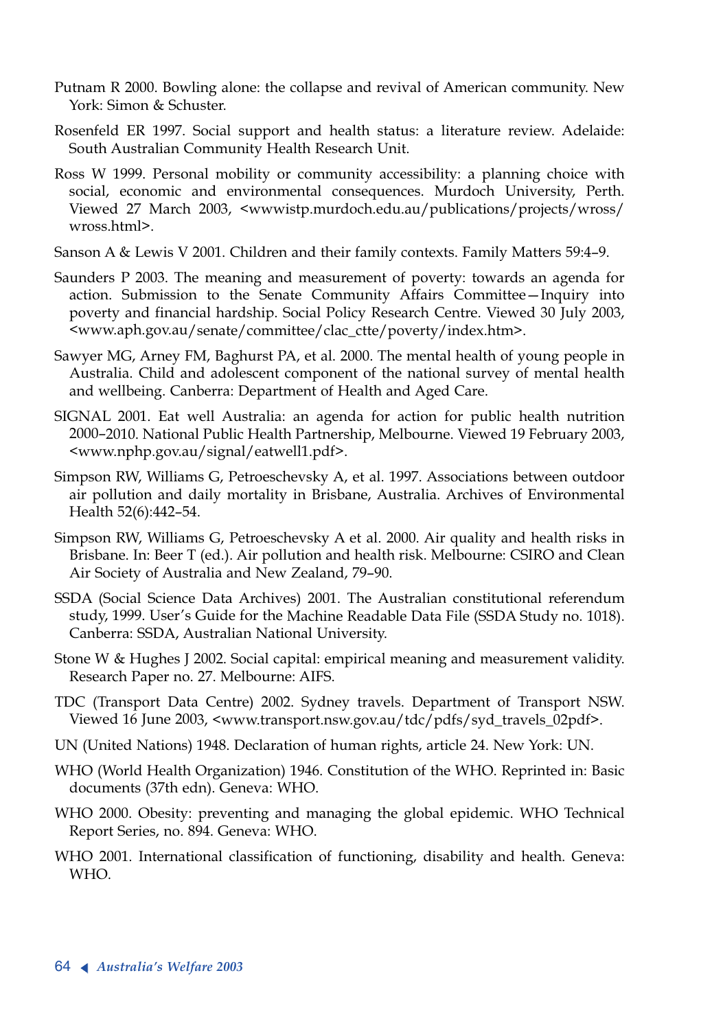Putnam R 2000. Bowling alone: the collapse and revival of American community. New York: Simon & Schuster.

Rosenfeld ER 1997. Social support and health status: a literature review. Adelaide: South Australian Community Health Research Unit.

Ross W 1999. Personal mobility or community accessibility: a planning choice with social, economic and environmental consequences. Murdoch University, Perth. Viewed 27 March 2003, <wwwistp.murdoch.edu.au/publications/projects/wross/wross.html>.

Sanson A & Lewis V 2001. Children and their family contexts. Family Matters 59:4–9.

Saunders P 2003. The meaning and measurement of poverty: towards an agenda for action. Submission to the Senate Community Affairs Committee—Inquiry into poverty and financial hardship. Social Policy Research Centre. Viewed 30 July 2003, <www.aph.gov.au/senate/committee/clac_ctte/poverty/index.htm>.

Sawyer MG, Arney FM, Baghurst PA, et al. 2000. The mental health of young people in Australia. Child and adolescent component of the national survey of mental health and wellbeing. Canberra: Department of Health and Aged Care.

SIGNAL 2001. Eat well Australia: an agenda for action for public health nutrition 2000–2010. National Public Health Partnership, Melbourne. Viewed 19 February 2003, <www.nphp.gov.au/signal/eatwell1.pdf>.

Simpson RW, Williams G, Petroeschevsky A, et al. 1997. Associations between outdoor air pollution and daily mortality in Brisbane, Australia. Archives of Environmental Health 52(6):442–54.

Simpson RW, Williams G, Petroeschevsky A et al. 2000. Air quality and health risks in Brisbane. In: Beer T (ed.). Air pollution and health risk. Melbourne: CSIRO and Clean Air Society of Australia and New Zealand, 79–90.

SSDA (Social Science Data Archives) 2001. The Australian constitutional referendum study, 1999. User's Guide for the Machine Readable Data File (SSDA Study no. 1018). Canberra: SSDA, Australian National University.

Stone W & Hughes J 2002. Social capital: empirical meaning and measurement validity. Research Paper no. 27. Melbourne: AIFS.

TDC (Transport Data Centre) 2002. Sydney travels. Department of Transport NSW. Viewed 16 June 2003, <www.transport.nsw.gov.au/tdc/pdfs/syd_travels_02pdf>.

UN (United Nations) 1948. Declaration of human rights, article 24. New York: UN.

WHO (World Health Organization) 1946. Constitution of the WHO. Reprinted in: Basic documents (37th edn). Geneva: WHO.

WHO 2000. Obesity: preventing and managing the global epidemic. WHO Technical Report Series, no. 894. Geneva: WHO.

WHO 2001. International classification of functioning, disability and health. Geneva: WHO.